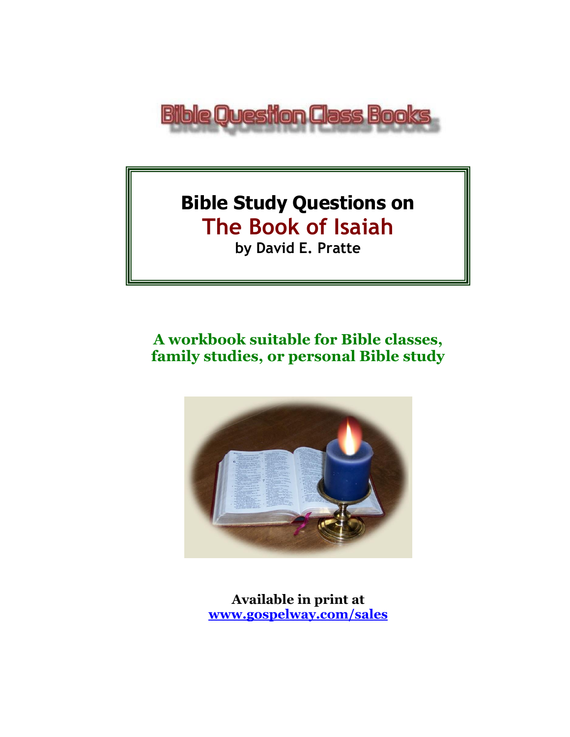Bible Question Class Books

# Bible Study Questions on
# The Book of Isaiah
**by David E. Pratte**

**A workbook suitable for Bible classes, family studies, or personal Bible study**

**Available in print at**
**[www.gospelway.com/sales](http://www.gospelway.com/sales)**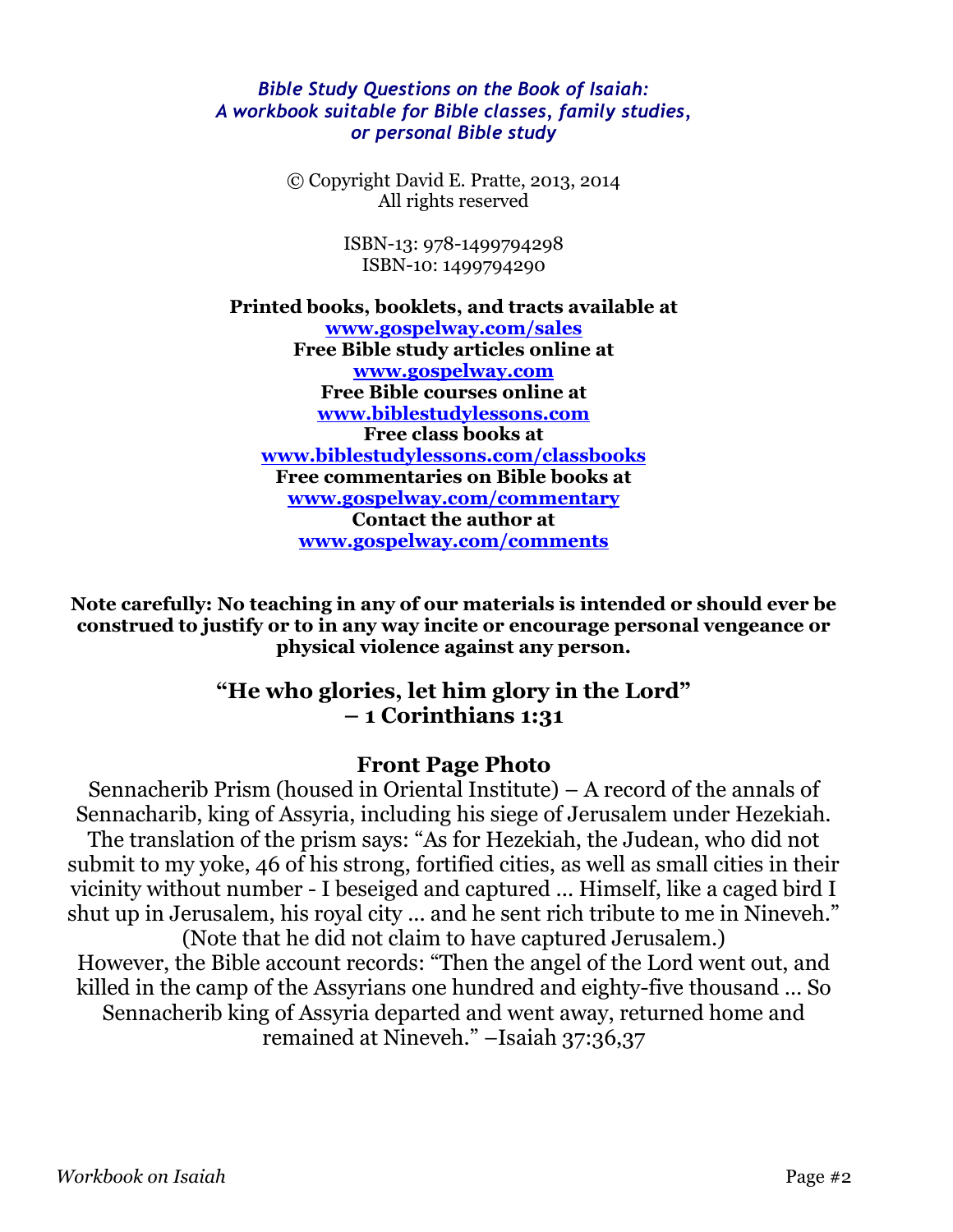*Bible Study Questions on the Book of Isaiah:*
*A workbook suitable for Bible classes, family studies,*
*or personal Bible study*

© Copyright David E. Pratte, 2013, 2014
All rights reserved

ISBN-13: 978-1499794298
ISBN-10: 1499794290

**Printed books, booklets, and tracts available at**
**www.gospelway.com/sales**
**Free Bible study articles online at**
**www.gospelway.com**
**Free Bible courses online at**
**www.biblestudylessons.com**
**Free class books at**
**www.biblestudylessons.com/classbooks**
**Free commentaries on Bible books at**
**www.gospelway.com/commentary**
**Contact the author at**
**www.gospelway.com/comments**

**Note carefully: No teaching in any of our materials is intended or should ever be construed to justify or to in any way incite or encourage personal vengeance or physical violence against any person.**

**"He who glories, let him glory in the Lord"**
**– 1 Corinthians 1:31**

**Front Page Photo**

Sennacherib Prism (housed in Oriental Institute) – A record of the annals of Sennacharib, king of Assyria, including his siege of Jerusalem under Hezekiah. The translation of the prism says: "As for Hezekiah, the Judean, who did not submit to my yoke, 46 of his strong, fortified cities, as well as small cities in their vicinity without number - I beseiged and captured … Himself, like a caged bird I shut up in Jerusalem, his royal city … and he sent rich tribute to me in Nineveh." (Note that he did not claim to have captured Jerusalem.)
However, the Bible account records: "Then the angel of the Lord went out, and killed in the camp of the Assyrians one hundred and eighty-five thousand … So Sennacherib king of Assyria departed and went away, returned home and remained at Nineveh." –Isaiah 37:36,37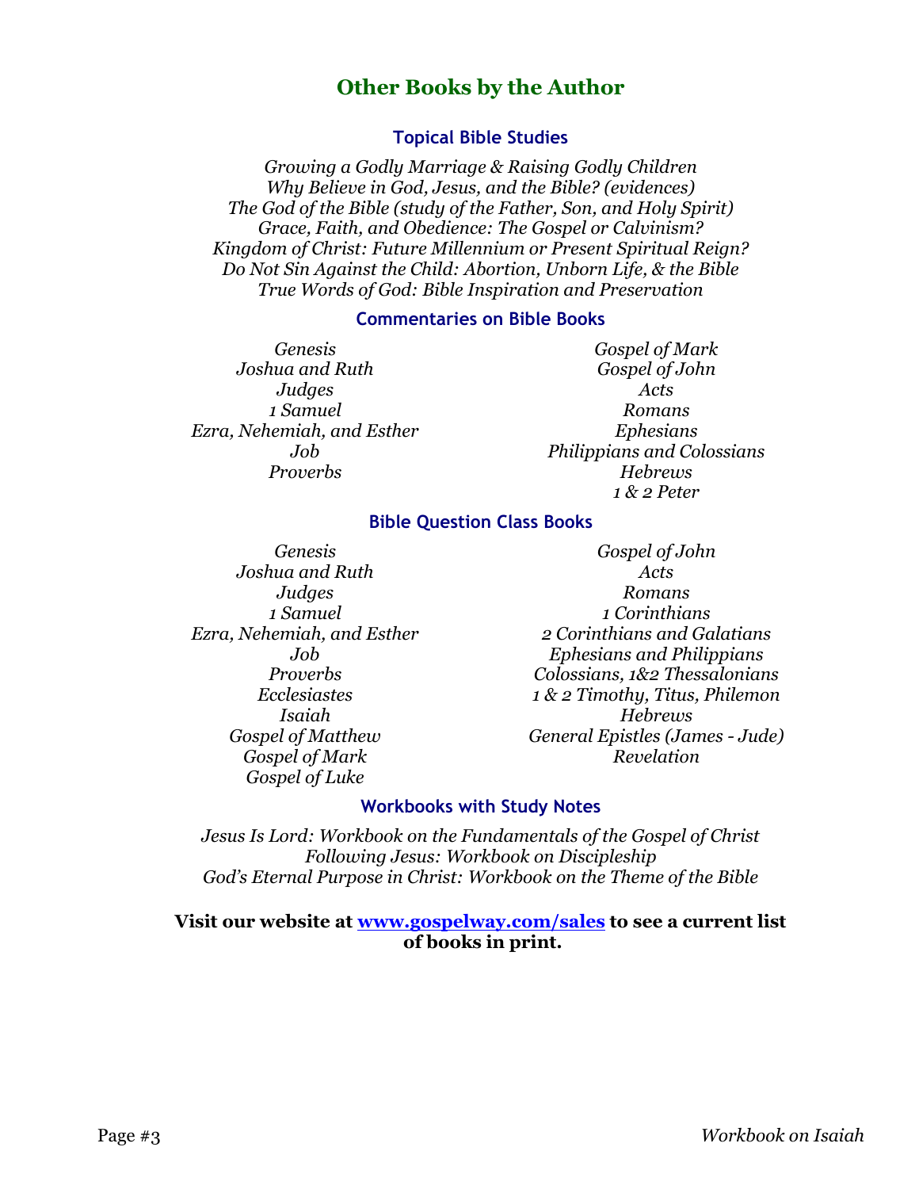# Other Books by the Author

### Topical Bible Studies

*Growing a Godly Marriage & Raising Godly Children*
*Why Believe in God, Jesus, and the Bible? (evidences)*
*The God of the Bible (study of the Father, Son, and Holy Spirit)*
*Grace, Faith, and Obedience: The Gospel or Calvinism?*
*Kingdom of Christ: Future Millennium or Present Spiritual Reign?*
*Do Not Sin Against the Child: Abortion, Unborn Life, & the Bible*
*True Words of God: Bible Inspiration and Preservation*

### Commentaries on Bible Books

*Genesis*
*Joshua and Ruth*
*Judges*
*1 Samuel*
*Ezra, Nehemiah, and Esther*
*Job*
*Proverbs*
*Gospel of Mark*
*Gospel of John*
*Acts*
*Romans*
*Ephesians*
*Philippians and Colossians*
*Hebrews*
*1 & 2 Peter*

### Bible Question Class Books

*Genesis*
*Joshua and Ruth*
*Judges*
*1 Samuel*
*Ezra, Nehemiah, and Esther*
*Job*
*Proverbs*
*Ecclesiastes*
*Isaiah*
*Gospel of Matthew*
*Gospel of Mark*
*Gospel of Luke*
*Gospel of John*
*Acts*
*Romans*
*1 Corinthians*
*2 Corinthians and Galatians*
*Ephesians and Philippians*
*Colossians, 1&2 Thessalonians*
*1 & 2 Timothy, Titus, Philemon*
*Hebrews*
*General Epistles (James - Jude)*
*Revelation*

### Workbooks with Study Notes

*Jesus Is Lord: Workbook on the Fundamentals of the Gospel of Christ*
*Following Jesus: Workbook on Discipleship*
*God's Eternal Purpose in Christ: Workbook on the Theme of the Bible*

**Visit our website at [www.gospelway.com/sales](www.gospelway.com/sales) to see a current list of books in print.**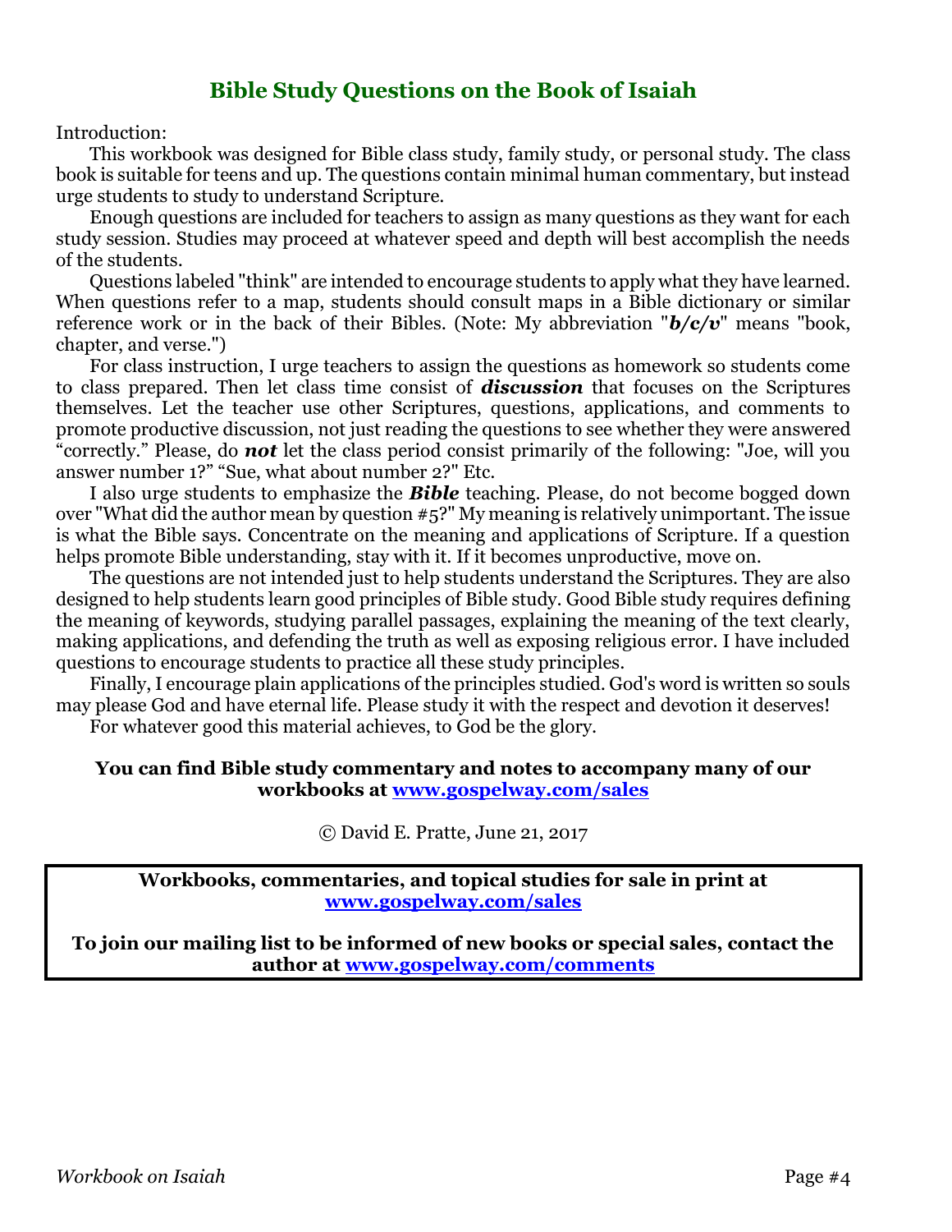# Bible Study Questions on the Book of Isaiah

Introduction:

This workbook was designed for Bible class study, family study, or personal study. The class book is suitable for teens and up. The questions contain minimal human commentary, but instead urge students to study to understand Scripture.

Enough questions are included for teachers to assign as many questions as they want for each study session. Studies may proceed at whatever speed and depth will best accomplish the needs of the students.

Questions labeled "think" are intended to encourage students to apply what they have learned. When questions refer to a map, students should consult maps in a Bible dictionary or similar reference work or in the back of their Bibles. (Note: My abbreviation "***b/c/v***" means "book, chapter, and verse.")

For class instruction, I urge teachers to assign the questions as homework so students come to class prepared. Then let class time consist of ***discussion*** that focuses on the Scriptures themselves. Let the teacher use other Scriptures, questions, applications, and comments to promote productive discussion, not just reading the questions to see whether they were answered "correctly." Please, do ***not*** let the class period consist primarily of the following: "Joe, will you answer number 1?" "Sue, what about number 2?" Etc.

I also urge students to emphasize the ***Bible*** teaching. Please, do not become bogged down over "What did the author mean by question #5?" My meaning is relatively unimportant. The issue is what the Bible says. Concentrate on the meaning and applications of Scripture. If a question helps promote Bible understanding, stay with it. If it becomes unproductive, move on.

The questions are not intended just to help students understand the Scriptures. They are also designed to help students learn good principles of Bible study. Good Bible study requires defining the meaning of keywords, studying parallel passages, explaining the meaning of the text clearly, making applications, and defending the truth as well as exposing religious error. I have included questions to encourage students to practice all these study principles.

Finally, I encourage plain applications of the principles studied. God's word is written so souls may please God and have eternal life. Please study it with the respect and devotion it deserves!

For whatever good this material achieves, to God be the glory.

**You can find Bible study commentary and notes to accompany many of our workbooks at [www.gospelway.com/sales](www.gospelway.com/sales)**

© David E. Pratte, June 21, 2017

**Workbooks, commentaries, and topical studies for sale in print at [www.gospelway.com/sales](www.gospelway.com/sales)**

**To join our mailing list to be informed of new books or special sales, contact the author at [www.gospelway.com/comments](www.gospelway.com/comments)**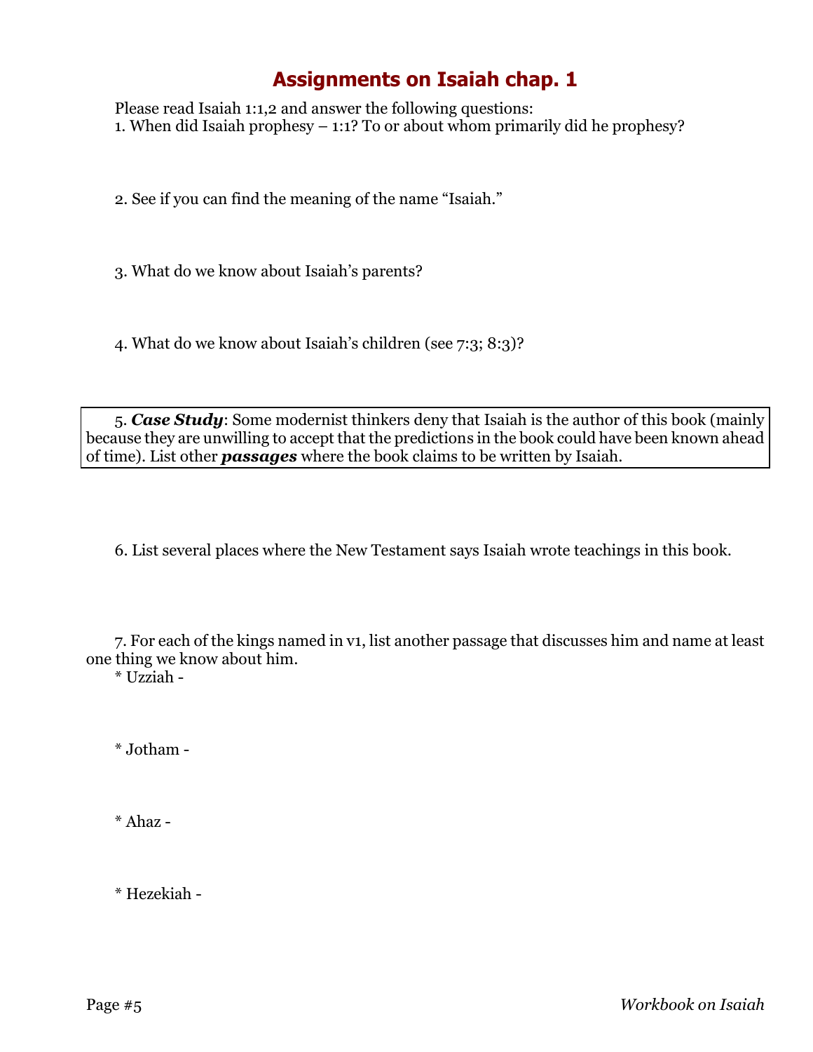# Assignments on Isaiah chap. 1

Please read Isaiah 1:1,2 and answer the following questions:

1. When did Isaiah prophesy – 1:1? To or about whom primarily did he prophesy?

2. See if you can find the meaning of the name "Isaiah."

3. What do we know about Isaiah's parents?

4. What do we know about Isaiah's children (see 7:3; 8:3)?

5. ***Case Study***: Some modernist thinkers deny that Isaiah is the author of this book (mainly because they are unwilling to accept that the predictions in the book could have been known ahead of time). List other ***passages*** where the book claims to be written by Isaiah.

6. List several places where the New Testament says Isaiah wrote teachings in this book.

7. For each of the kings named in v1, list another passage that discusses him and name at least one thing we know about him.

* Uzziah -

* Jotham -

* Ahaz -

* Hezekiah -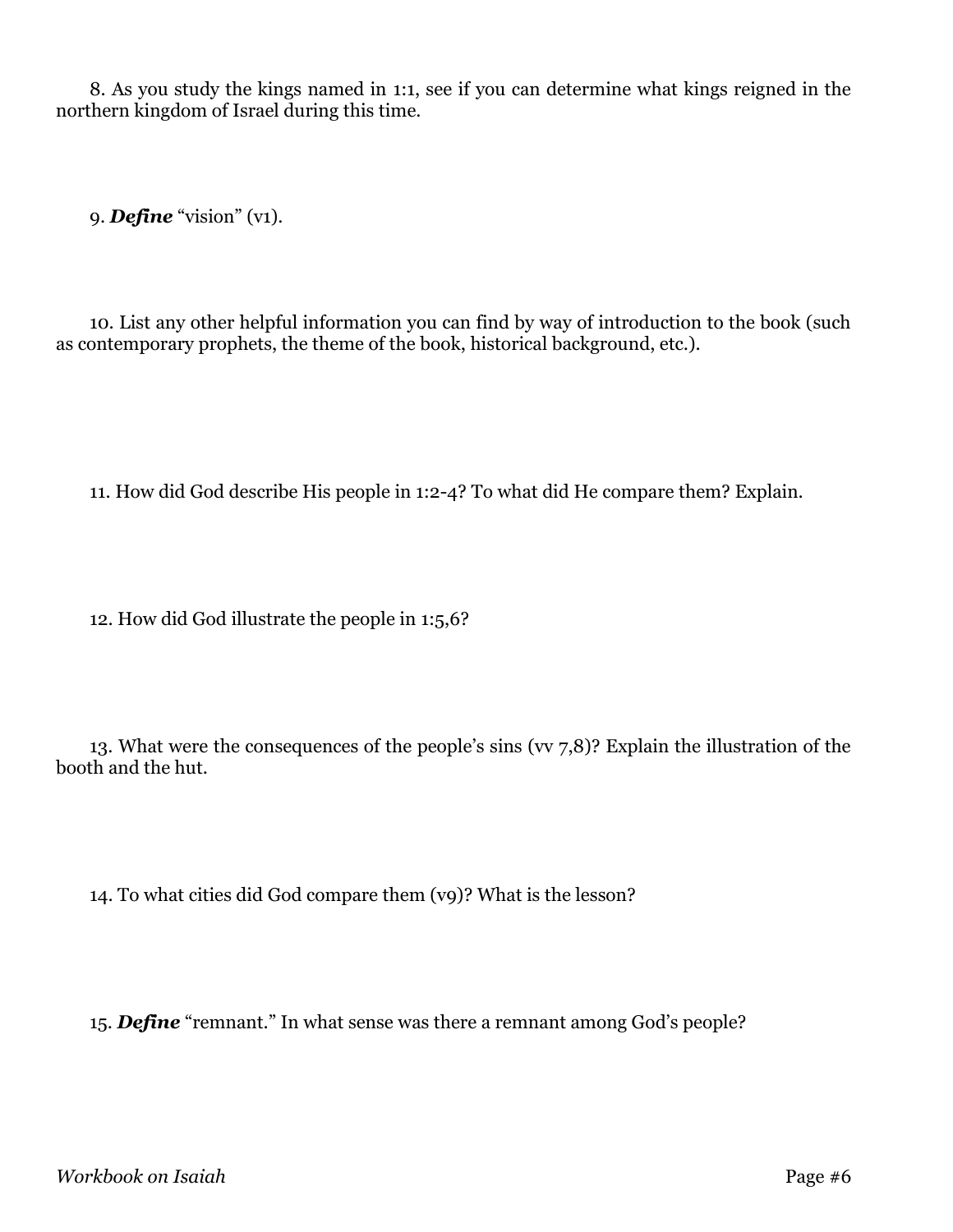8. As you study the kings named in 1:1, see if you can determine what kings reigned in the northern kingdom of Israel during this time.

9. ***Define*** "vision" (v1).

10. List any other helpful information you can find by way of introduction to the book (such as contemporary prophets, the theme of the book, historical background, etc.).

11. How did God describe His people in 1:2-4? To what did He compare them? Explain.

12. How did God illustrate the people in 1:5,6?

13. What were the consequences of the people's sins (vv 7,8)? Explain the illustration of the booth and the hut.

14. To what cities did God compare them (v9)? What is the lesson?

15. ***Define*** "remnant." In what sense was there a remnant among God's people?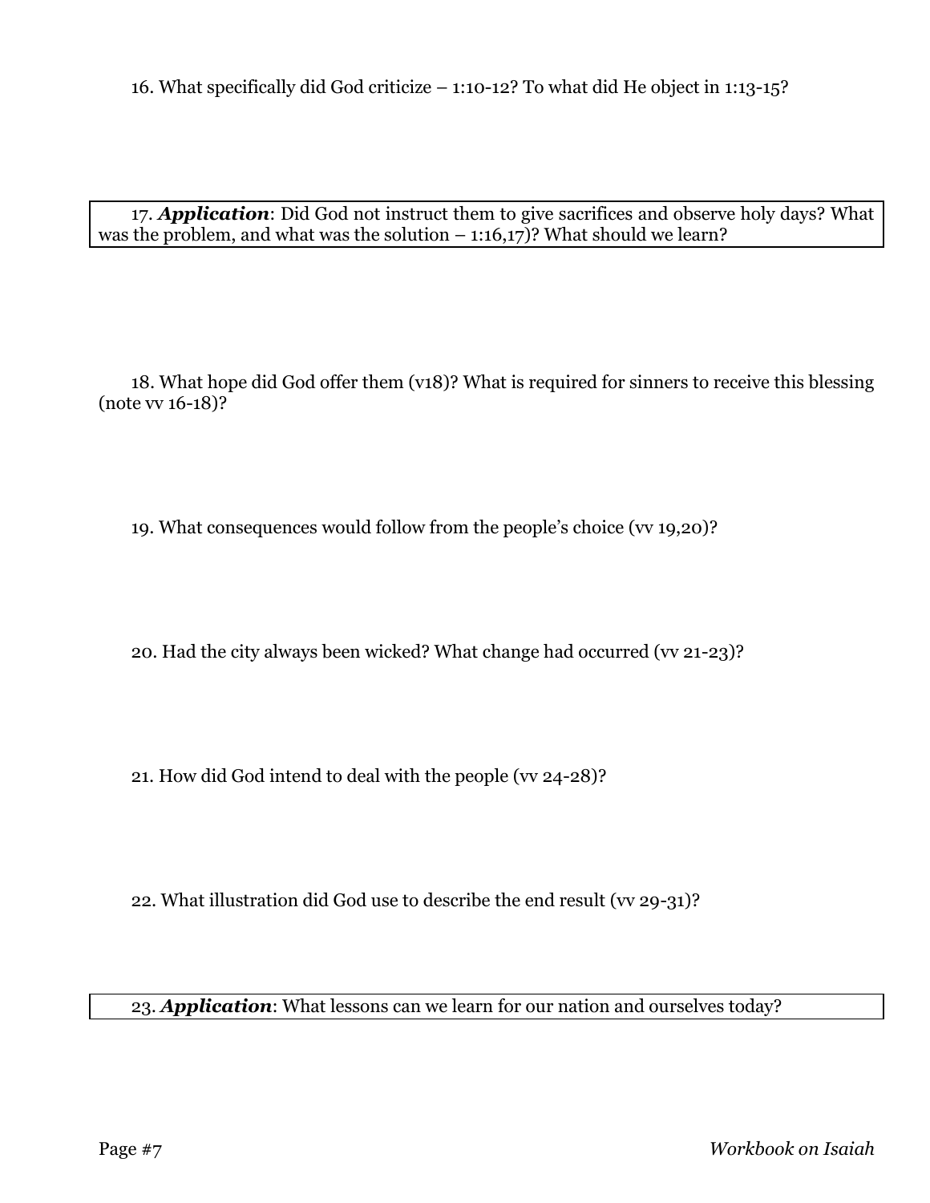16. What specifically did God criticize – 1:10-12? To what did He object in 1:13-15?

17. ***Application***: Did God not instruct them to give sacrifices and observe holy days? What was the problem, and what was the solution – 1:16,17)? What should we learn?

18. What hope did God offer them (v18)? What is required for sinners to receive this blessing (note vv 16-18)?

19. What consequences would follow from the people's choice (vv 19,20)?

20. Had the city always been wicked? What change had occurred (vv 21-23)?

21. How did God intend to deal with the people (vv 24-28)?

22. What illustration did God use to describe the end result (vv 29-31)?

23. ***Application***: What lessons can we learn for our nation and ourselves today?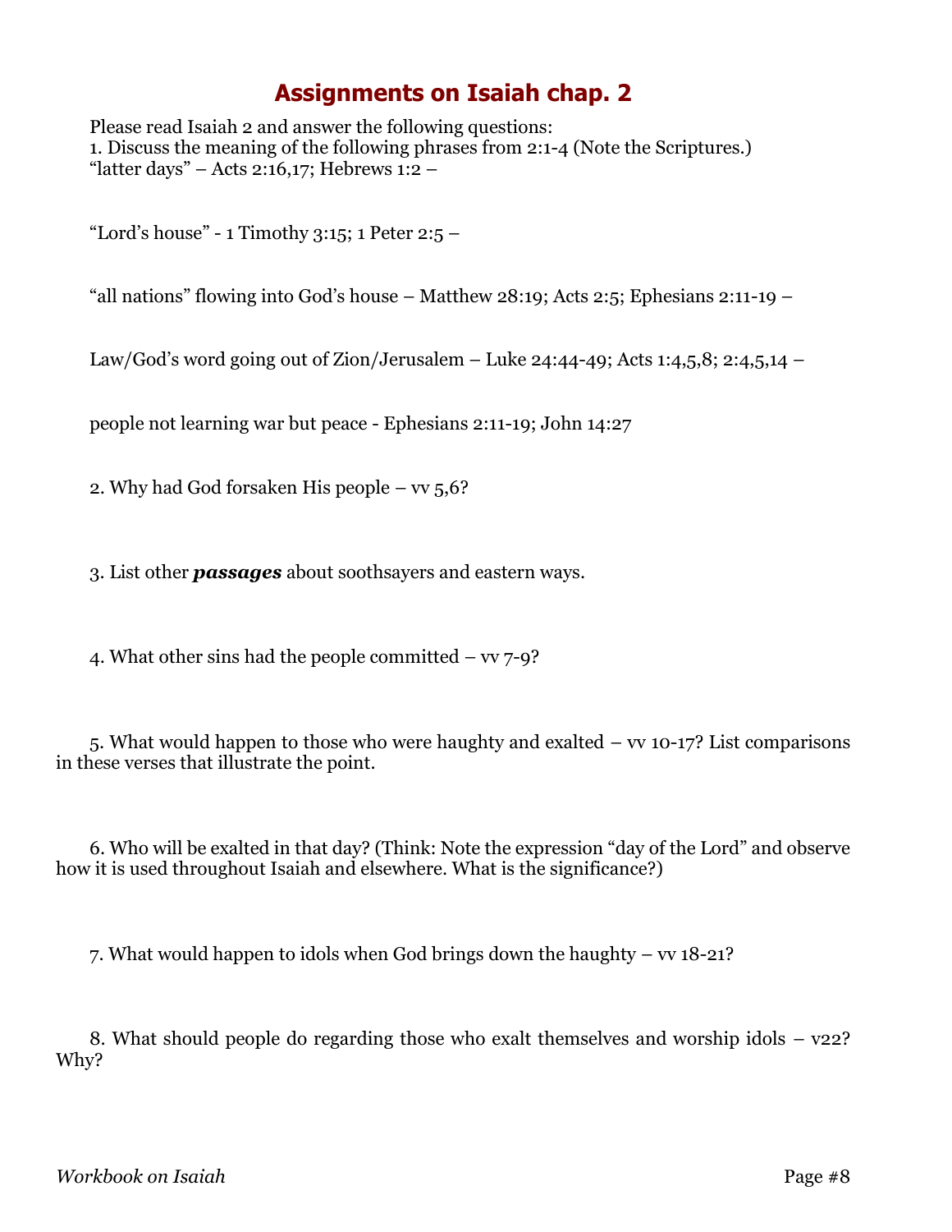# Assignments on Isaiah chap. 2

Please read Isaiah 2 and answer the following questions:

1. Discuss the meaning of the following phrases from 2:1-4 (Note the Scriptures.)

"latter days" – Acts 2:16,17; Hebrews 1:2 –

"Lord's house" - 1 Timothy 3:15; 1 Peter 2:5 –

"all nations" flowing into God's house – Matthew 28:19; Acts 2:5; Ephesians 2:11-19 –

Law/God's word going out of Zion/Jerusalem – Luke 24:44-49; Acts 1:4,5,8; 2:4,5,14 –

people not learning war but peace - Ephesians 2:11-19; John 14:27

2. Why had God forsaken His people – vv 5,6?

3. List other ***passages*** about soothsayers and eastern ways.

4. What other sins had the people committed – vv 7-9?

5. What would happen to those who were haughty and exalted – vv 10-17? List comparisons in these verses that illustrate the point.

6. Who will be exalted in that day? (Think: Note the expression "day of the Lord" and observe how it is used throughout Isaiah and elsewhere. What is the significance?)

7. What would happen to idols when God brings down the haughty – vv 18-21?

8. What should people do regarding those who exalt themselves and worship idols – v22? Why?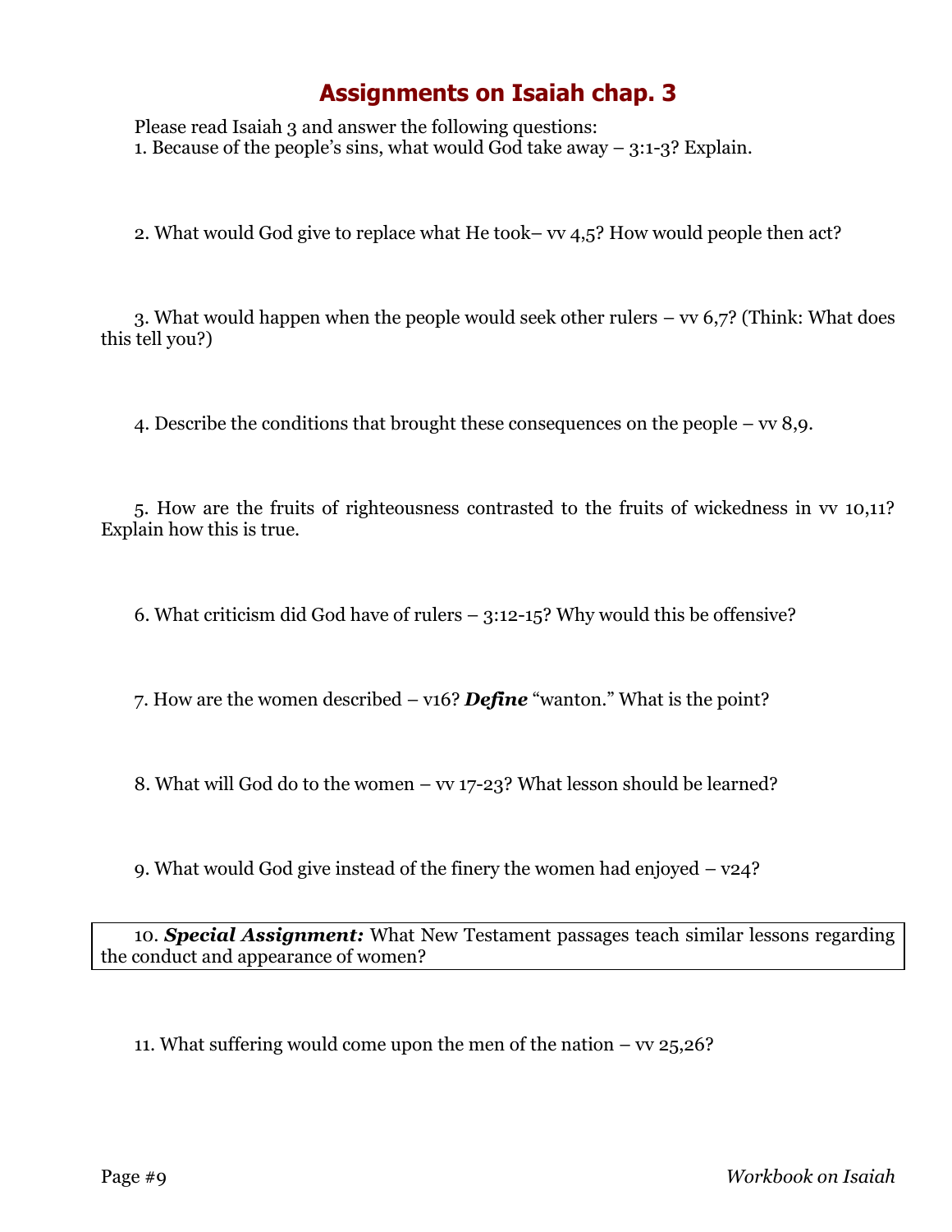# Assignments on Isaiah chap. 3

Please read Isaiah 3 and answer the following questions:

1. Because of the people's sins, what would God take away – 3:1-3? Explain.

2. What would God give to replace what He took– vv 4,5? How would people then act?

3. What would happen when the people would seek other rulers – vv 6,7? (Think: What does this tell you?)

4. Describe the conditions that brought these consequences on the people – vv 8,9.

5. How are the fruits of righteousness contrasted to the fruits of wickedness in vv 10,11? Explain how this is true.

6. What criticism did God have of rulers – 3:12-15? Why would this be offensive?

7. How are the women described – v16? ***Define*** "wanton." What is the point?

8. What will God do to the women – vv 17-23? What lesson should be learned?

9. What would God give instead of the finery the women had enjoyed – v24?

10. ***Special Assignment:*** What New Testament passages teach similar lessons regarding the conduct and appearance of women?

11. What suffering would come upon the men of the nation – vv 25,26?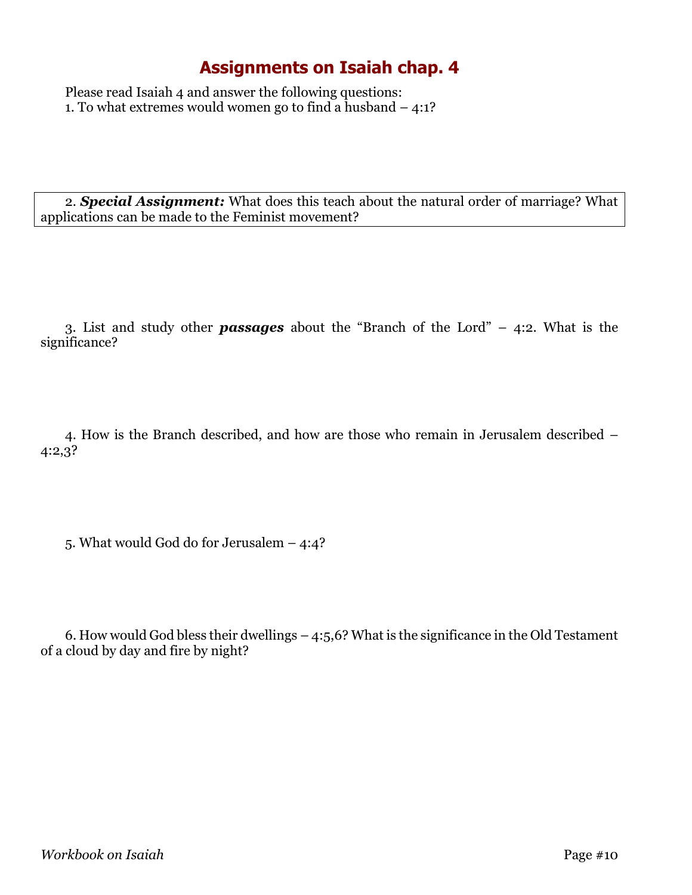# Assignments on Isaiah chap. 4

Please read Isaiah 4 and answer the following questions:

1. To what extremes would women go to find a husband – 4:1?

2. ***Special Assignment:*** What does this teach about the natural order of marriage? What applications can be made to the Feminist movement?

3. List and study other ***passages*** about the "Branch of the Lord" – 4:2. What is the significance?

4. How is the Branch described, and how are those who remain in Jerusalem described – 4:2,3?

5. What would God do for Jerusalem – 4:4?

6. How would God bless their dwellings – 4:5,6? What is the significance in the Old Testament of a cloud by day and fire by night?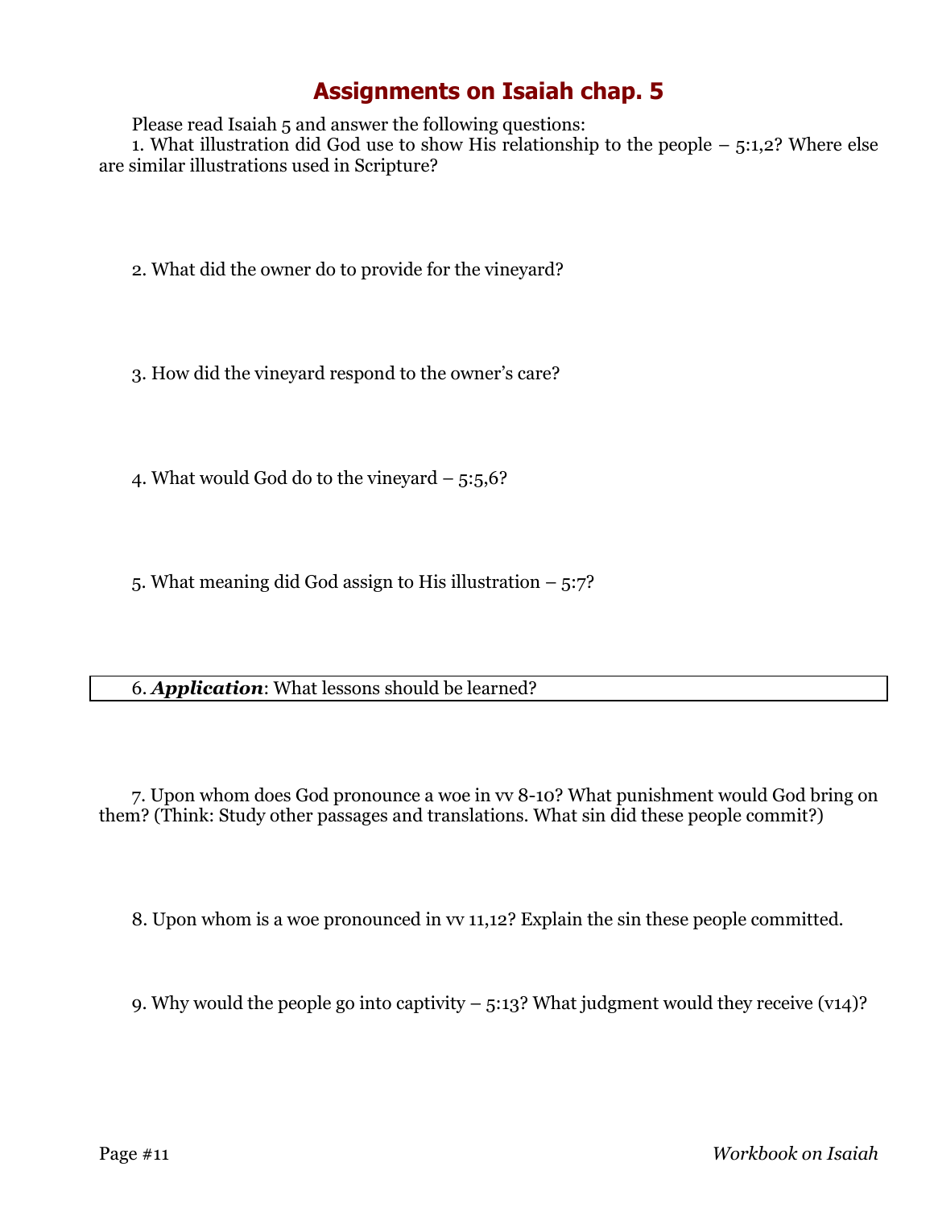# Assignments on Isaiah chap. 5

Please read Isaiah 5 and answer the following questions:

1. What illustration did God use to show His relationship to the people – 5:1,2? Where else are similar illustrations used in Scripture?

2. What did the owner do to provide for the vineyard?

3. How did the vineyard respond to the owner's care?

4. What would God do to the vineyard – 5:5,6?

5. What meaning did God assign to His illustration – 5:7?

6. ***Application***: What lessons should be learned?

7. Upon whom does God pronounce a woe in vv 8-10? What punishment would God bring on them? (Think: Study other passages and translations. What sin did these people commit?)

8. Upon whom is a woe pronounced in vv 11,12? Explain the sin these people committed.

9. Why would the people go into captivity – 5:13? What judgment would they receive (v14)?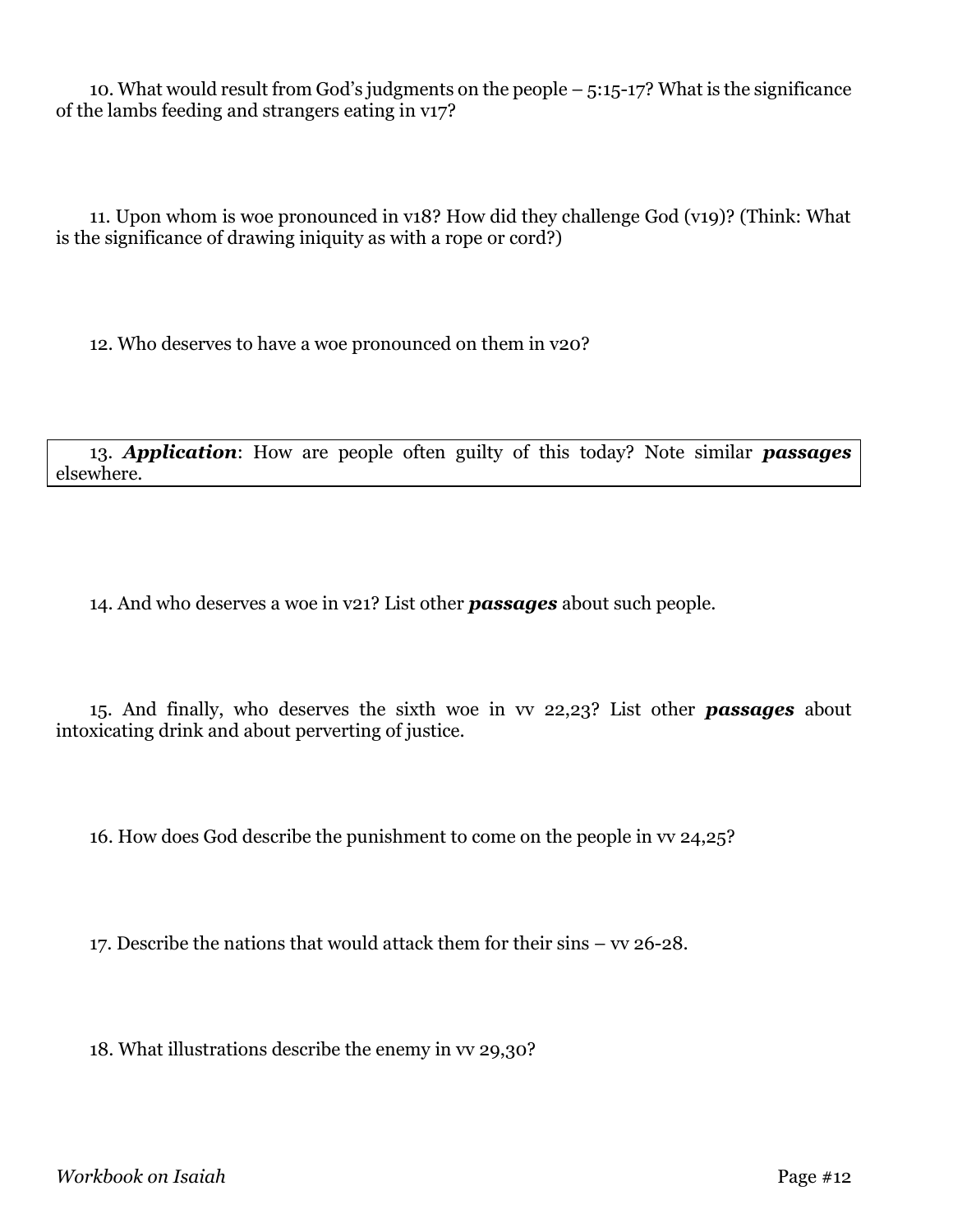10. What would result from God's judgments on the people – 5:15-17? What is the significance of the lambs feeding and strangers eating in v17?

11. Upon whom is woe pronounced in v18? How did they challenge God (v19)? (Think: What is the significance of drawing iniquity as with a rope or cord?)

12. Who deserves to have a woe pronounced on them in v20?

13. ***Application***: How are people often guilty of this today? Note similar ***passages*** elsewhere.

14. And who deserves a woe in v21? List other ***passages*** about such people.

15. And finally, who deserves the sixth woe in vv 22,23? List other ***passages*** about intoxicating drink and about perverting of justice.

16. How does God describe the punishment to come on the people in vv 24,25?

17. Describe the nations that would attack them for their sins – vv 26-28.

18. What illustrations describe the enemy in vv 29,30?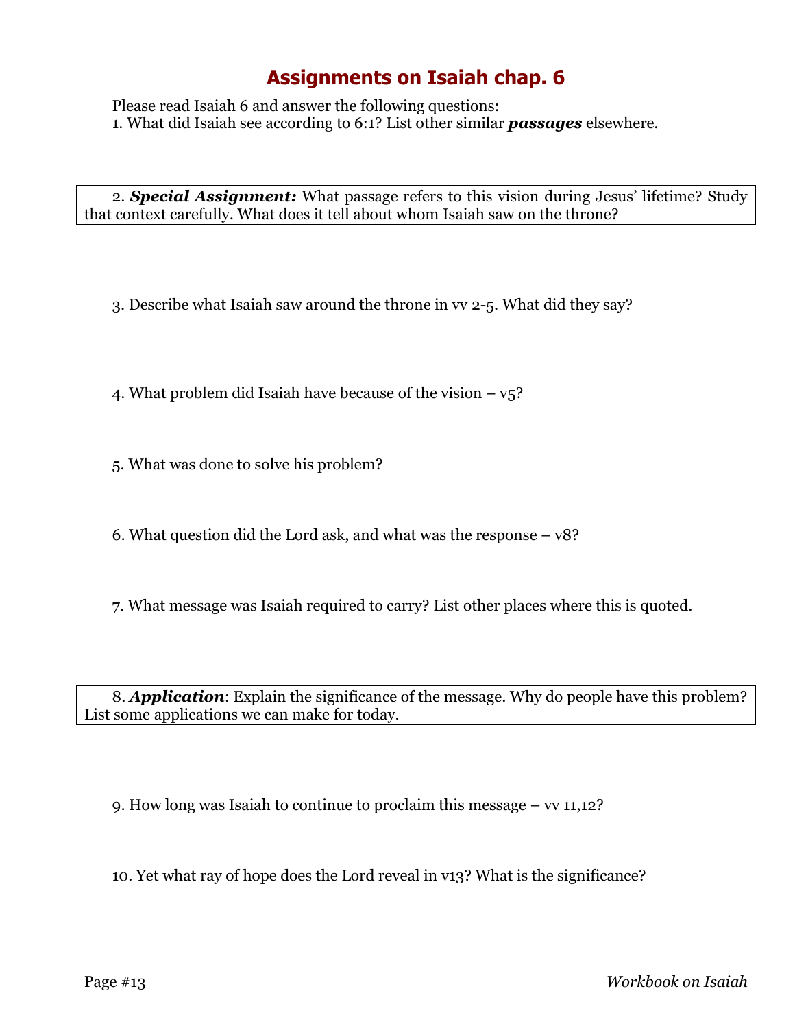# Assignments on Isaiah chap. 6

Please read Isaiah 6 and answer the following questions:

1. What did Isaiah see according to 6:1? List other similar ***passages*** elsewhere.

2. ***Special Assignment:*** What passage refers to this vision during Jesus' lifetime? Study that context carefully. What does it tell about whom Isaiah saw on the throne?

3. Describe what Isaiah saw around the throne in vv 2-5. What did they say?

4. What problem did Isaiah have because of the vision – v5?

5. What was done to solve his problem?

6. What question did the Lord ask, and what was the response – v8?

7. What message was Isaiah required to carry? List other places where this is quoted.

8. ***Application***: Explain the significance of the message. Why do people have this problem? List some applications we can make for today.

9. How long was Isaiah to continue to proclaim this message – vv 11,12?

10. Yet what ray of hope does the Lord reveal in v13? What is the significance?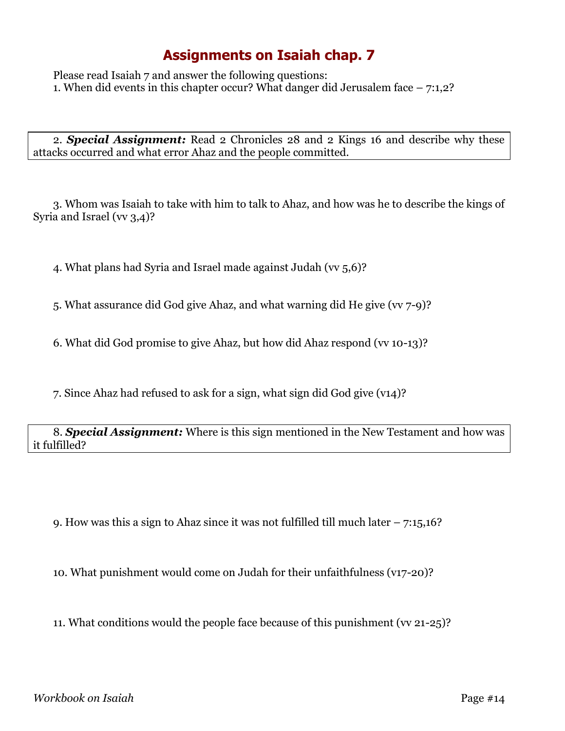# Assignments on Isaiah chap. 7

Please read Isaiah 7 and answer the following questions:

1. When did events in this chapter occur? What danger did Jerusalem face – 7:1,2?

2. ***Special Assignment:*** Read 2 Chronicles 28 and 2 Kings 16 and describe why these attacks occurred and what error Ahaz and the people committed.

3. Whom was Isaiah to take with him to talk to Ahaz, and how was he to describe the kings of Syria and Israel (vv 3,4)?

4. What plans had Syria and Israel made against Judah (vv 5,6)?

5. What assurance did God give Ahaz, and what warning did He give (vv 7-9)?

6. What did God promise to give Ahaz, but how did Ahaz respond (vv 10-13)?

7. Since Ahaz had refused to ask for a sign, what sign did God give (v14)?

8. ***Special Assignment:*** Where is this sign mentioned in the New Testament and how was it fulfilled?

9. How was this a sign to Ahaz since it was not fulfilled till much later – 7:15,16?

10. What punishment would come on Judah for their unfaithfulness (v17-20)?

11. What conditions would the people face because of this punishment (vv 21-25)?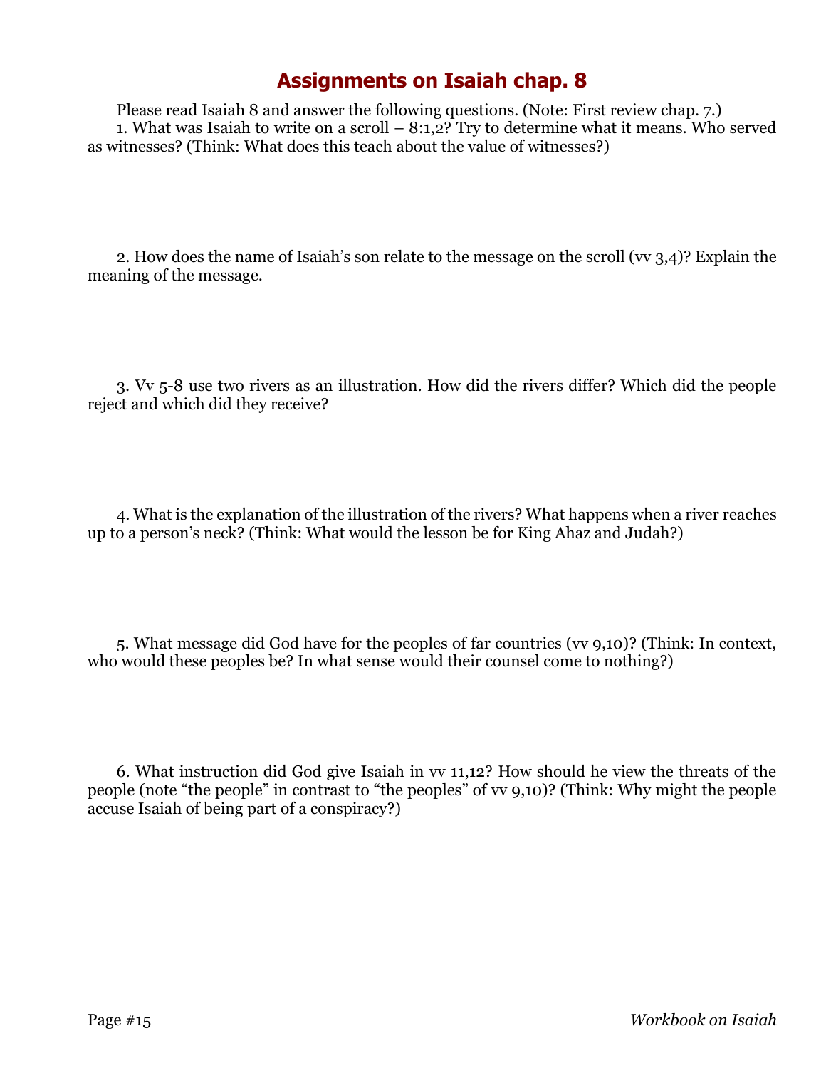# Assignments on Isaiah chap. 8

Please read Isaiah 8 and answer the following questions. (Note: First review chap. 7.)

1. What was Isaiah to write on a scroll – 8:1,2? Try to determine what it means. Who served as witnesses? (Think: What does this teach about the value of witnesses?)

2. How does the name of Isaiah's son relate to the message on the scroll (vv 3,4)? Explain the meaning of the message.

3. Vv 5-8 use two rivers as an illustration. How did the rivers differ? Which did the people reject and which did they receive?

4. What is the explanation of the illustration of the rivers? What happens when a river reaches up to a person's neck? (Think: What would the lesson be for King Ahaz and Judah?)

5. What message did God have for the peoples of far countries (vv 9,10)? (Think: In context, who would these peoples be? In what sense would their counsel come to nothing?)

6. What instruction did God give Isaiah in vv 11,12? How should he view the threats of the people (note "the people" in contrast to "the peoples" of vv 9,10)? (Think: Why might the people accuse Isaiah of being part of a conspiracy?)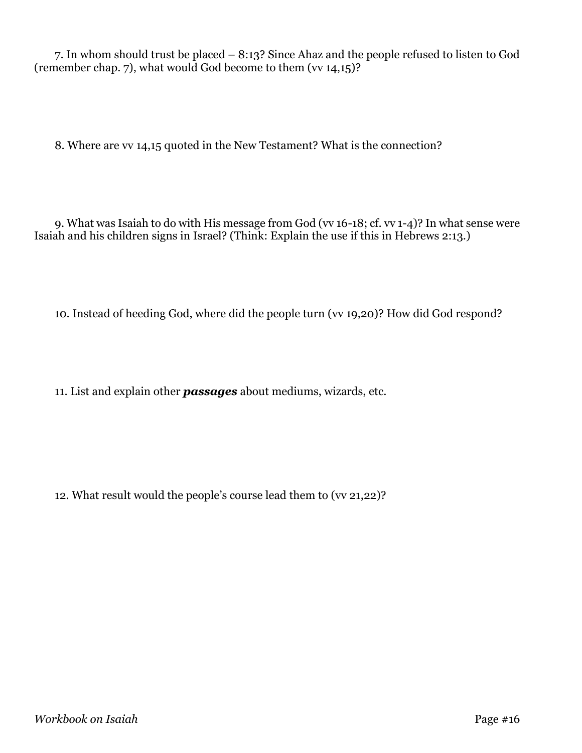7. In whom should trust be placed – 8:13? Since Ahaz and the people refused to listen to God (remember chap. 7), what would God become to them (vv 14,15)?

8. Where are vv 14,15 quoted in the New Testament? What is the connection?

9. What was Isaiah to do with His message from God (vv 16-18; cf. vv 1-4)? In what sense were Isaiah and his children signs in Israel? (Think: Explain the use if this in Hebrews 2:13.)

10. Instead of heeding God, where did the people turn (vv 19,20)? How did God respond?

11. List and explain other ***passages*** about mediums, wizards, etc.

12. What result would the people's course lead them to (vv 21,22)?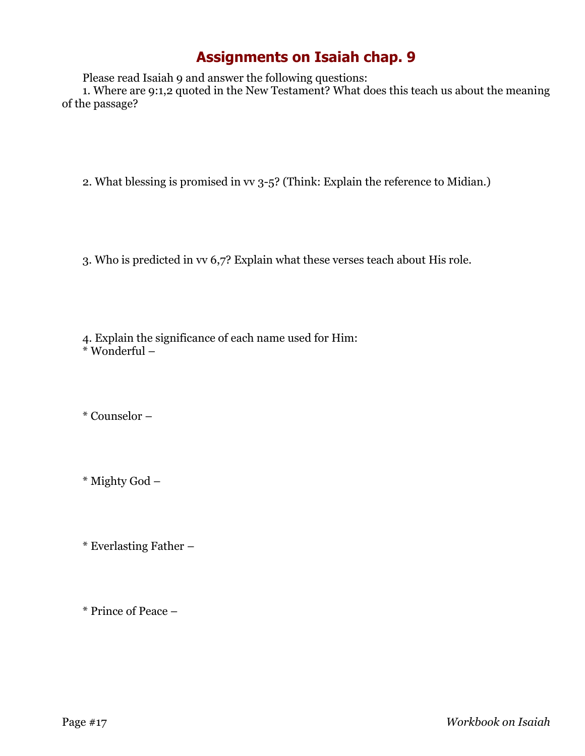# Assignments on Isaiah chap. 9

Please read Isaiah 9 and answer the following questions:

1. Where are 9:1,2 quoted in the New Testament? What does this teach us about the meaning of the passage?

2. What blessing is promised in vv 3-5? (Think: Explain the reference to Midian.)

3. Who is predicted in vv 6,7? Explain what these verses teach about His role.

4. Explain the significance of each name used for Him:

* Wonderful –

* Counselor –

* Mighty God –

* Everlasting Father –

* Prince of Peace –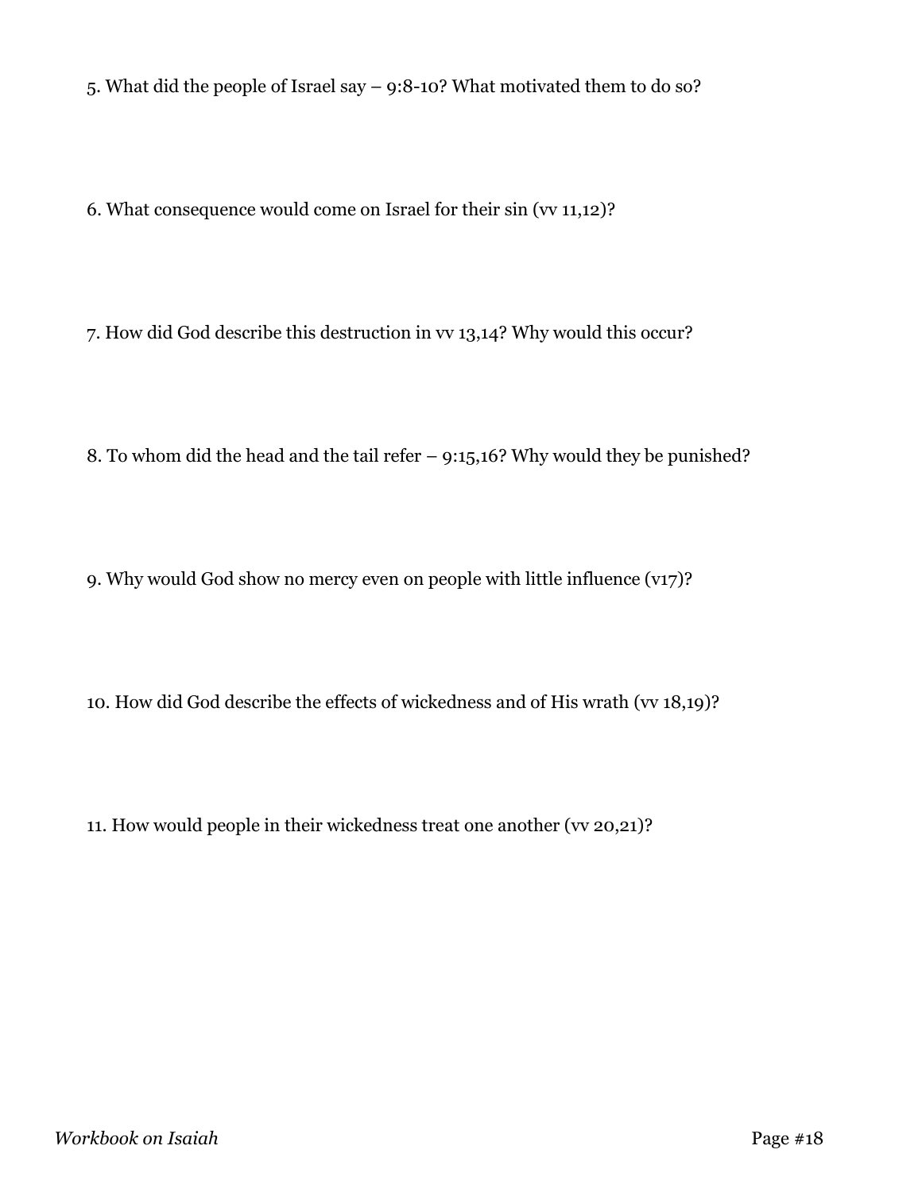5. What did the people of Israel say – 9:8-10? What motivated them to do so?

6. What consequence would come on Israel for their sin (vv 11,12)?

7. How did God describe this destruction in vv 13,14? Why would this occur?

8. To whom did the head and the tail refer – 9:15,16? Why would they be punished?

9. Why would God show no mercy even on people with little influence (v17)?

10. How did God describe the effects of wickedness and of His wrath (vv 18,19)?

11. How would people in their wickedness treat one another (vv 20,21)?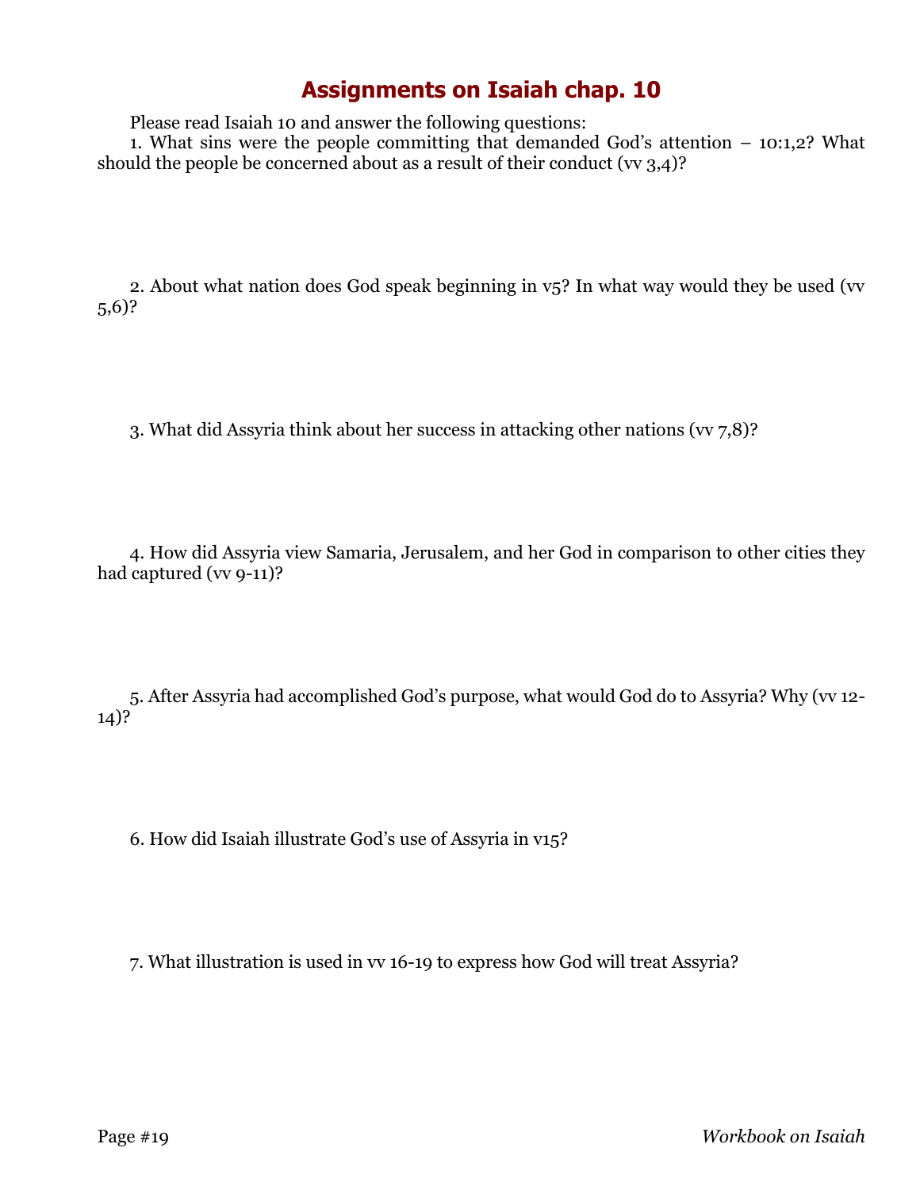# Assignments on Isaiah chap. 10

Please read Isaiah 10 and answer the following questions:

1. What sins were the people committing that demanded God's attention – 10:1,2? What should the people be concerned about as a result of their conduct (vv 3,4)?

2. About what nation does God speak beginning in v5? In what way would they be used (vv 5,6)?

3. What did Assyria think about her success in attacking other nations (vv 7,8)?

4. How did Assyria view Samaria, Jerusalem, and her God in comparison to other cities they had captured (vv 9-11)?

5. After Assyria had accomplished God's purpose, what would God do to Assyria? Why (vv 12-14)?

6. How did Isaiah illustrate God's use of Assyria in v15?

7. What illustration is used in vv 16-19 to express how God will treat Assyria?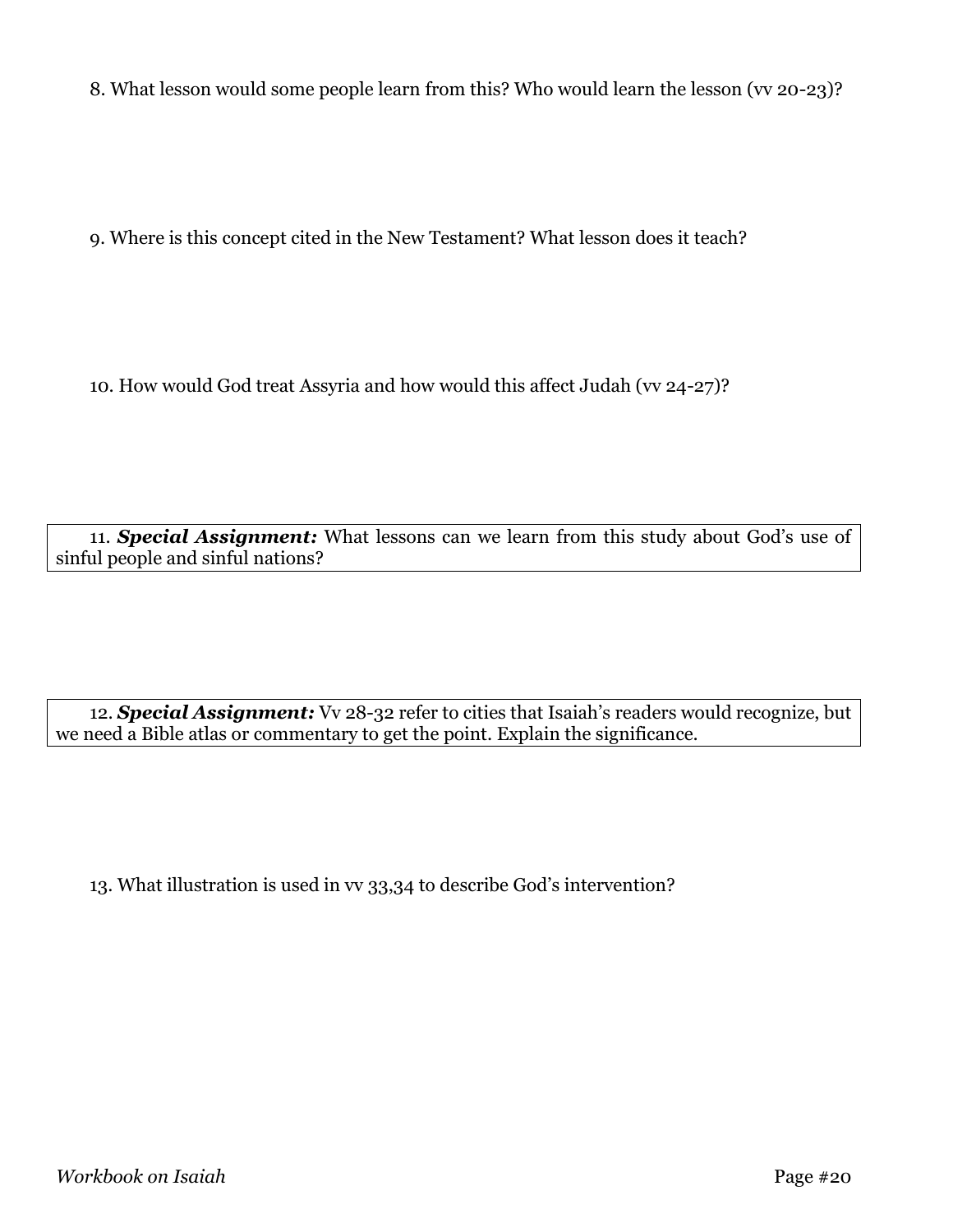8. What lesson would some people learn from this? Who would learn the lesson (vv 20-23)?

9. Where is this concept cited in the New Testament? What lesson does it teach?

10. How would God treat Assyria and how would this affect Judah (vv 24-27)?

11. ***Special Assignment:*** What lessons can we learn from this study about God's use of sinful people and sinful nations?

12. ***Special Assignment:*** Vv 28-32 refer to cities that Isaiah's readers would recognize, but we need a Bible atlas or commentary to get the point. Explain the significance.

13. What illustration is used in vv 33,34 to describe God's intervention?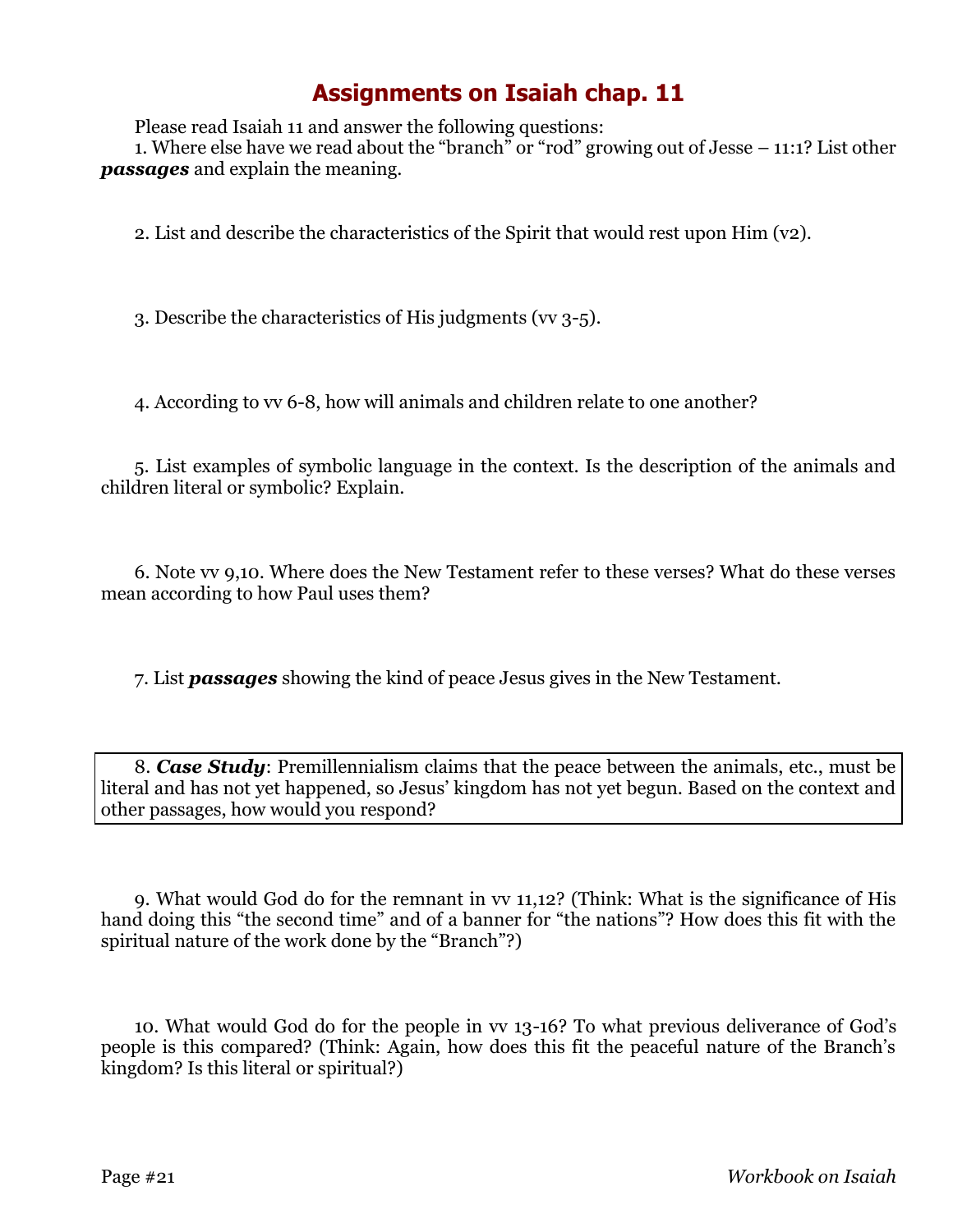# Assignments on Isaiah chap. 11

Please read Isaiah 11 and answer the following questions:

1. Where else have we read about the "branch" or "rod" growing out of Jesse – 11:1? List other ***passages*** and explain the meaning.

2. List and describe the characteristics of the Spirit that would rest upon Him (v2).

3. Describe the characteristics of His judgments (vv 3-5).

4. According to vv 6-8, how will animals and children relate to one another?

5. List examples of symbolic language in the context. Is the description of the animals and children literal or symbolic? Explain.

6. Note vv 9,10. Where does the New Testament refer to these verses? What do these verses mean according to how Paul uses them?

7. List ***passages*** showing the kind of peace Jesus gives in the New Testament.

8. ***Case Study***: Premillennialism claims that the peace between the animals, etc., must be literal and has not yet happened, so Jesus' kingdom has not yet begun. Based on the context and other passages, how would you respond?

9. What would God do for the remnant in vv 11,12? (Think: What is the significance of His hand doing this "the second time" and of a banner for "the nations"? How does this fit with the spiritual nature of the work done by the "Branch"?)

10. What would God do for the people in vv 13-16? To what previous deliverance of God's people is this compared? (Think: Again, how does this fit the peaceful nature of the Branch's kingdom? Is this literal or spiritual?)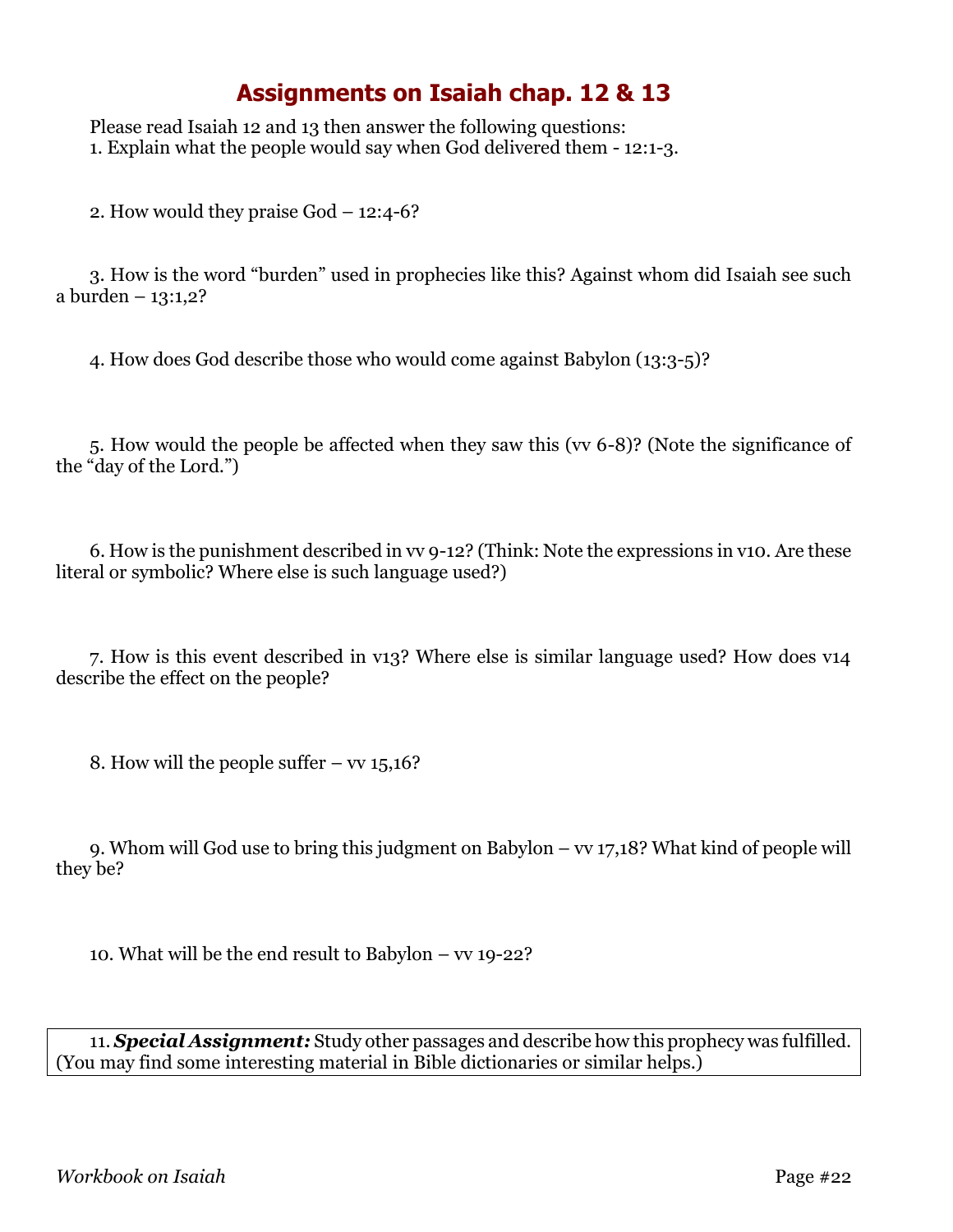# Assignments on Isaiah chap. 12 & 13

Please read Isaiah 12 and 13 then answer the following questions:

1. Explain what the people would say when God delivered them - 12:1-3.

2. How would they praise God – 12:4-6?

3. How is the word "burden" used in prophecies like this? Against whom did Isaiah see such a burden – 13:1,2?

4. How does God describe those who would come against Babylon (13:3-5)?

5. How would the people be affected when they saw this (vv 6-8)? (Note the significance of the "day of the Lord.")

6. How is the punishment described in vv 9-12? (Think: Note the expressions in v10. Are these literal or symbolic? Where else is such language used?)

7. How is this event described in v13? Where else is similar language used? How does v14 describe the effect on the people?

8. How will the people suffer – vv 15,16?

9. Whom will God use to bring this judgment on Babylon – vv 17,18? What kind of people will they be?

10. What will be the end result to Babylon – vv 19-22?

11. ***Special Assignment:*** Study other passages and describe how this prophecy was fulfilled. (You may find some interesting material in Bible dictionaries or similar helps.)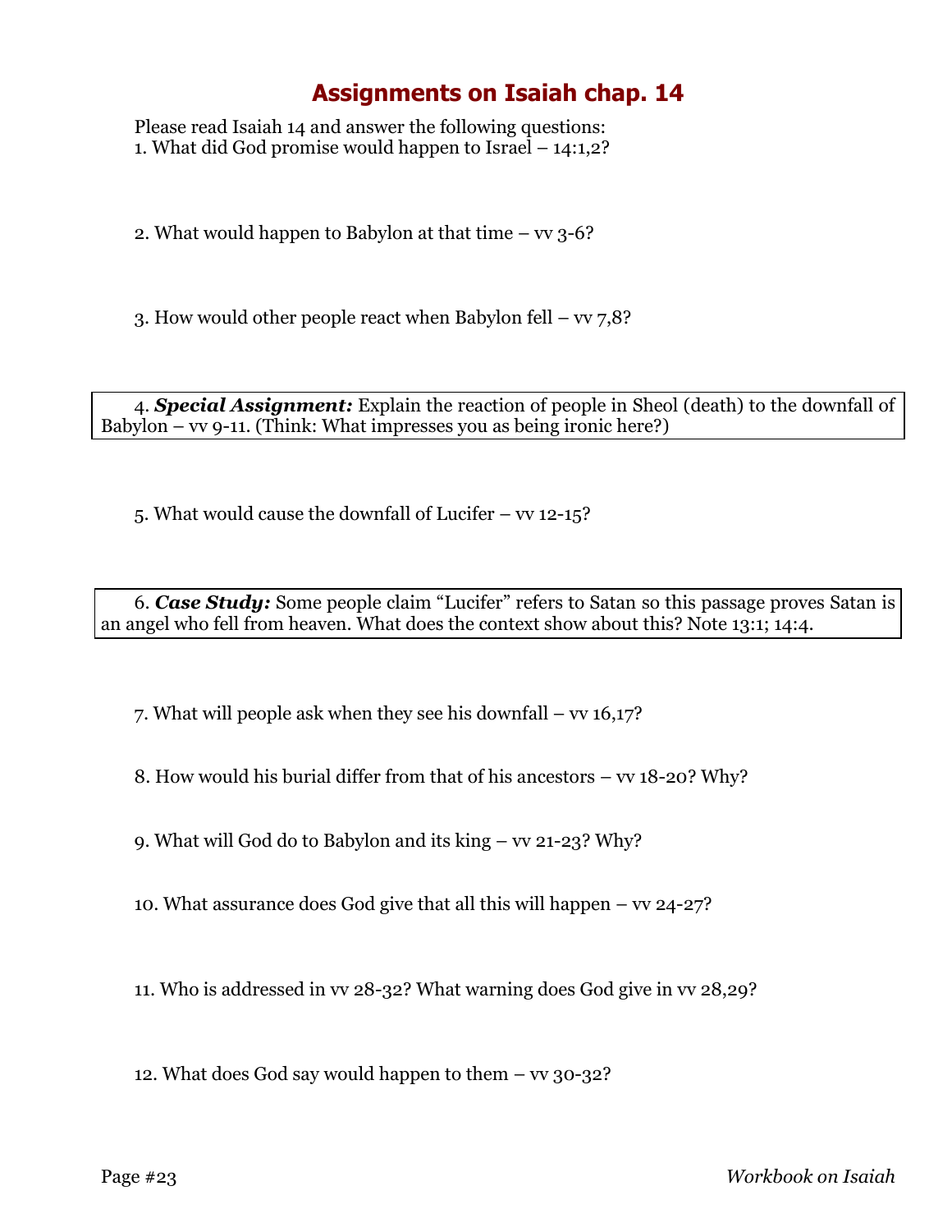# Assignments on Isaiah chap. 14

Please read Isaiah 14 and answer the following questions:

1. What did God promise would happen to Israel – 14:1,2?

2. What would happen to Babylon at that time – vv 3-6?

3. How would other people react when Babylon fell – vv 7,8?

4. ***Special Assignment:*** Explain the reaction of people in Sheol (death) to the downfall of Babylon – vv 9-11. (Think: What impresses you as being ironic here?)

5. What would cause the downfall of Lucifer – vv 12-15?

6. ***Case Study:*** Some people claim "Lucifer" refers to Satan so this passage proves Satan is an angel who fell from heaven. What does the context show about this? Note 13:1; 14:4.

7. What will people ask when they see his downfall – vv 16,17?

8. How would his burial differ from that of his ancestors – vv 18-20? Why?

9. What will God do to Babylon and its king – vv 21-23? Why?

10. What assurance does God give that all this will happen – vv 24-27?

11. Who is addressed in vv 28-32? What warning does God give in vv 28,29?

12. What does God say would happen to them – vv 30-32?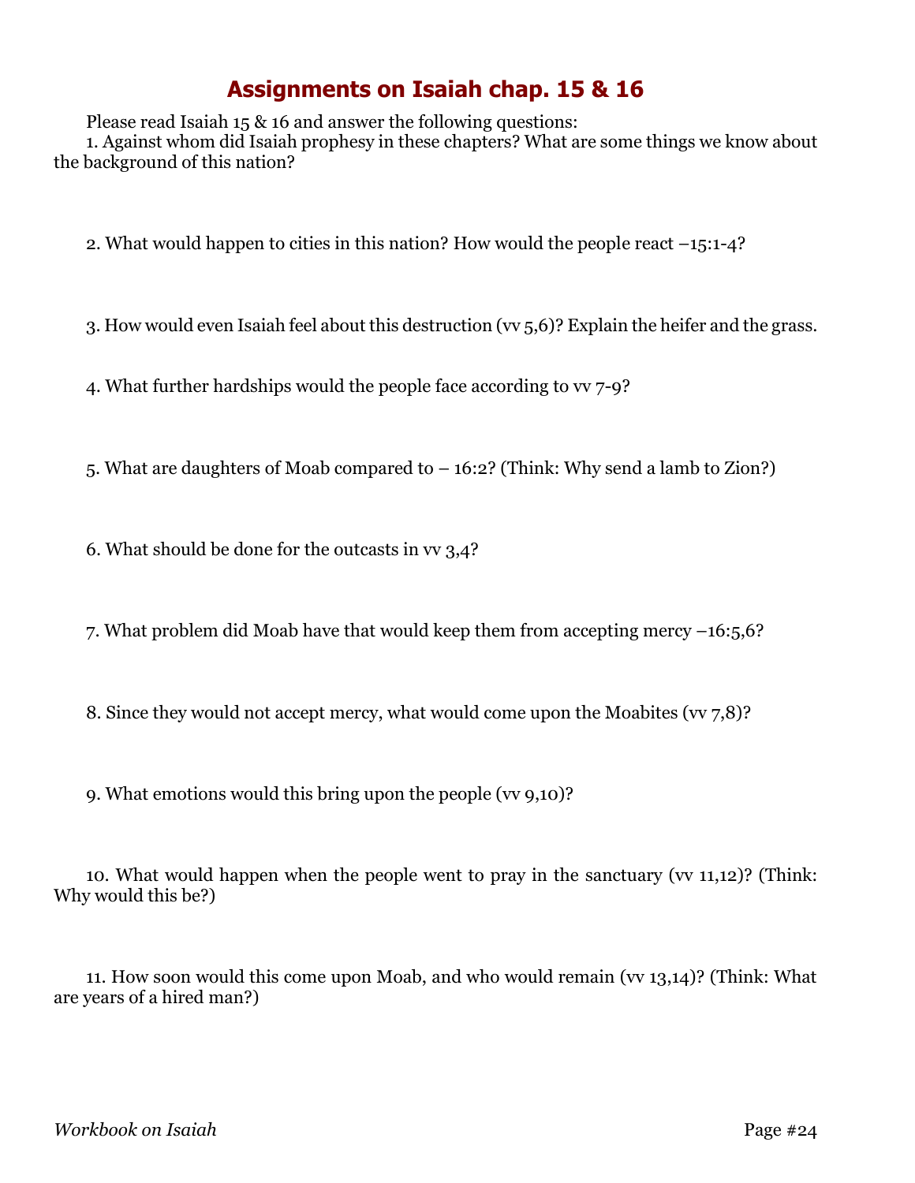# Assignments on Isaiah chap. 15 & 16

Please read Isaiah 15 & 16 and answer the following questions:

1. Against whom did Isaiah prophesy in these chapters? What are some things we know about the background of this nation?

2. What would happen to cities in this nation? How would the people react –15:1-4?

3. How would even Isaiah feel about this destruction (vv 5,6)? Explain the heifer and the grass.

4. What further hardships would the people face according to vv 7-9?

5. What are daughters of Moab compared to – 16:2? (Think: Why send a lamb to Zion?)

6. What should be done for the outcasts in vv 3,4?

7. What problem did Moab have that would keep them from accepting mercy –16:5,6?

8. Since they would not accept mercy, what would come upon the Moabites (vv 7,8)?

9. What emotions would this bring upon the people (vv 9,10)?

10. What would happen when the people went to pray in the sanctuary (vv 11,12)? (Think: Why would this be?)

11. How soon would this come upon Moab, and who would remain (vv 13,14)? (Think: What are years of a hired man?)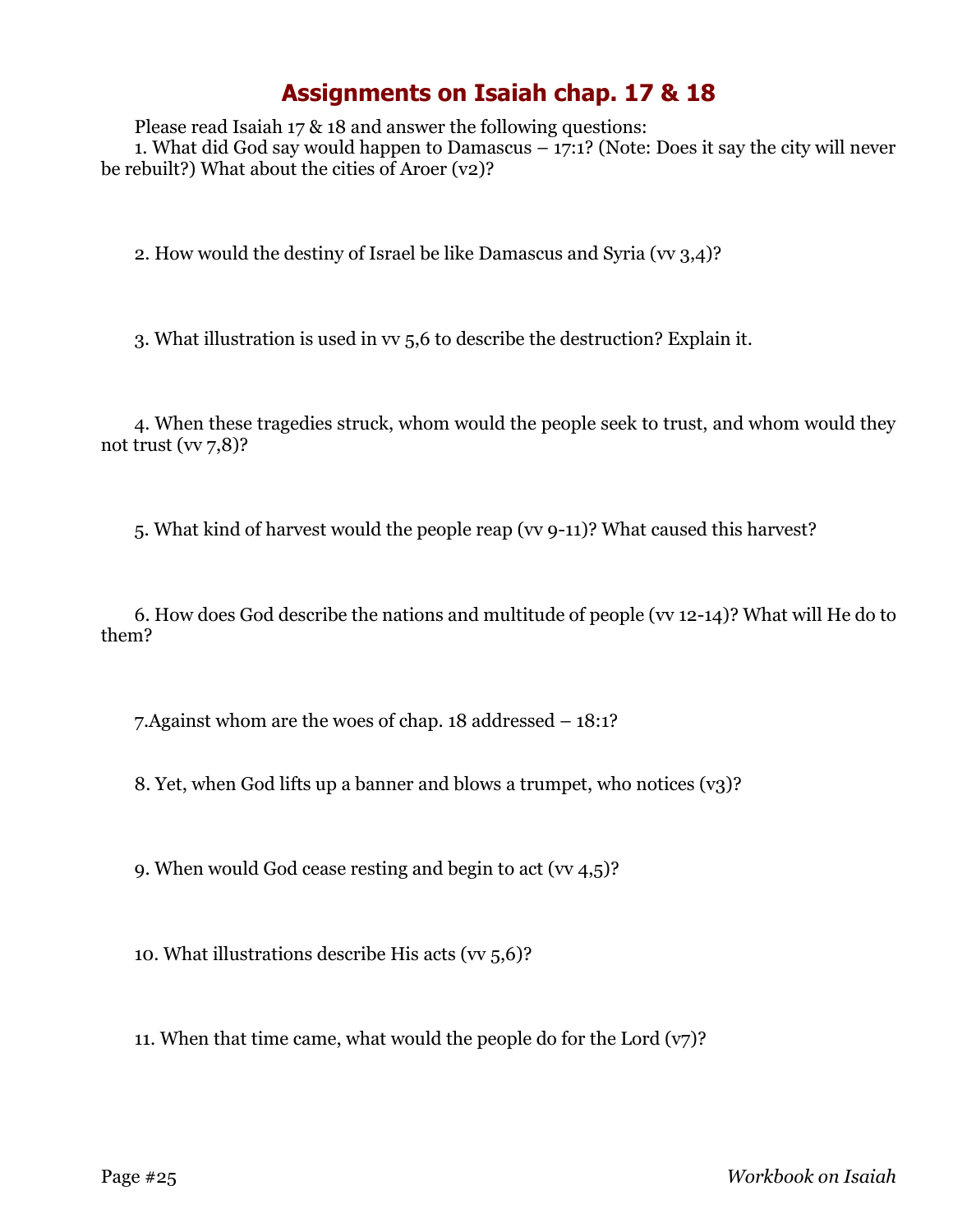# Assignments on Isaiah chap. 17 & 18

Please read Isaiah 17 & 18 and answer the following questions:

1. What did God say would happen to Damascus – 17:1? (Note: Does it say the city will never be rebuilt?) What about the cities of Aroer (v2)?

2. How would the destiny of Israel be like Damascus and Syria (vv 3,4)?

3. What illustration is used in vv 5,6 to describe the destruction? Explain it.

4. When these tragedies struck, whom would the people seek to trust, and whom would they not trust (vv 7,8)?

5. What kind of harvest would the people reap (vv 9-11)? What caused this harvest?

6. How does God describe the nations and multitude of people (vv 12-14)? What will He do to them?

7. Against whom are the woes of chap. 18 addressed – 18:1?

8. Yet, when God lifts up a banner and blows a trumpet, who notices (v3)?

9. When would God cease resting and begin to act (vv 4,5)?

10. What illustrations describe His acts (vv 5,6)?

11. When that time came, what would the people do for the Lord (v7)?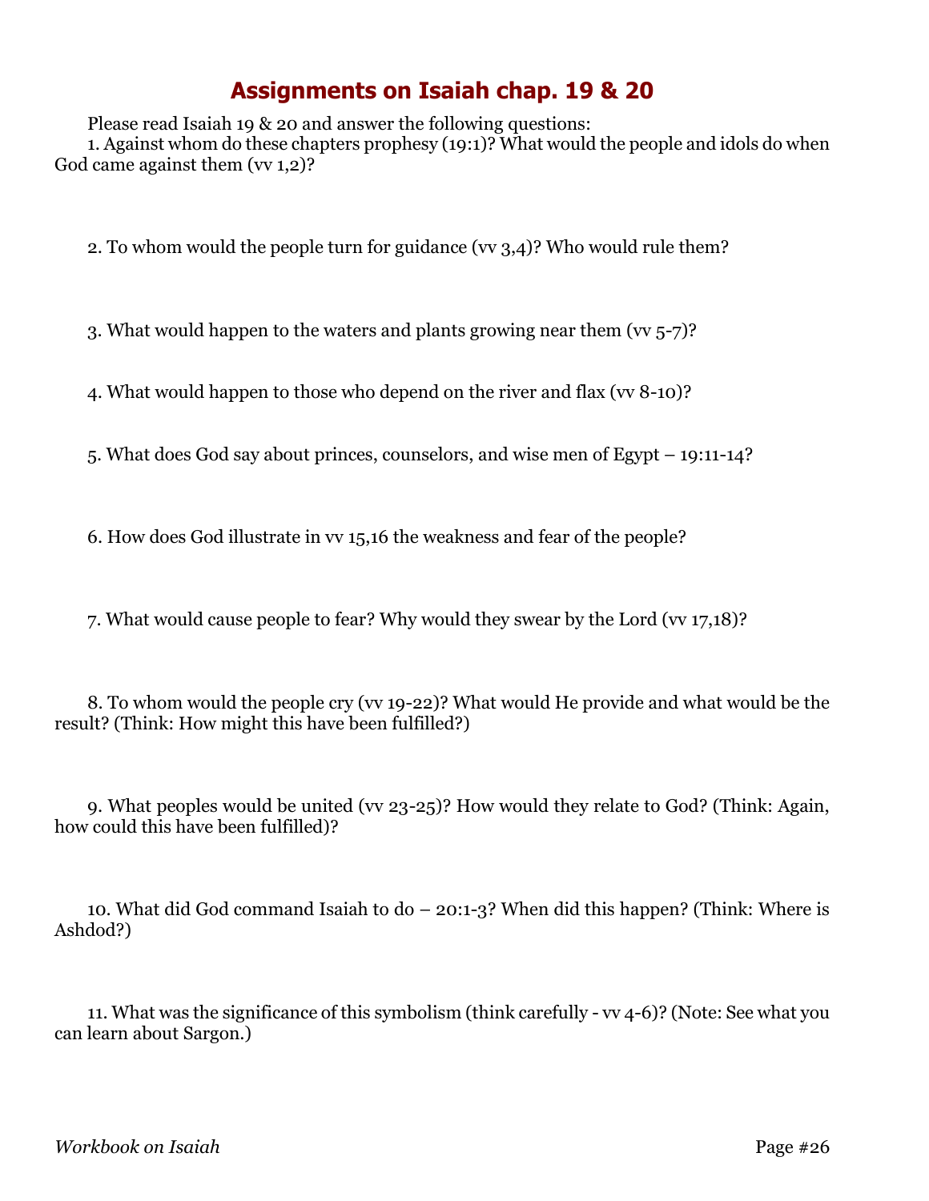# Assignments on Isaiah chap. 19 & 20

Please read Isaiah 19 & 20 and answer the following questions:

1. Against whom do these chapters prophesy (19:1)? What would the people and idols do when God came against them (vv 1,2)?

2. To whom would the people turn for guidance (vv 3,4)? Who would rule them?

3. What would happen to the waters and plants growing near them (vv 5-7)?

4. What would happen to those who depend on the river and flax (vv 8-10)?

5. What does God say about princes, counselors, and wise men of Egypt – 19:11-14?

6. How does God illustrate in vv 15,16 the weakness and fear of the people?

7. What would cause people to fear? Why would they swear by the Lord (vv 17,18)?

8. To whom would the people cry (vv 19-22)? What would He provide and what would be the result? (Think: How might this have been fulfilled?)

9. What peoples would be united (vv 23-25)? How would they relate to God? (Think: Again, how could this have been fulfilled)?

10. What did God command Isaiah to do – 20:1-3? When did this happen? (Think: Where is Ashdod?)

11. What was the significance of this symbolism (think carefully - vv 4-6)? (Note: See what you can learn about Sargon.)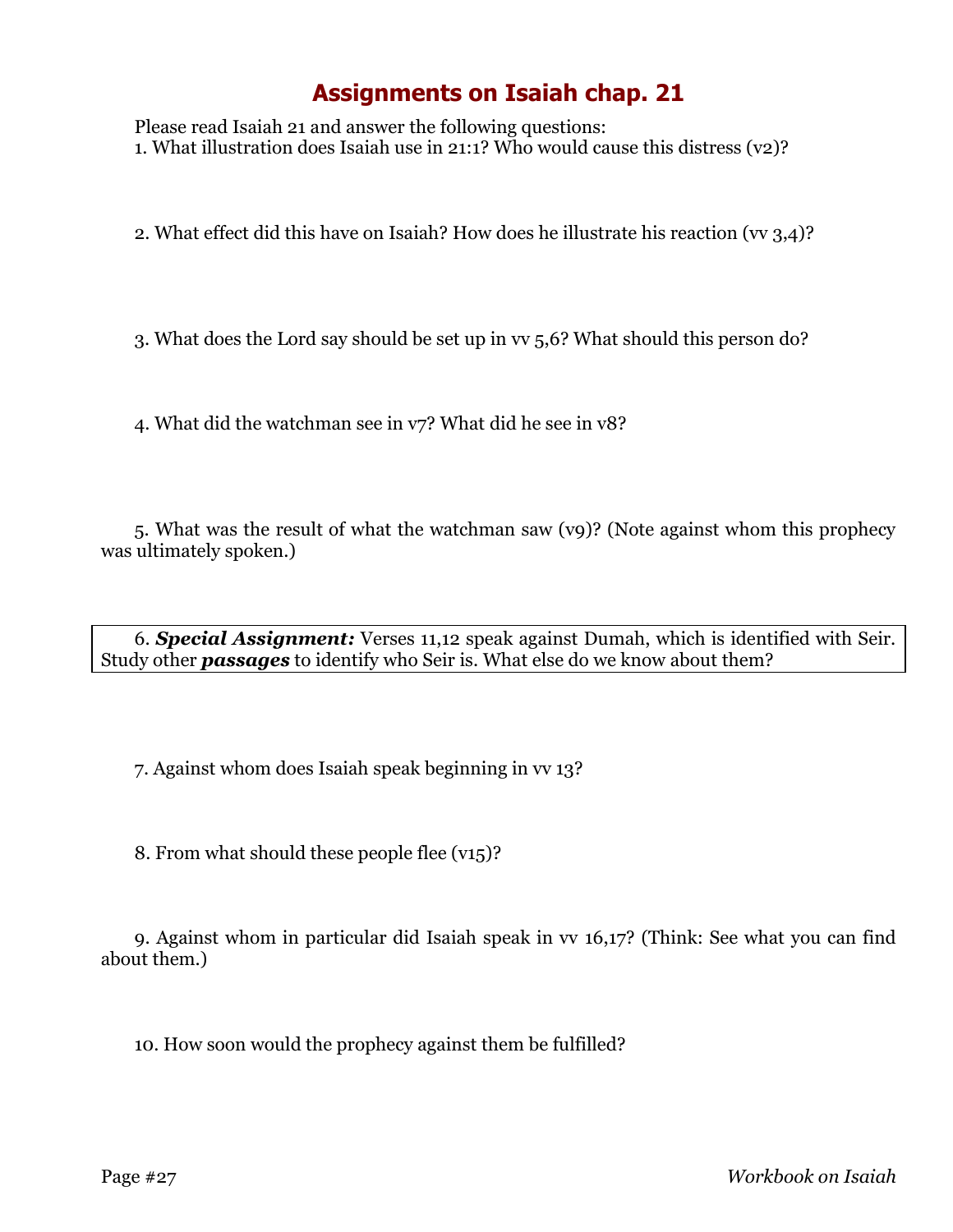# Assignments on Isaiah chap. 21

Please read Isaiah 21 and answer the following questions:

1. What illustration does Isaiah use in 21:1? Who would cause this distress (v2)?

2. What effect did this have on Isaiah? How does he illustrate his reaction (vv 3,4)?

3. What does the Lord say should be set up in vv 5,6? What should this person do?

4. What did the watchman see in v7? What did he see in v8?

5. What was the result of what the watchman saw (v9)? (Note against whom this prophecy was ultimately spoken.)

6. ***Special Assignment:*** Verses 11,12 speak against Dumah, which is identified with Seir. Study other ***passages*** to identify who Seir is. What else do we know about them?

7. Against whom does Isaiah speak beginning in vv 13?

8. From what should these people flee (v15)?

9. Against whom in particular did Isaiah speak in vv 16,17? (Think: See what you can find about them.)

10. How soon would the prophecy against them be fulfilled?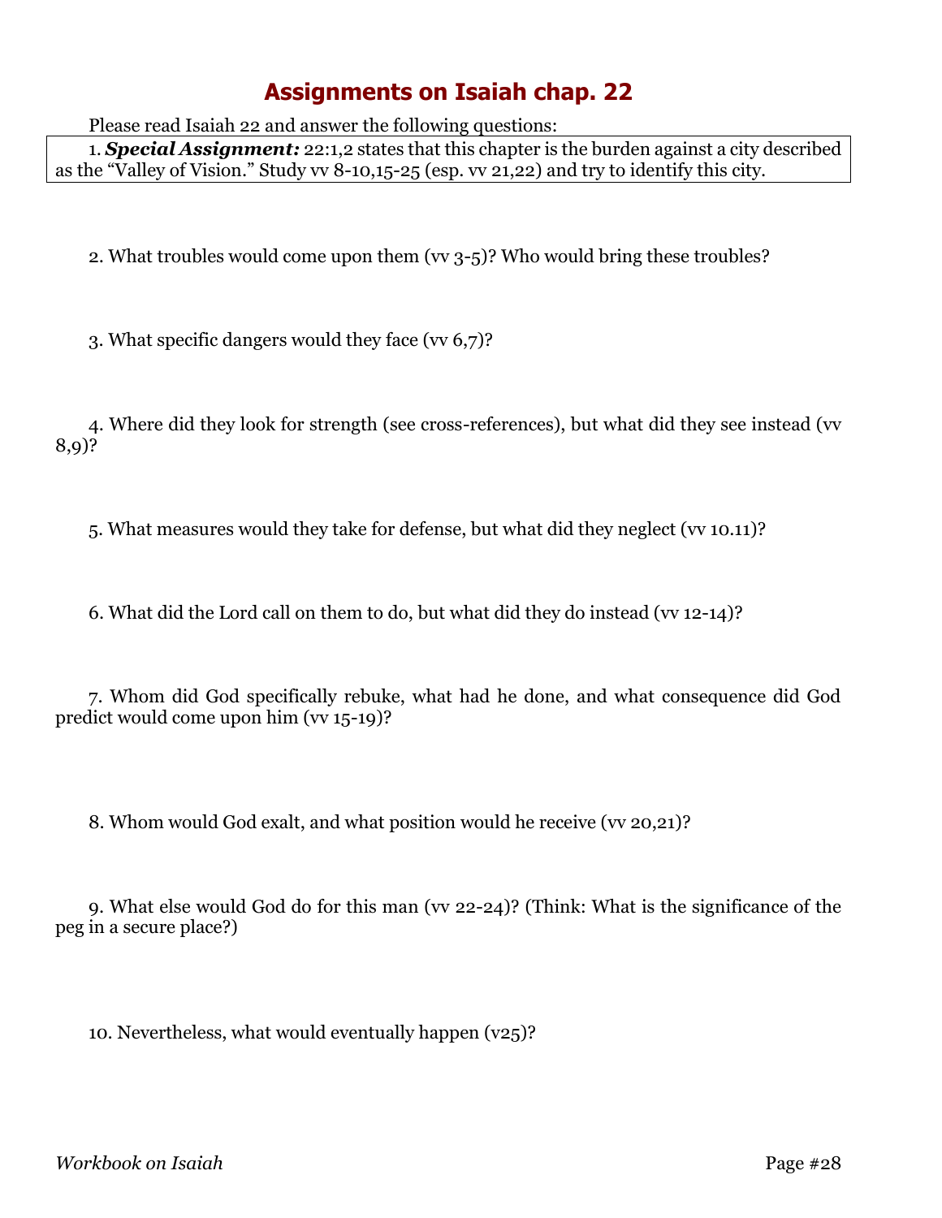# Assignments on Isaiah chap. 22

Please read Isaiah 22 and answer the following questions:

1. ***Special Assignment:*** 22:1,2 states that this chapter is the burden against a city described as the "Valley of Vision." Study vv 8-10,15-25 (esp. vv 21,22) and try to identify this city.

2. What troubles would come upon them (vv 3-5)? Who would bring these troubles?

3. What specific dangers would they face (vv 6,7)?

4. Where did they look for strength (see cross-references), but what did they see instead (vv 8,9)?

5. What measures would they take for defense, but what did they neglect (vv 10.11)?

6. What did the Lord call on them to do, but what did they do instead (vv 12-14)?

7. Whom did God specifically rebuke, what had he done, and what consequence did God predict would come upon him (vv 15-19)?

8. Whom would God exalt, and what position would he receive (vv 20,21)?

9. What else would God do for this man (vv 22-24)? (Think: What is the significance of the peg in a secure place?)

10. Nevertheless, what would eventually happen (v25)?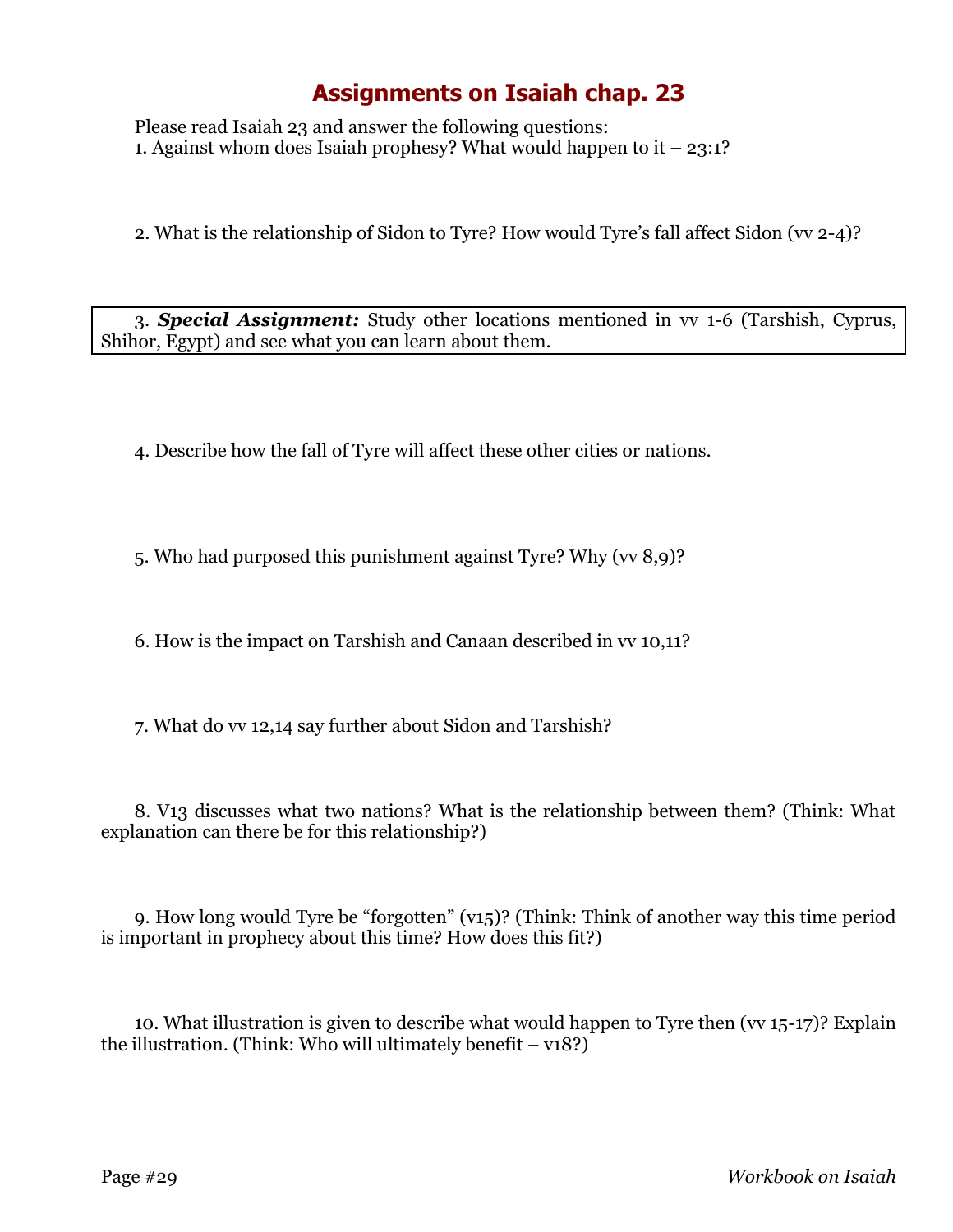# Assignments on Isaiah chap. 23

Please read Isaiah 23 and answer the following questions:

1. Against whom does Isaiah prophesy? What would happen to it – 23:1?

2. What is the relationship of Sidon to Tyre? How would Tyre's fall affect Sidon (vv 2-4)?

3. ***Special Assignment:*** Study other locations mentioned in vv 1-6 (Tarshish, Cyprus, Shihor, Egypt) and see what you can learn about them.

4. Describe how the fall of Tyre will affect these other cities or nations.

5. Who had purposed this punishment against Tyre? Why (vv 8,9)?

6. How is the impact on Tarshish and Canaan described in vv 10,11?

7. What do vv 12,14 say further about Sidon and Tarshish?

8. V13 discusses what two nations? What is the relationship between them? (Think: What explanation can there be for this relationship?)

9. How long would Tyre be "forgotten" (v15)? (Think: Think of another way this time period is important in prophecy about this time? How does this fit?)

10. What illustration is given to describe what would happen to Tyre then (vv 15-17)? Explain the illustration. (Think: Who will ultimately benefit – v18?)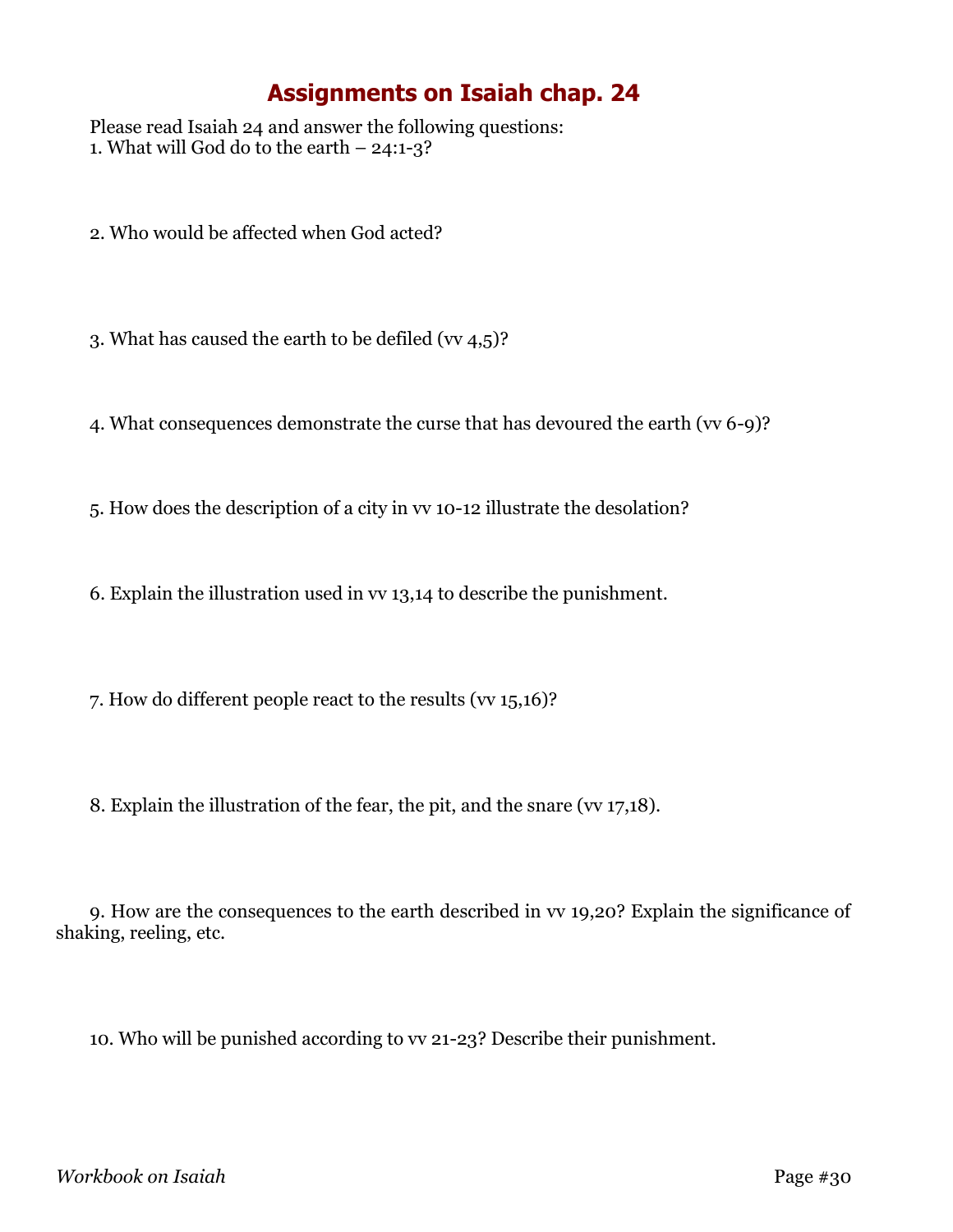# Assignments on Isaiah chap. 24

Please read Isaiah 24 and answer the following questions:

1. What will God do to the earth – 24:1-3?

2. Who would be affected when God acted?

3. What has caused the earth to be defiled (vv 4,5)?

4. What consequences demonstrate the curse that has devoured the earth (vv 6-9)?

5. How does the description of a city in vv 10-12 illustrate the desolation?

6. Explain the illustration used in vv 13,14 to describe the punishment.

7. How do different people react to the results (vv 15,16)?

8. Explain the illustration of the fear, the pit, and the snare (vv 17,18).

9. How are the consequences to the earth described in vv 19,20? Explain the significance of shaking, reeling, etc.

10. Who will be punished according to vv 21-23? Describe their punishment.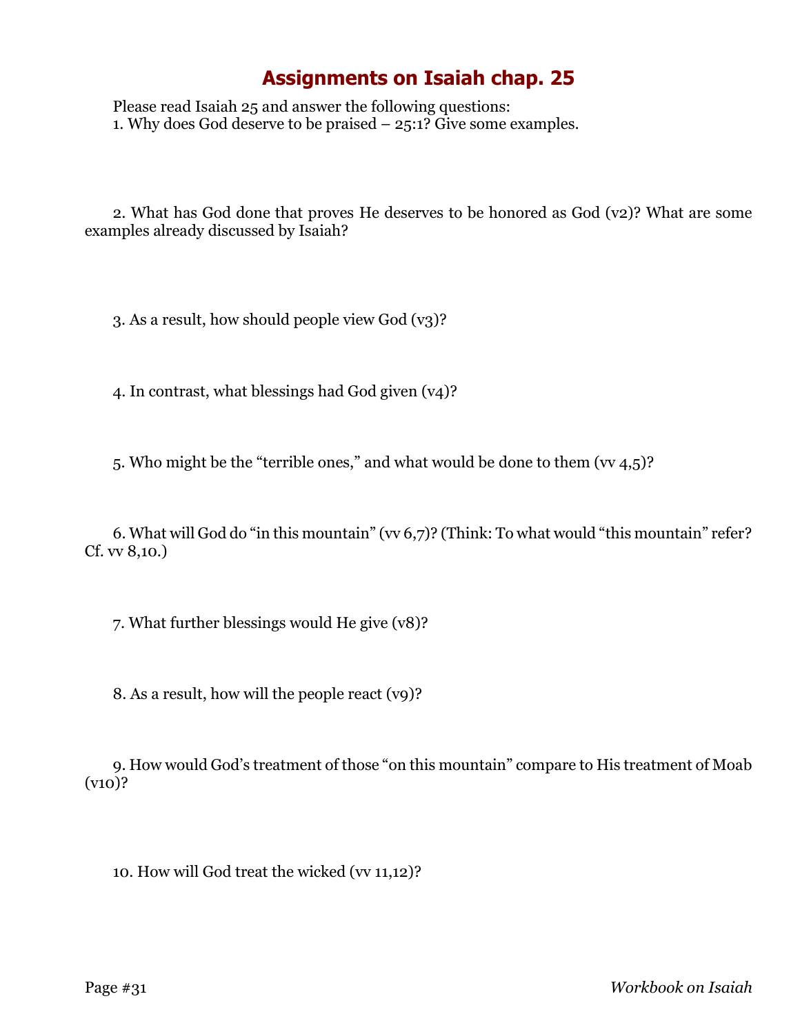# Assignments on Isaiah chap. 25

Please read Isaiah 25 and answer the following questions:

1. Why does God deserve to be praised – 25:1? Give some examples.

2. What has God done that proves He deserves to be honored as God (v2)? What are some examples already discussed by Isaiah?

3. As a result, how should people view God (v3)?

4. In contrast, what blessings had God given (v4)?

5. Who might be the "terrible ones," and what would be done to them (vv 4,5)?

6. What will God do "in this mountain" (vv 6,7)? (Think: To what would "this mountain" refer? Cf. vv 8,10.)

7. What further blessings would He give (v8)?

8. As a result, how will the people react (v9)?

9. How would God's treatment of those "on this mountain" compare to His treatment of Moab (v10)?

10. How will God treat the wicked (vv 11,12)?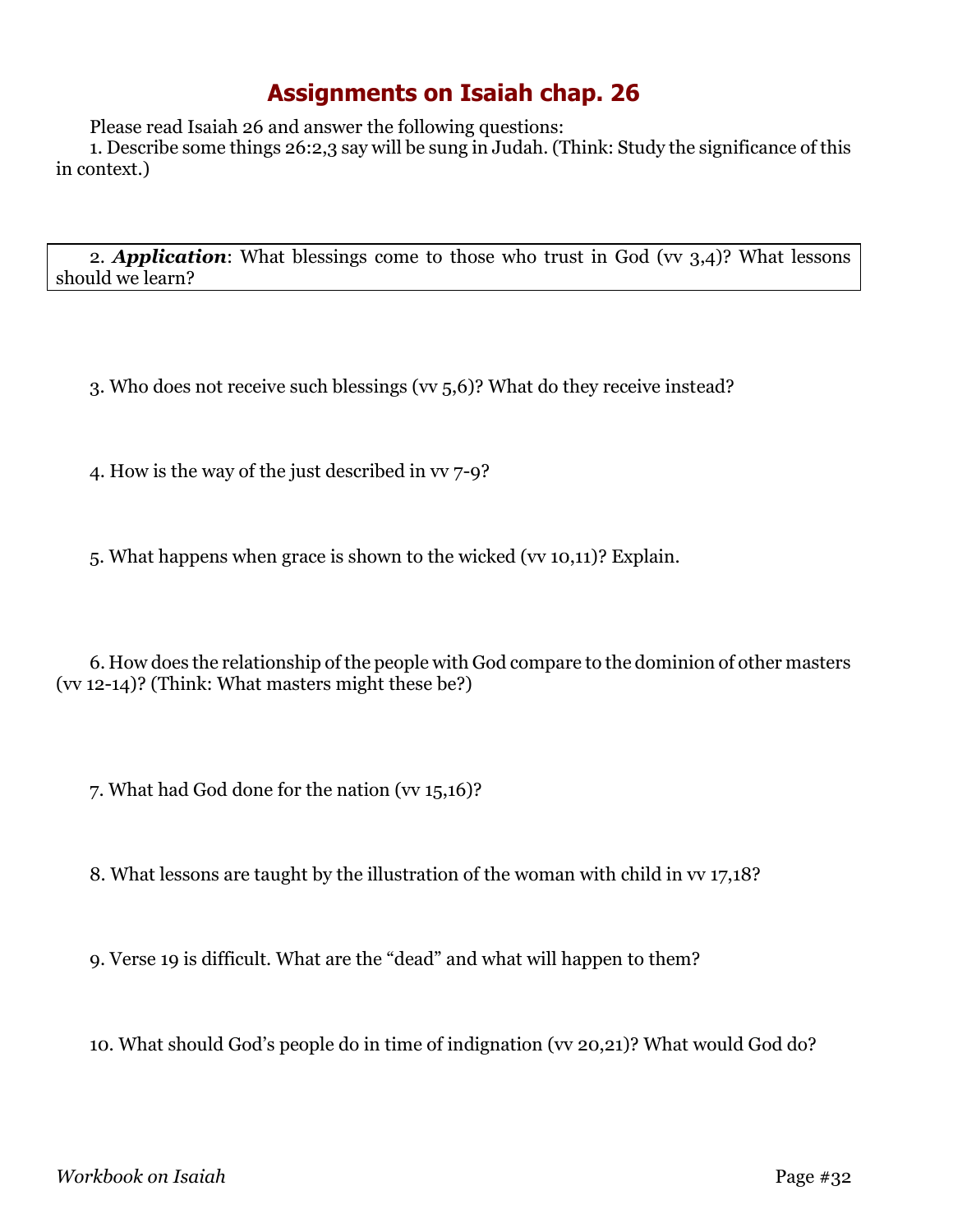# Assignments on Isaiah chap. 26

Please read Isaiah 26 and answer the following questions:

1. Describe some things 26:2,3 say will be sung in Judah. (Think: Study the significance of this in context.)

2. ***Application***: What blessings come to those who trust in God (vv 3,4)? What lessons should we learn?

3. Who does not receive such blessings (vv 5,6)? What do they receive instead?

4. How is the way of the just described in vv 7-9?

5. What happens when grace is shown to the wicked (vv 10,11)? Explain.

6. How does the relationship of the people with God compare to the dominion of other masters (vv 12-14)? (Think: What masters might these be?)

7. What had God done for the nation (vv 15,16)?

8. What lessons are taught by the illustration of the woman with child in vv 17,18?

9. Verse 19 is difficult. What are the "dead" and what will happen to them?

10. What should God's people do in time of indignation (vv 20,21)? What would God do?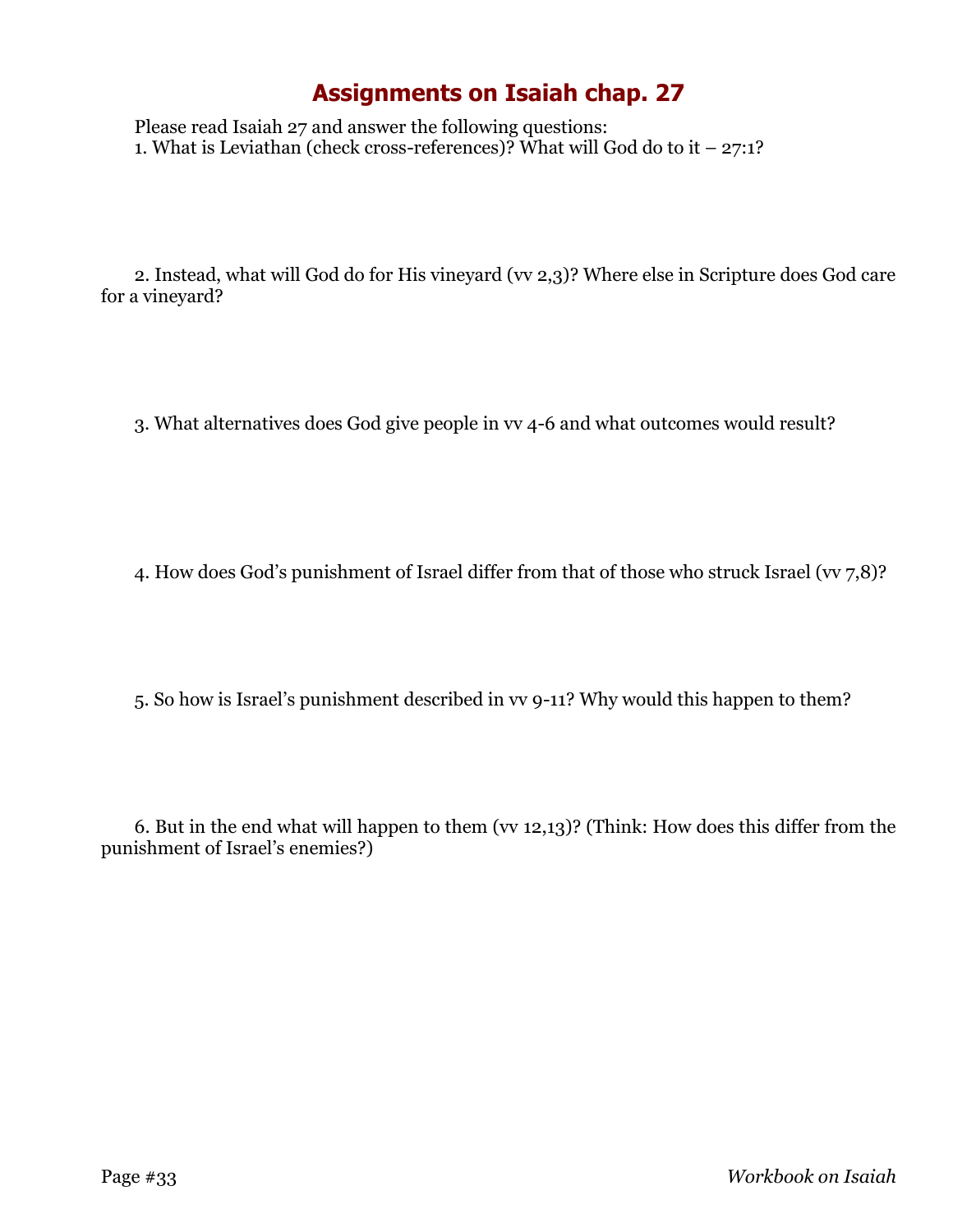# Assignments on Isaiah chap. 27

Please read Isaiah 27 and answer the following questions:

1. What is Leviathan (check cross-references)? What will God do to it – 27:1?

2. Instead, what will God do for His vineyard (vv 2,3)? Where else in Scripture does God care for a vineyard?

3. What alternatives does God give people in vv 4-6 and what outcomes would result?

4. How does God's punishment of Israel differ from that of those who struck Israel (vv 7,8)?

5. So how is Israel's punishment described in vv 9-11? Why would this happen to them?

6. But in the end what will happen to them (vv 12,13)? (Think: How does this differ from the punishment of Israel's enemies?)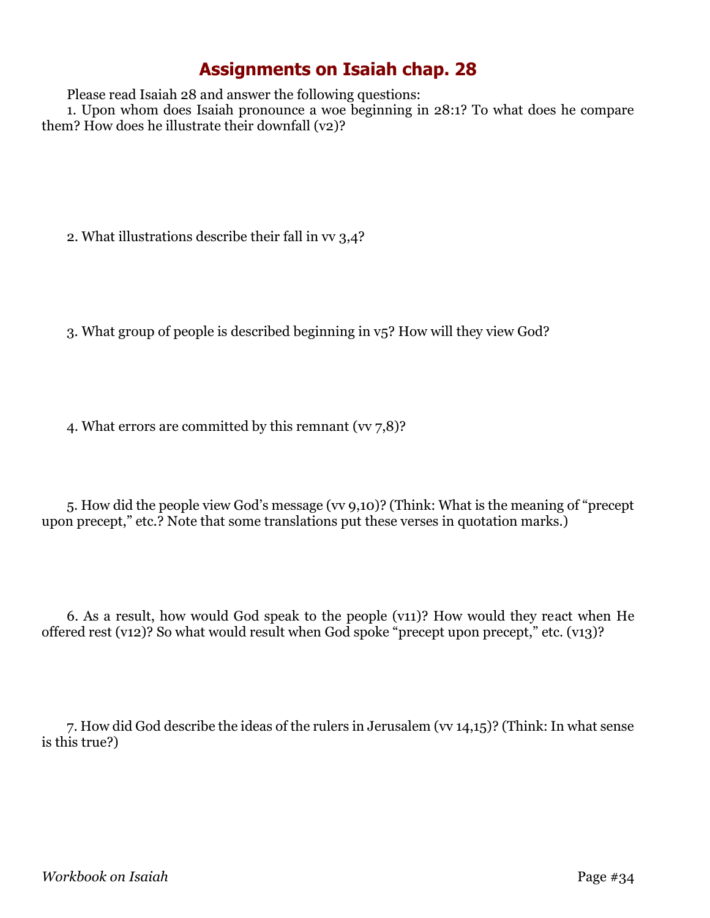# Assignments on Isaiah chap. 28

Please read Isaiah 28 and answer the following questions:

1. Upon whom does Isaiah pronounce a woe beginning in 28:1? To what does he compare them? How does he illustrate their downfall (v2)?

2. What illustrations describe their fall in vv 3,4?

3. What group of people is described beginning in v5? How will they view God?

4. What errors are committed by this remnant (vv 7,8)?

5. How did the people view God's message (vv 9,10)? (Think: What is the meaning of "precept upon precept," etc.? Note that some translations put these verses in quotation marks.)

6. As a result, how would God speak to the people (v11)? How would they react when He offered rest (v12)? So what would result when God spoke "precept upon precept," etc. (v13)?

7. How did God describe the ideas of the rulers in Jerusalem (vv 14,15)? (Think: In what sense is this true?)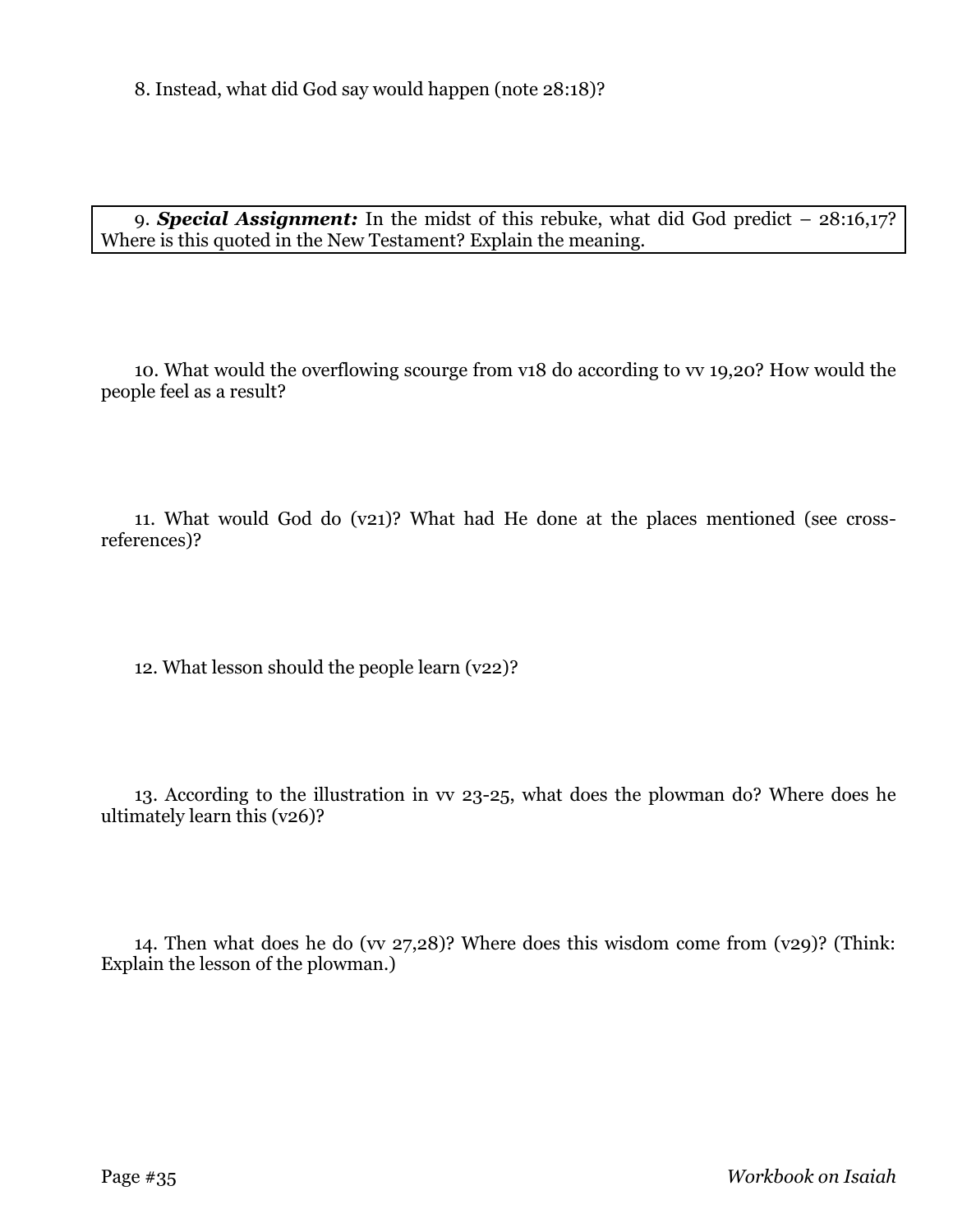8. Instead, what did God say would happen (note 28:18)?

9. ***Special Assignment:*** In the midst of this rebuke, what did God predict – 28:16,17? Where is this quoted in the New Testament? Explain the meaning.

10. What would the overflowing scourge from v18 do according to vv 19,20? How would the people feel as a result?

11. What would God do (v21)? What had He done at the places mentioned (see cross-references)?

12. What lesson should the people learn (v22)?

13. According to the illustration in vv 23-25, what does the plowman do? Where does he ultimately learn this (v26)?

14. Then what does he do (vv 27,28)? Where does this wisdom come from (v29)? (Think: Explain the lesson of the plowman.)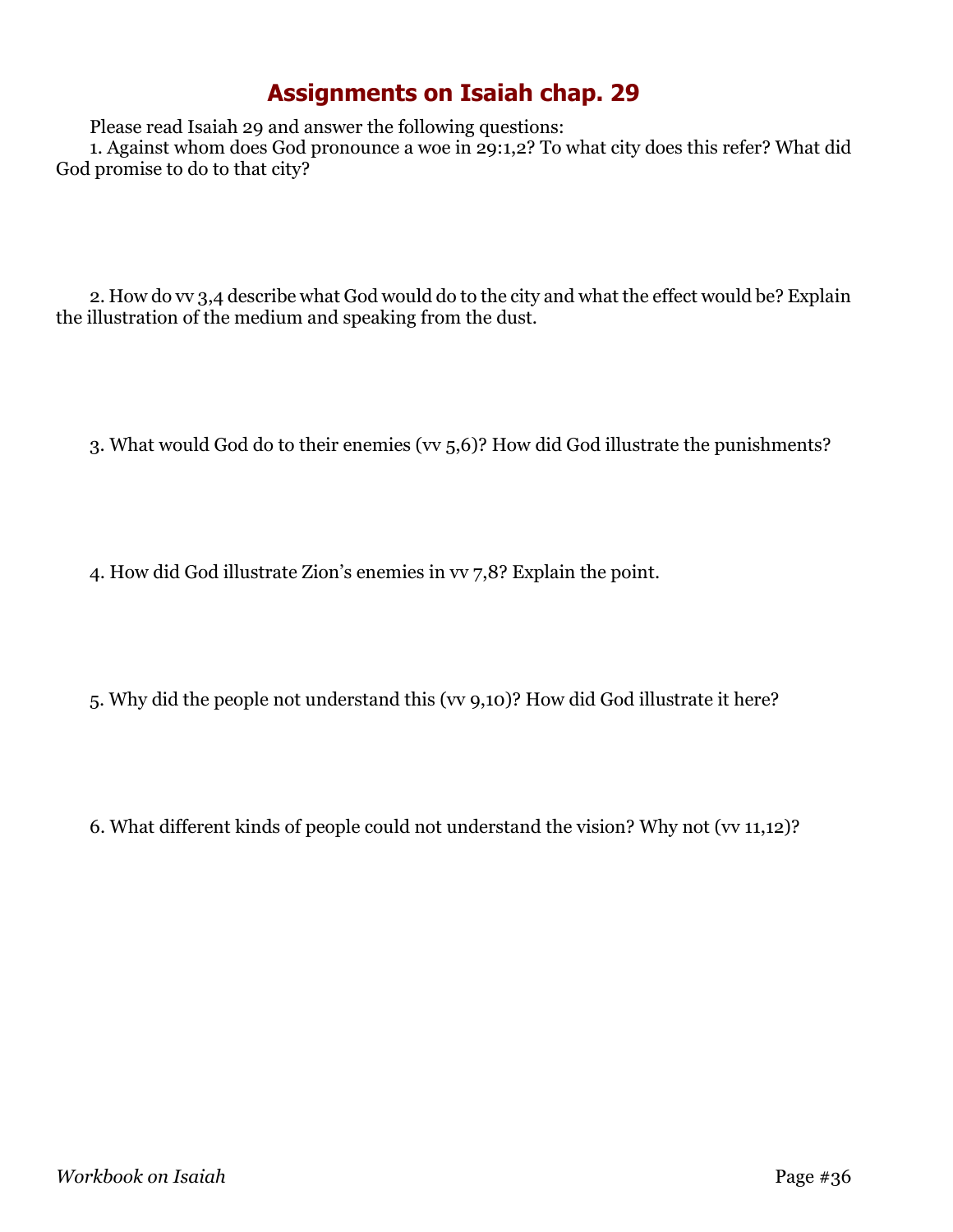# Assignments on Isaiah chap. 29

Please read Isaiah 29 and answer the following questions:

1. Against whom does God pronounce a woe in 29:1,2? To what city does this refer? What did God promise to do to that city?

2. How do vv 3,4 describe what God would do to the city and what the effect would be? Explain the illustration of the medium and speaking from the dust.

3. What would God do to their enemies (vv 5,6)? How did God illustrate the punishments?

4. How did God illustrate Zion's enemies in vv 7,8? Explain the point.

5. Why did the people not understand this (vv 9,10)? How did God illustrate it here?

6. What different kinds of people could not understand the vision? Why not (vv 11,12)?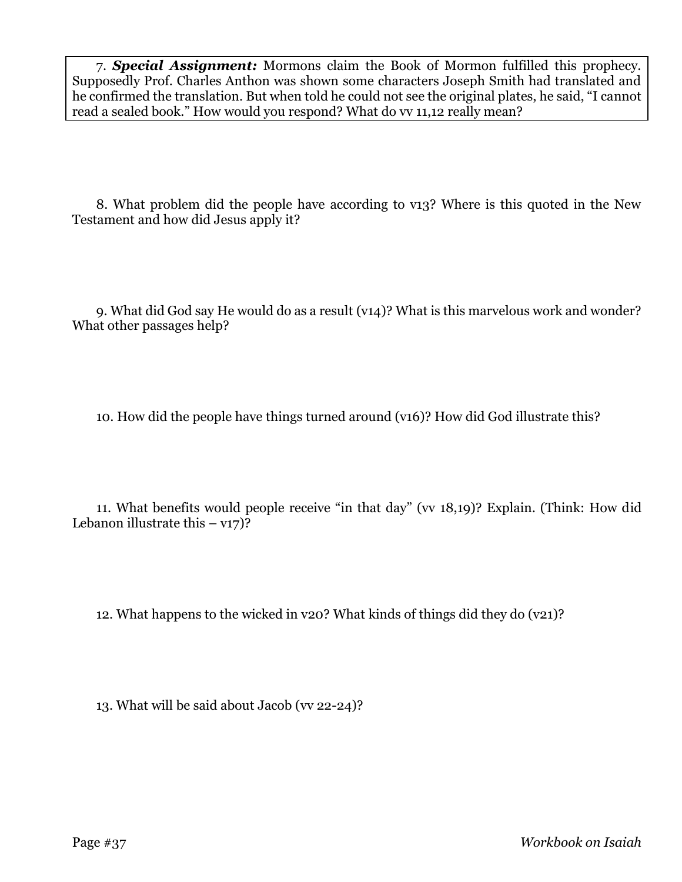7. ***Special Assignment:*** Mormons claim the Book of Mormon fulfilled this prophecy. Supposedly Prof. Charles Anthon was shown some characters Joseph Smith had translated and he confirmed the translation. But when told he could not see the original plates, he said, "I cannot read a sealed book." How would you respond? What do vv 11,12 really mean?

8. What problem did the people have according to v13? Where is this quoted in the New Testament and how did Jesus apply it?

9. What did God say He would do as a result (v14)? What is this marvelous work and wonder? What other passages help?

10. How did the people have things turned around (v16)? How did God illustrate this?

11. What benefits would people receive "in that day" (vv 18,19)? Explain. (Think: How did Lebanon illustrate this – v17)?

12. What happens to the wicked in v20? What kinds of things did they do (v21)?

13. What will be said about Jacob (vv 22-24)?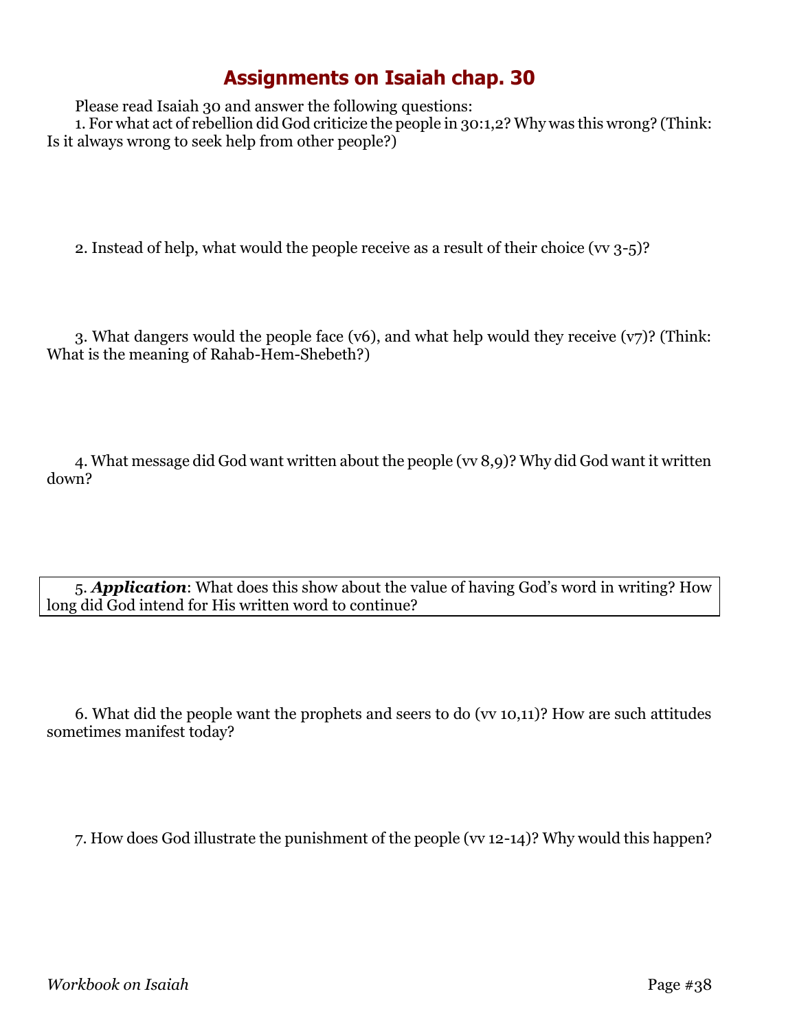# Assignments on Isaiah chap. 30

Please read Isaiah 30 and answer the following questions:

1. For what act of rebellion did God criticize the people in 30:1,2? Why was this wrong? (Think: Is it always wrong to seek help from other people?)

2. Instead of help, what would the people receive as a result of their choice (vv 3-5)?

3. What dangers would the people face (v6), and what help would they receive (v7)? (Think: What is the meaning of Rahab-Hem-Shebeth?)

4. What message did God want written about the people (vv 8,9)? Why did God want it written down?

5. ***Application***: What does this show about the value of having God's word in writing? How long did God intend for His written word to continue?

6. What did the people want the prophets and seers to do (vv 10,11)? How are such attitudes sometimes manifest today?

7. How does God illustrate the punishment of the people (vv 12-14)? Why would this happen?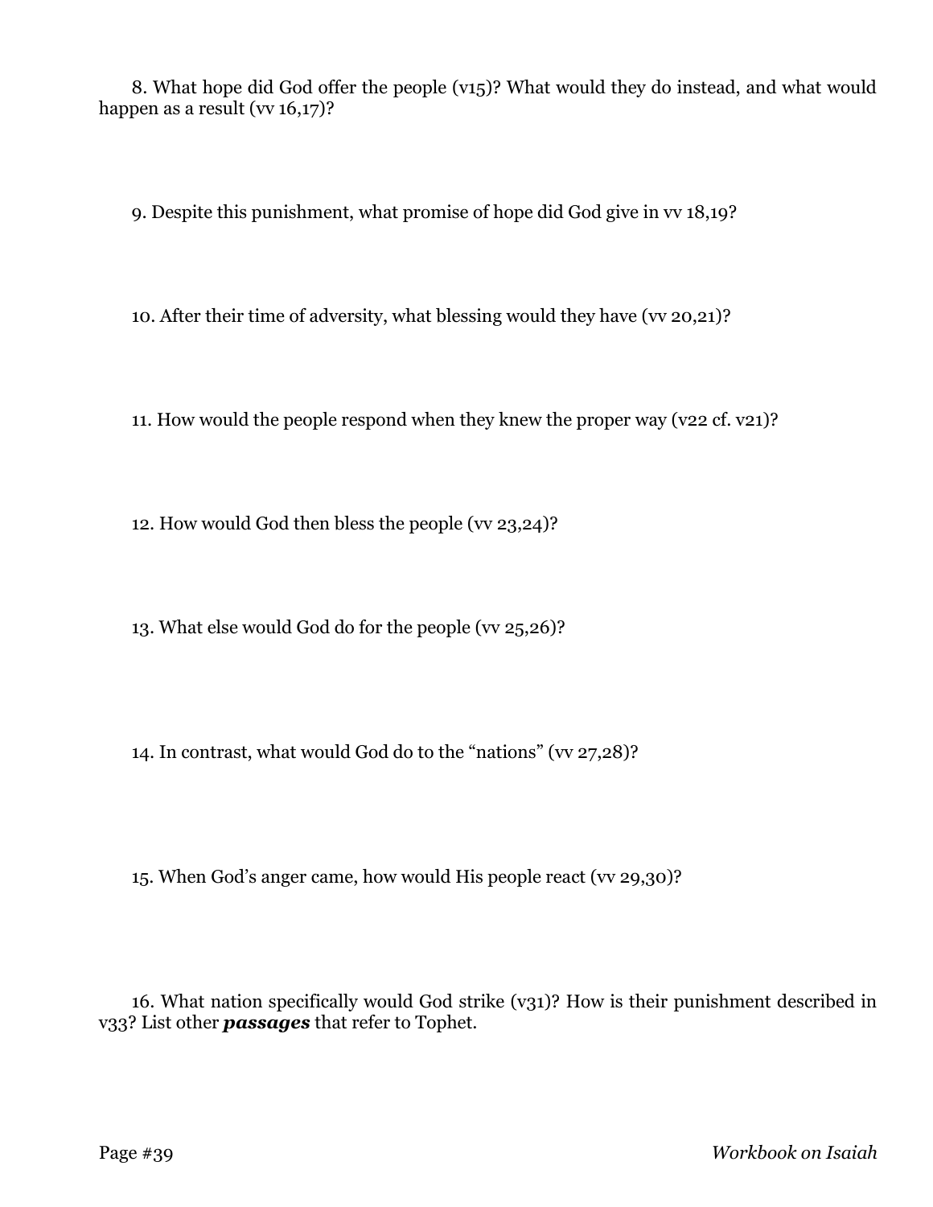8. What hope did God offer the people (v15)? What would they do instead, and what would happen as a result (vv 16,17)?

9. Despite this punishment, what promise of hope did God give in vv 18,19?

10. After their time of adversity, what blessing would they have (vv 20,21)?

11. How would the people respond when they knew the proper way (v22 cf. v21)?

12. How would God then bless the people (vv 23,24)?

13. What else would God do for the people (vv 25,26)?

14. In contrast, what would God do to the "nations" (vv 27,28)?

15. When God's anger came, how would His people react (vv 29,30)?

16. What nation specifically would God strike (v31)? How is their punishment described in v33? List other ***passages*** that refer to Tophet.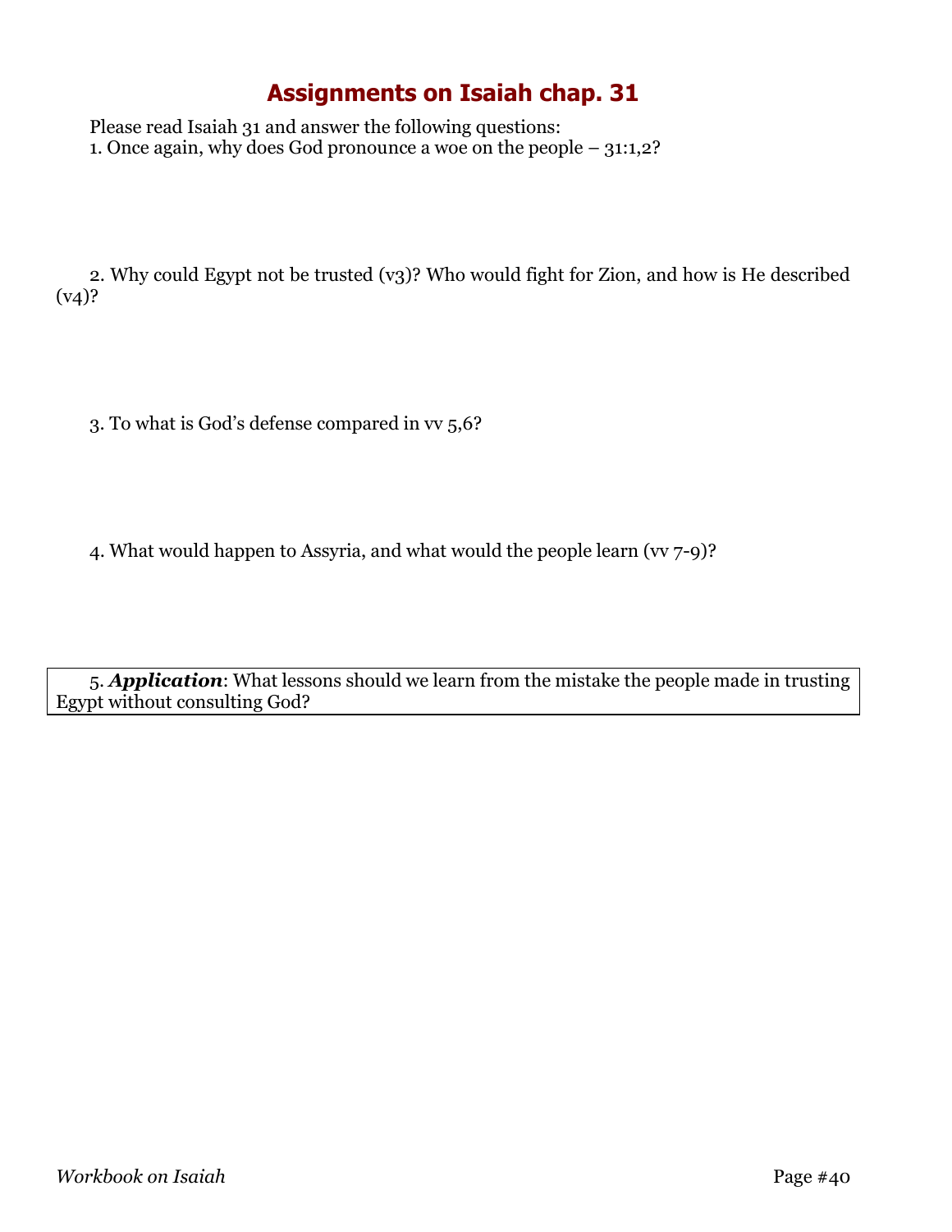# Assignments on Isaiah chap. 31

Please read Isaiah 31 and answer the following questions:

1. Once again, why does God pronounce a woe on the people – 31:1,2?

2. Why could Egypt not be trusted (v3)? Who would fight for Zion, and how is He described (v4)?

3. To what is God's defense compared in vv 5,6?

4. What would happen to Assyria, and what would the people learn (vv 7-9)?

5. ***Application***: What lessons should we learn from the mistake the people made in trusting Egypt without consulting God?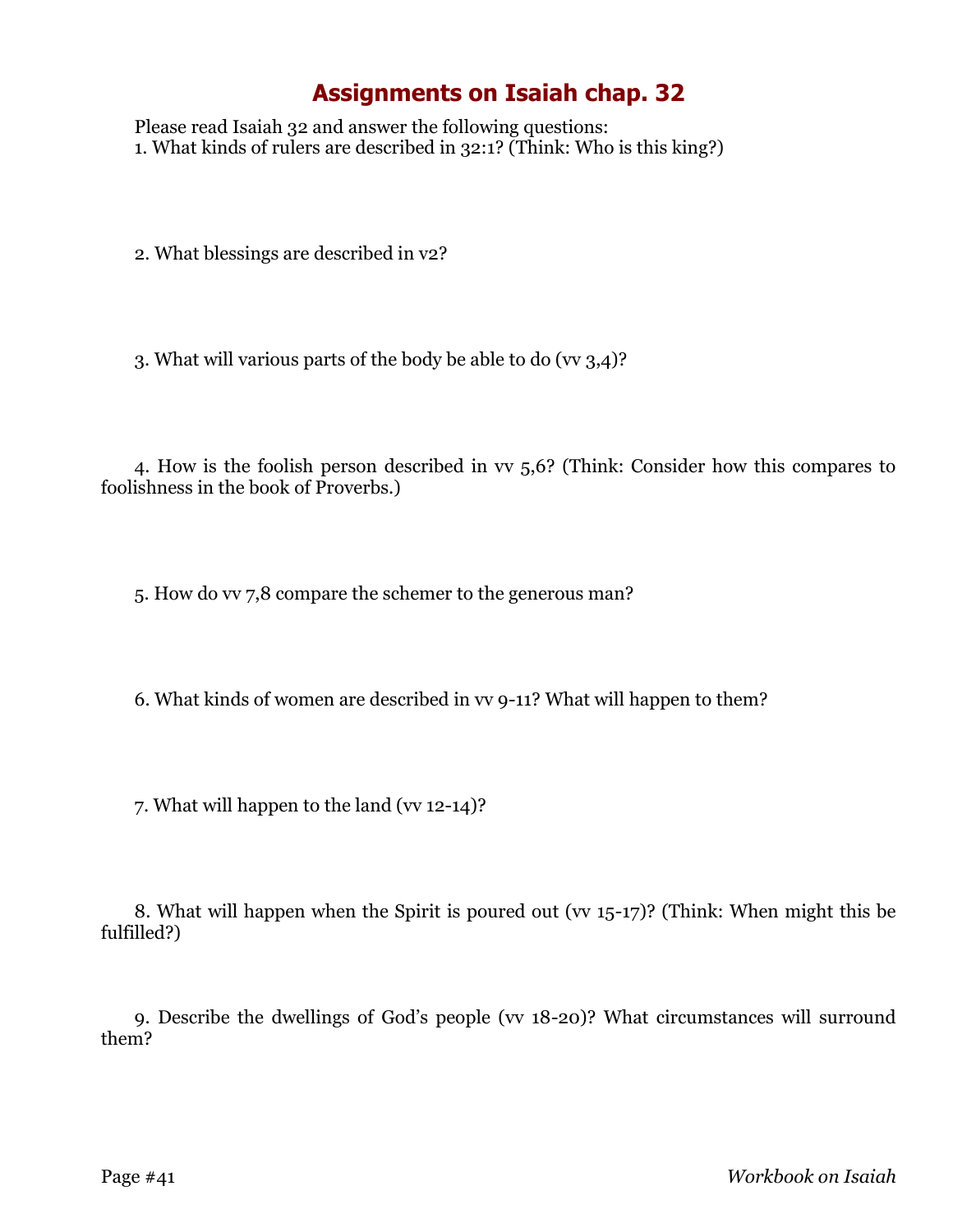# Assignments on Isaiah chap. 32

Please read Isaiah 32 and answer the following questions:

1. What kinds of rulers are described in 32:1? (Think: Who is this king?)

2. What blessings are described in v2?

3. What will various parts of the body be able to do (vv 3,4)?

4. How is the foolish person described in vv 5,6? (Think: Consider how this compares to foolishness in the book of Proverbs.)

5. How do vv 7,8 compare the schemer to the generous man?

6. What kinds of women are described in vv 9-11? What will happen to them?

7. What will happen to the land (vv 12-14)?

8. What will happen when the Spirit is poured out (vv 15-17)? (Think: When might this be fulfilled?)

9. Describe the dwellings of God's people (vv 18-20)? What circumstances will surround them?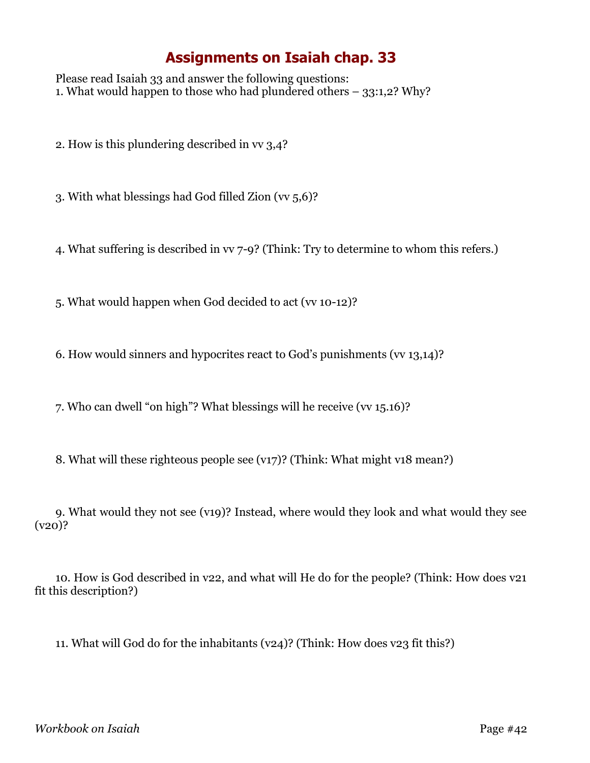# Assignments on Isaiah chap. 33

Please read Isaiah 33 and answer the following questions:

1. What would happen to those who had plundered others – 33:1,2? Why?

2. How is this plundering described in vv 3,4?

3. With what blessings had God filled Zion (vv 5,6)?

4. What suffering is described in vv 7-9? (Think: Try to determine to whom this refers.)

5. What would happen when God decided to act (vv 10-12)?

6. How would sinners and hypocrites react to God's punishments (vv 13,14)?

7. Who can dwell "on high"? What blessings will he receive (vv 15.16)?

8. What will these righteous people see (v17)? (Think: What might v18 mean?)

9. What would they not see (v19)? Instead, where would they look and what would they see (v20)?

10. How is God described in v22, and what will He do for the people? (Think: How does v21 fit this description?)

11. What will God do for the inhabitants (v24)? (Think: How does v23 fit this?)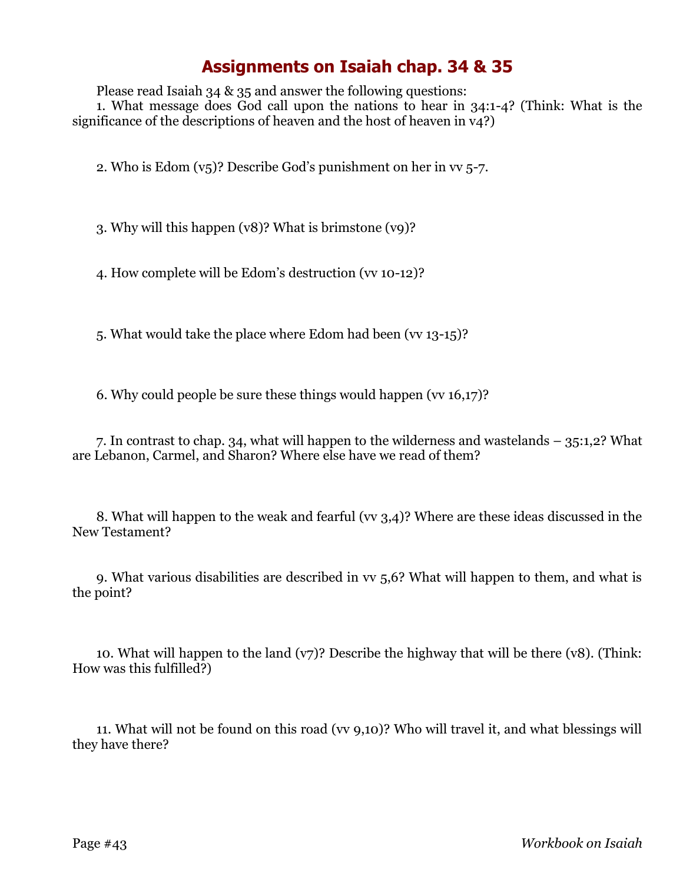# Assignments on Isaiah chap. 34 & 35

Please read Isaiah 34 & 35 and answer the following questions:

1. What message does God call upon the nations to hear in 34:1-4? (Think: What is the significance of the descriptions of heaven and the host of heaven in v4?)

2. Who is Edom (v5)? Describe God's punishment on her in vv 5-7.

3. Why will this happen (v8)? What is brimstone (v9)?

4. How complete will be Edom's destruction (vv 10-12)?

5. What would take the place where Edom had been (vv 13-15)?

6. Why could people be sure these things would happen (vv 16,17)?

7. In contrast to chap. 34, what will happen to the wilderness and wastelands – 35:1,2? What are Lebanon, Carmel, and Sharon? Where else have we read of them?

8. What will happen to the weak and fearful (vv 3,4)? Where are these ideas discussed in the New Testament?

9. What various disabilities are described in vv 5,6? What will happen to them, and what is the point?

10. What will happen to the land (v7)? Describe the highway that will be there (v8). (Think: How was this fulfilled?)

11. What will not be found on this road (vv 9,10)? Who will travel it, and what blessings will they have there?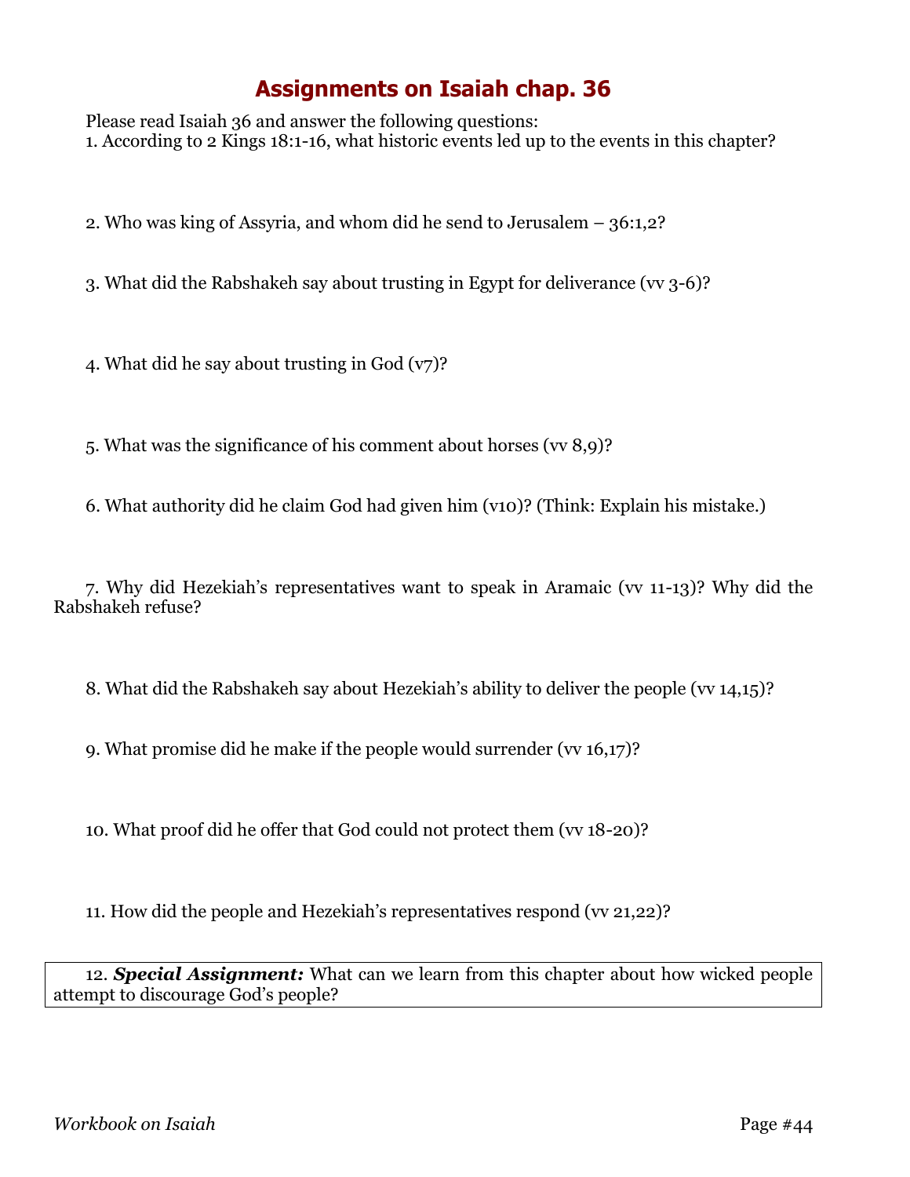# Assignments on Isaiah chap. 36

Please read Isaiah 36 and answer the following questions:

1. According to 2 Kings 18:1-16, what historic events led up to the events in this chapter?

2. Who was king of Assyria, and whom did he send to Jerusalem – 36:1,2?

3. What did the Rabshakeh say about trusting in Egypt for deliverance (vv 3-6)?

4. What did he say about trusting in God (v7)?

5. What was the significance of his comment about horses (vv 8,9)?

6. What authority did he claim God had given him (v10)? (Think: Explain his mistake.)

7. Why did Hezekiah's representatives want to speak in Aramaic (vv 11-13)? Why did the Rabshakeh refuse?

8. What did the Rabshakeh say about Hezekiah's ability to deliver the people (vv 14,15)?

9. What promise did he make if the people would surrender (vv 16,17)?

10. What proof did he offer that God could not protect them (vv 18-20)?

11. How did the people and Hezekiah's representatives respond (vv 21,22)?

12. ***Special Assignment:*** What can we learn from this chapter about how wicked people attempt to discourage God's people?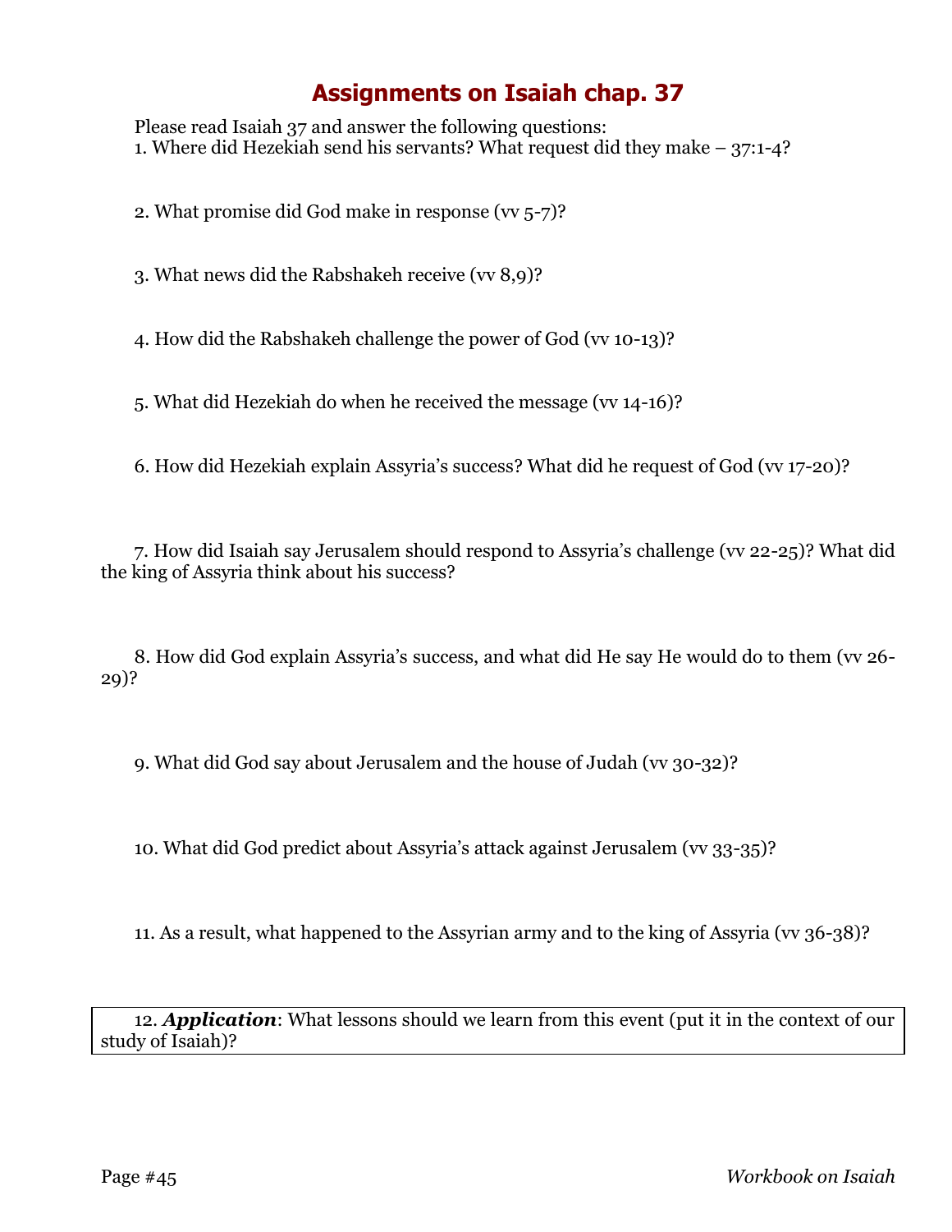# Assignments on Isaiah chap. 37

Please read Isaiah 37 and answer the following questions:

1. Where did Hezekiah send his servants? What request did they make – 37:1-4?

2. What promise did God make in response (vv 5-7)?

3. What news did the Rabshakeh receive (vv 8,9)?

4. How did the Rabshakeh challenge the power of God (vv 10-13)?

5. What did Hezekiah do when he received the message (vv 14-16)?

6. How did Hezekiah explain Assyria's success? What did he request of God (vv 17-20)?

7. How did Isaiah say Jerusalem should respond to Assyria's challenge (vv 22-25)? What did the king of Assyria think about his success?

8. How did God explain Assyria's success, and what did He say He would do to them (vv 26-29)?

9. What did God say about Jerusalem and the house of Judah (vv 30-32)?

10. What did God predict about Assyria's attack against Jerusalem (vv 33-35)?

11. As a result, what happened to the Assyrian army and to the king of Assyria (vv 36-38)?

12. ***Application***: What lessons should we learn from this event (put it in the context of our study of Isaiah)?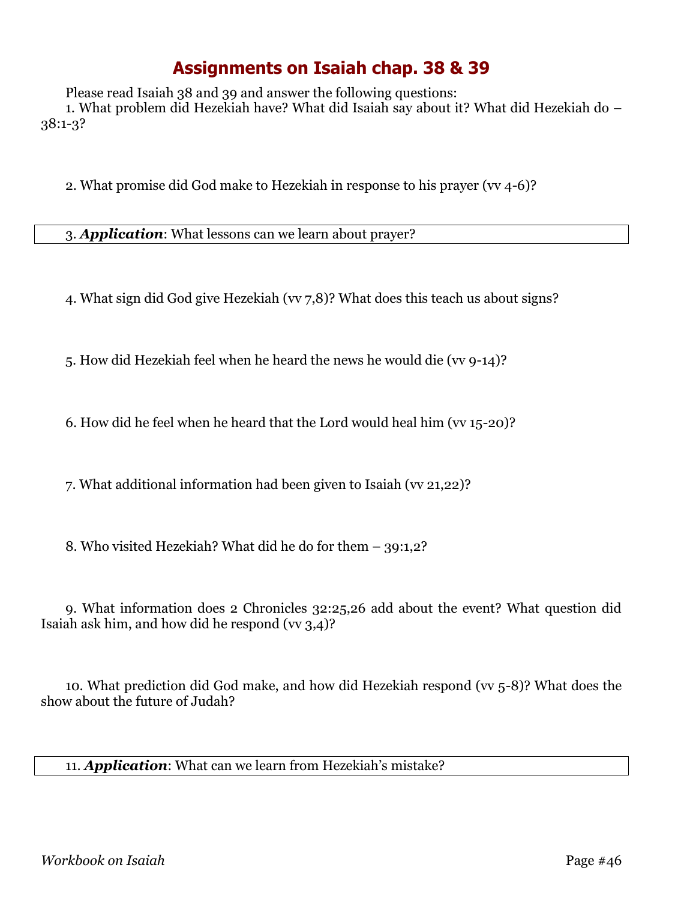# Assignments on Isaiah chap. 38 & 39

Please read Isaiah 38 and 39 and answer the following questions:

1. What problem did Hezekiah have? What did Isaiah say about it? What did Hezekiah do – 38:1-3?

2. What promise did God make to Hezekiah in response to his prayer (vv 4-6)?

3. ***Application***: What lessons can we learn about prayer?

4. What sign did God give Hezekiah (vv 7,8)? What does this teach us about signs?

5. How did Hezekiah feel when he heard the news he would die (vv 9-14)?

6. How did he feel when he heard that the Lord would heal him (vv 15-20)?

7. What additional information had been given to Isaiah (vv 21,22)?

8. Who visited Hezekiah? What did he do for them – 39:1,2?

9. What information does 2 Chronicles 32:25,26 add about the event? What question did Isaiah ask him, and how did he respond (vv 3,4)?

10. What prediction did God make, and how did Hezekiah respond (vv 5-8)? What does the show about the future of Judah?

11. ***Application***: What can we learn from Hezekiah's mistake?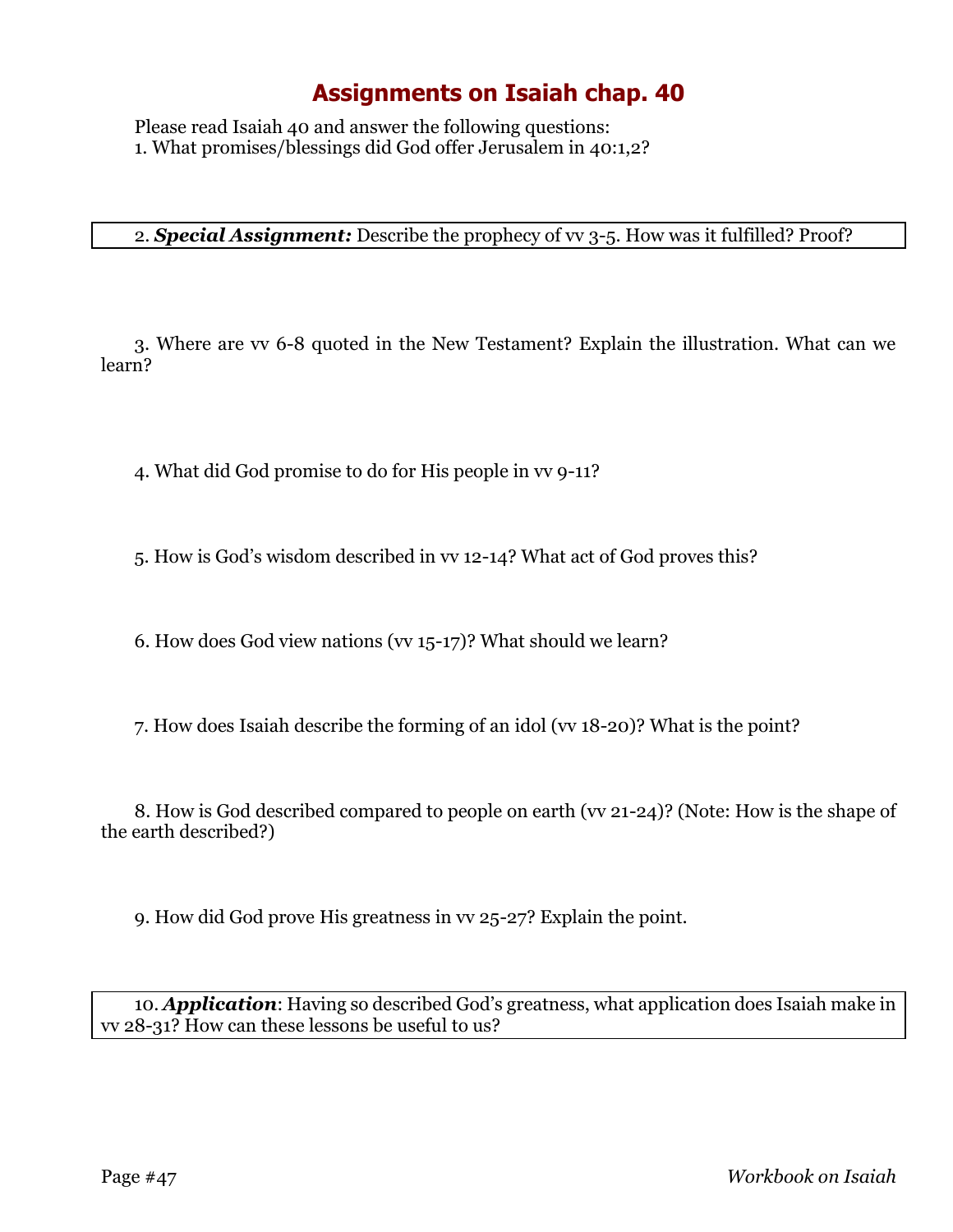# Assignments on Isaiah chap. 40

Please read Isaiah 40 and answer the following questions:

1. What promises/blessings did God offer Jerusalem in 40:1,2?

2. ***Special Assignment:*** Describe the prophecy of vv 3-5. How was it fulfilled? Proof?

3. Where are vv 6-8 quoted in the New Testament? Explain the illustration. What can we learn?

4. What did God promise to do for His people in vv 9-11?

5. How is God's wisdom described in vv 12-14? What act of God proves this?

6. How does God view nations (vv 15-17)? What should we learn?

7. How does Isaiah describe the forming of an idol (vv 18-20)? What is the point?

8. How is God described compared to people on earth (vv 21-24)? (Note: How is the shape of the earth described?)

9. How did God prove His greatness in vv 25-27? Explain the point.

10. ***Application***: Having so described God's greatness, what application does Isaiah make in vv 28-31? How can these lessons be useful to us?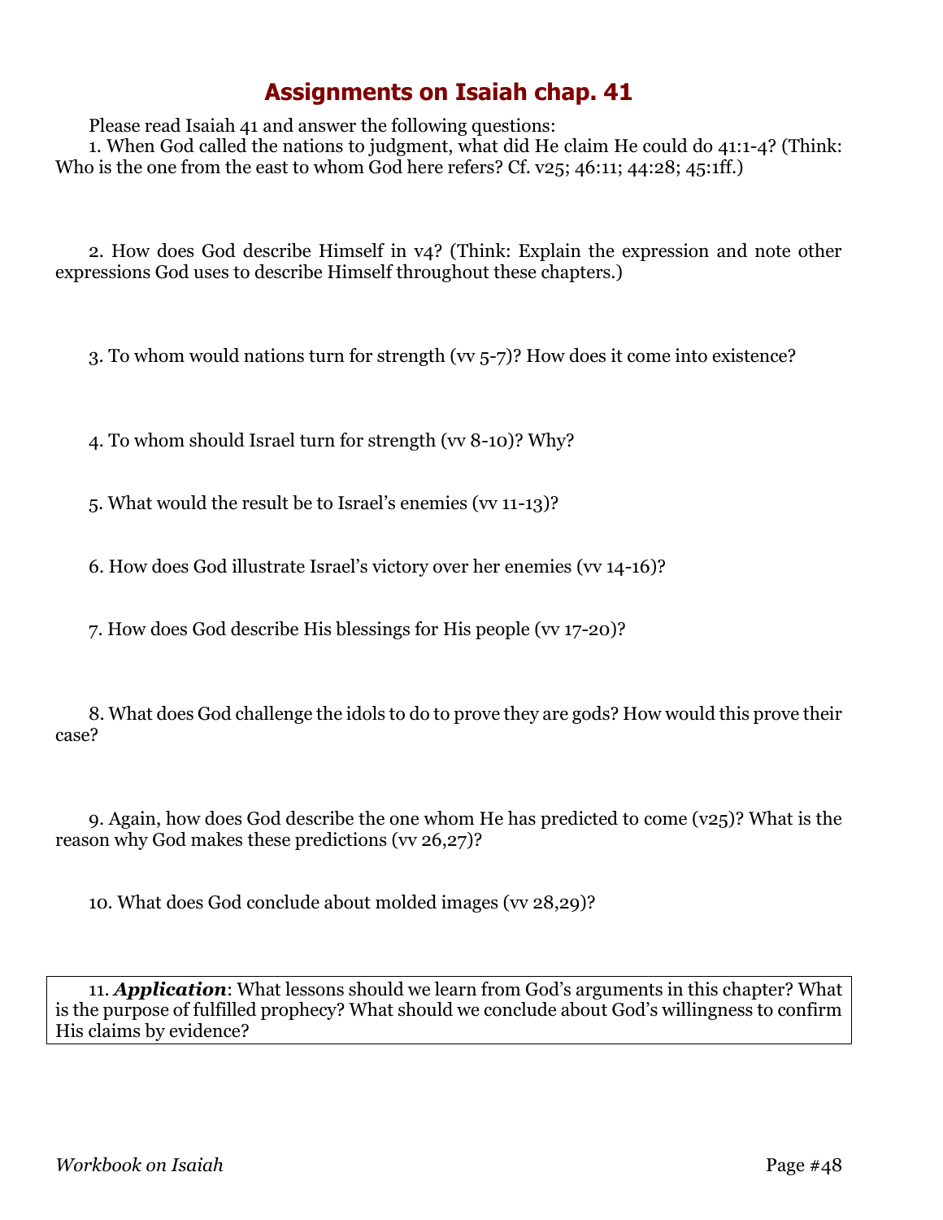# Assignments on Isaiah chap. 41

Please read Isaiah 41 and answer the following questions:

1. When God called the nations to judgment, what did He claim He could do 41:1-4? (Think: Who is the one from the east to whom God here refers? Cf. v25; 46:11; 44:28; 45:1ff.)

2. How does God describe Himself in v4? (Think: Explain the expression and note other expressions God uses to describe Himself throughout these chapters.)

3. To whom would nations turn for strength (vv 5-7)? How does it come into existence?

4. To whom should Israel turn for strength (vv 8-10)? Why?

5. What would the result be to Israel's enemies (vv 11-13)?

6. How does God illustrate Israel's victory over her enemies (vv 14-16)?

7. How does God describe His blessings for His people (vv 17-20)?

8. What does God challenge the idols to do to prove they are gods? How would this prove their case?

9. Again, how does God describe the one whom He has predicted to come (v25)? What is the reason why God makes these predictions (vv 26,27)?

10. What does God conclude about molded images (vv 28,29)?

11. ***Application***: What lessons should we learn from God's arguments in this chapter? What is the purpose of fulfilled prophecy? What should we conclude about God's willingness to confirm His claims by evidence?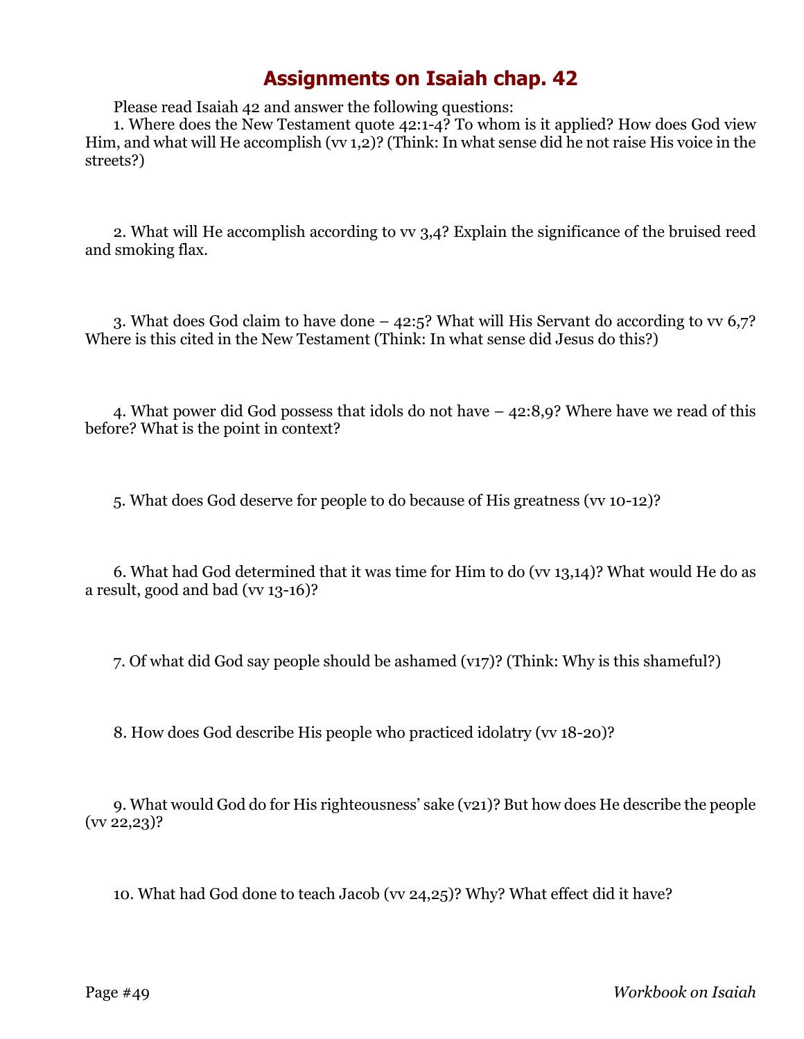# Assignments on Isaiah chap. 42

Please read Isaiah 42 and answer the following questions:

1. Where does the New Testament quote 42:1-4? To whom is it applied? How does God view Him, and what will He accomplish (vv 1,2)? (Think: In what sense did he not raise His voice in the streets?)

2. What will He accomplish according to vv 3,4? Explain the significance of the bruised reed and smoking flax.

3. What does God claim to have done – 42:5? What will His Servant do according to vv 6,7? Where is this cited in the New Testament (Think: In what sense did Jesus do this?)

4. What power did God possess that idols do not have – 42:8,9? Where have we read of this before? What is the point in context?

5. What does God deserve for people to do because of His greatness (vv 10-12)?

6. What had God determined that it was time for Him to do (vv 13,14)? What would He do as a result, good and bad (vv 13-16)?

7. Of what did God say people should be ashamed (v17)? (Think: Why is this shameful?)

8. How does God describe His people who practiced idolatry (vv 18-20)?

9. What would God do for His righteousness' sake (v21)? But how does He describe the people (vv 22,23)?

10. What had God done to teach Jacob (vv 24,25)? Why? What effect did it have?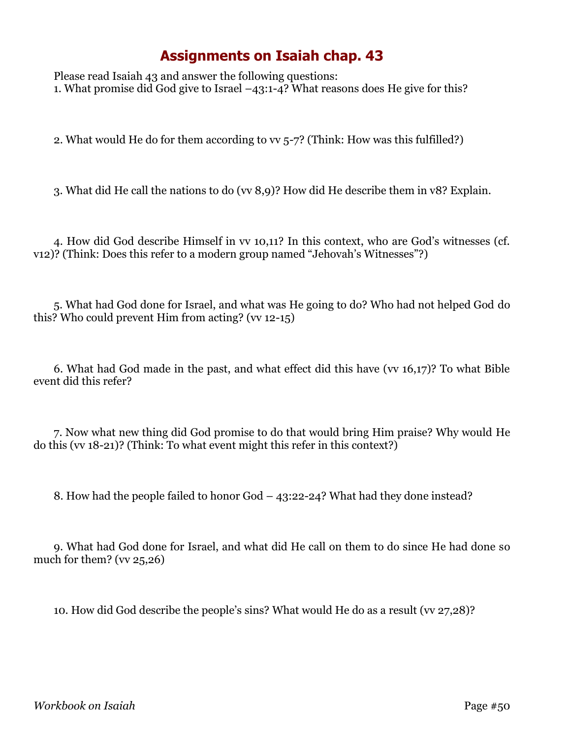# Assignments on Isaiah chap. 43

Please read Isaiah 43 and answer the following questions:

1. What promise did God give to Israel –43:1-4? What reasons does He give for this?

2. What would He do for them according to vv 5-7? (Think: How was this fulfilled?)

3. What did He call the nations to do (vv 8,9)? How did He describe them in v8? Explain.

4. How did God describe Himself in vv 10,11? In this context, who are God's witnesses (cf. v12)? (Think: Does this refer to a modern group named "Jehovah's Witnesses"?)

5. What had God done for Israel, and what was He going to do? Who had not helped God do this? Who could prevent Him from acting? (vv 12-15)

6. What had God made in the past, and what effect did this have (vv 16,17)? To what Bible event did this refer?

7. Now what new thing did God promise to do that would bring Him praise? Why would He do this (vv 18-21)? (Think: To what event might this refer in this context?)

8. How had the people failed to honor God – 43:22-24? What had they done instead?

9. What had God done for Israel, and what did He call on them to do since He had done so much for them? (vv 25,26)

10. How did God describe the people's sins? What would He do as a result (vv 27,28)?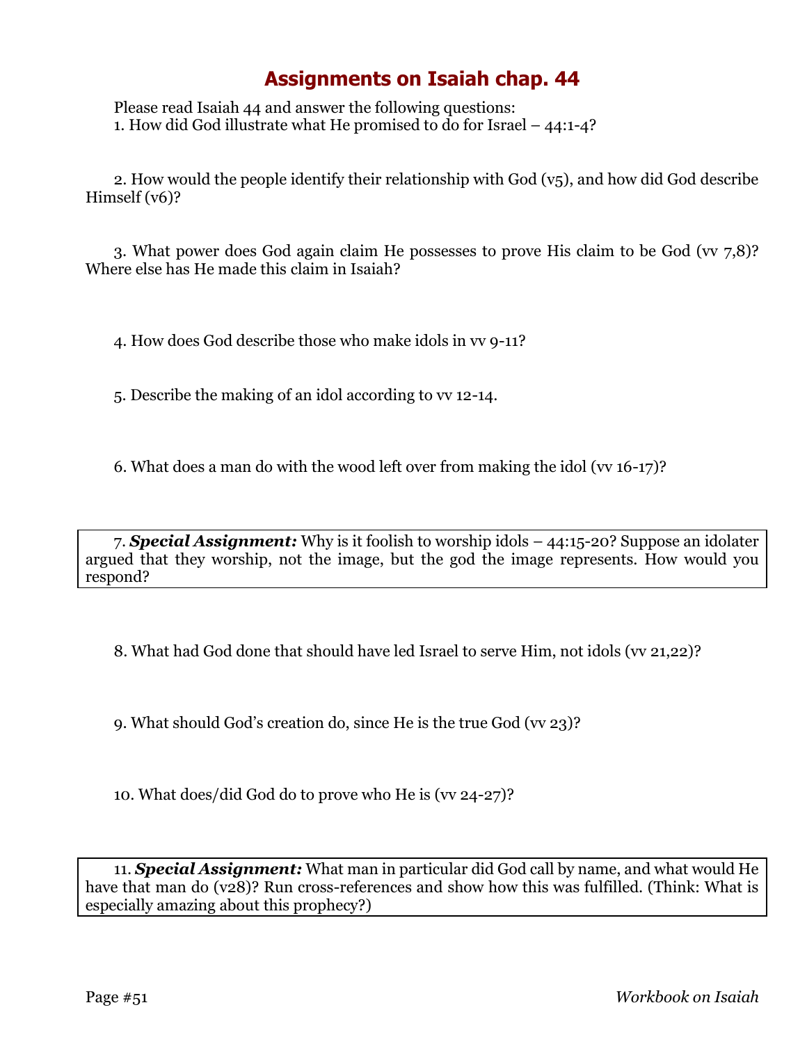# Assignments on Isaiah chap. 44

Please read Isaiah 44 and answer the following questions:

1. How did God illustrate what He promised to do for Israel – 44:1-4?

2. How would the people identify their relationship with God (v5), and how did God describe Himself (v6)?

3. What power does God again claim He possesses to prove His claim to be God (vv 7,8)? Where else has He made this claim in Isaiah?

4. How does God describe those who make idols in vv 9-11?

5. Describe the making of an idol according to vv 12-14.

6. What does a man do with the wood left over from making the idol (vv 16-17)?

7. ***Special Assignment:*** Why is it foolish to worship idols – 44:15-20? Suppose an idolater argued that they worship, not the image, but the god the image represents. How would you respond?

8. What had God done that should have led Israel to serve Him, not idols (vv 21,22)?

9. What should God's creation do, since He is the true God (vv 23)?

10. What does/did God do to prove who He is (vv 24-27)?

11. ***Special Assignment:*** What man in particular did God call by name, and what would He have that man do (v28)? Run cross-references and show how this was fulfilled. (Think: What is especially amazing about this prophecy?)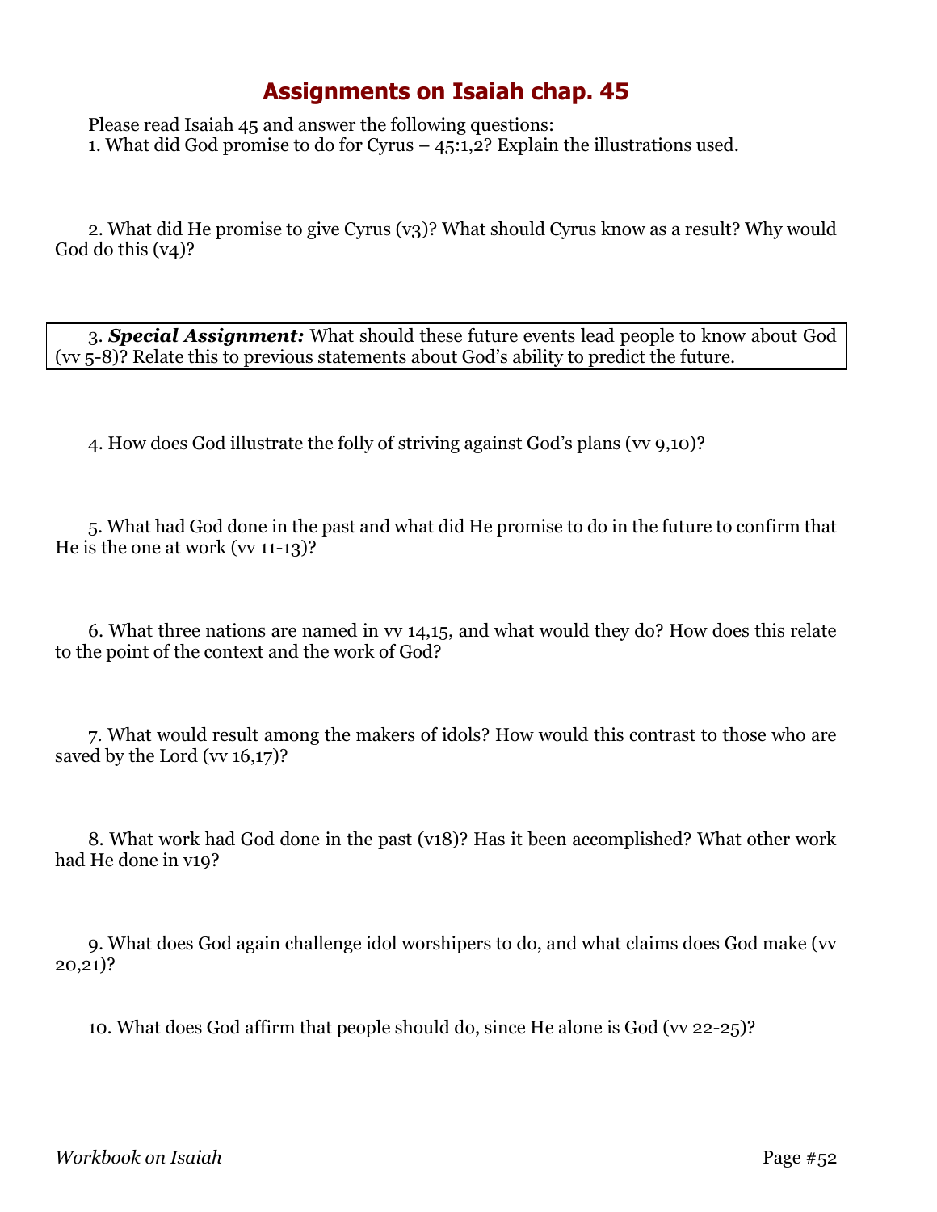# Assignments on Isaiah chap. 45

Please read Isaiah 45 and answer the following questions:

1. What did God promise to do for Cyrus – 45:1,2? Explain the illustrations used.

2. What did He promise to give Cyrus (v3)? What should Cyrus know as a result? Why would God do this (v4)?

3. ***Special Assignment:*** What should these future events lead people to know about God (vv 5-8)? Relate this to previous statements about God's ability to predict the future.

4. How does God illustrate the folly of striving against God's plans (vv 9,10)?

5. What had God done in the past and what did He promise to do in the future to confirm that He is the one at work (vv 11-13)?

6. What three nations are named in vv 14,15, and what would they do? How does this relate to the point of the context and the work of God?

7. What would result among the makers of idols? How would this contrast to those who are saved by the Lord (vv 16,17)?

8. What work had God done in the past (v18)? Has it been accomplished? What other work had He done in v19?

9. What does God again challenge idol worshipers to do, and what claims does God make (vv 20,21)?

10. What does God affirm that people should do, since He alone is God (vv 22-25)?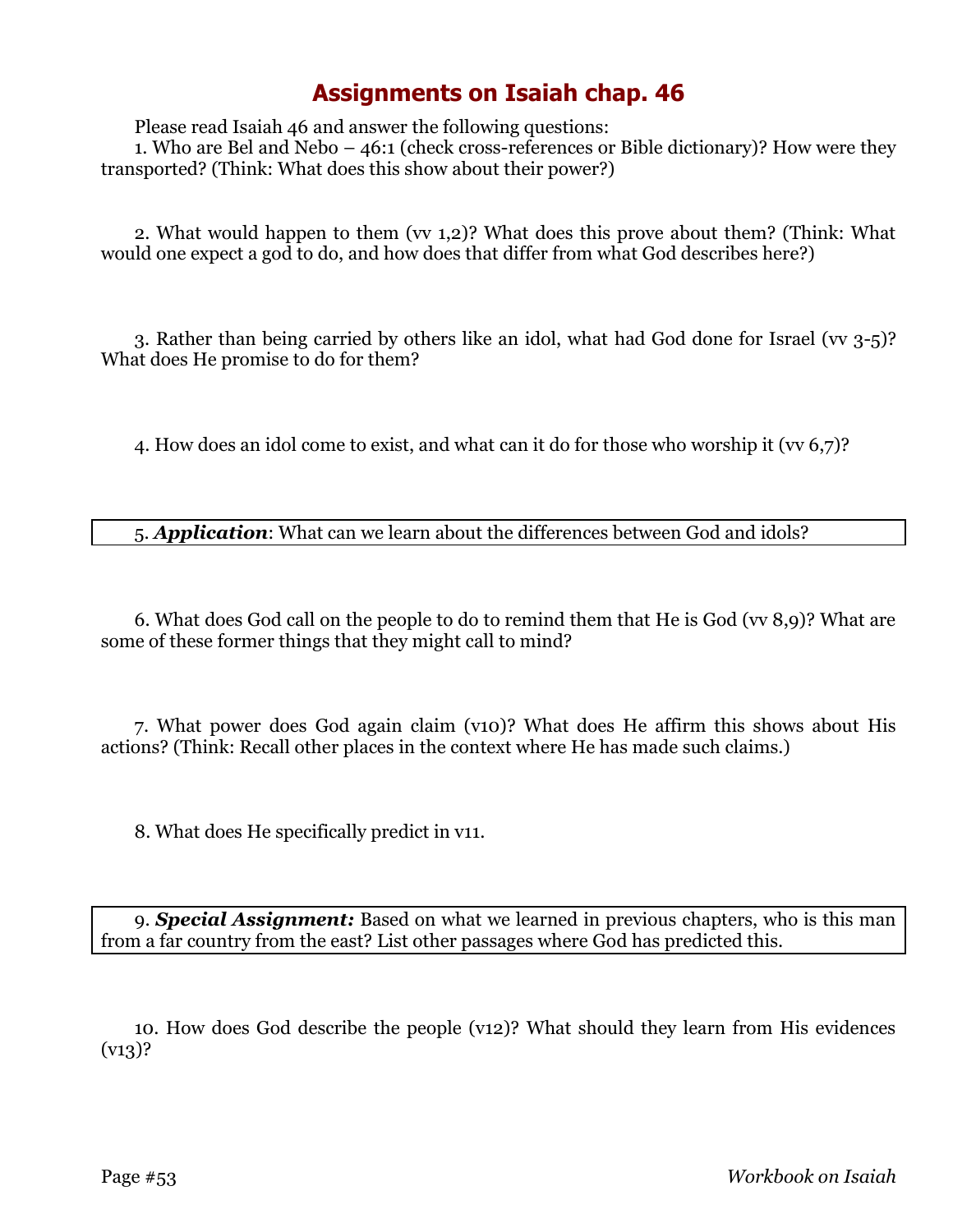# Assignments on Isaiah chap. 46

Please read Isaiah 46 and answer the following questions:

1. Who are Bel and Nebo – 46:1 (check cross-references or Bible dictionary)? How were they transported? (Think: What does this show about their power?)

2. What would happen to them (vv 1,2)? What does this prove about them? (Think: What would one expect a god to do, and how does that differ from what God describes here?)

3. Rather than being carried by others like an idol, what had God done for Israel (vv 3-5)? What does He promise to do for them?

4. How does an idol come to exist, and what can it do for those who worship it (vv 6,7)?

5. ***Application***: What can we learn about the differences between God and idols?

6. What does God call on the people to do to remind them that He is God (vv 8,9)? What are some of these former things that they might call to mind?

7. What power does God again claim (v10)? What does He affirm this shows about His actions? (Think: Recall other places in the context where He has made such claims.)

8. What does He specifically predict in v11.

9. ***Special Assignment:*** Based on what we learned in previous chapters, who is this man from a far country from the east? List other passages where God has predicted this.

10. How does God describe the people (v12)? What should they learn from His evidences (v13)?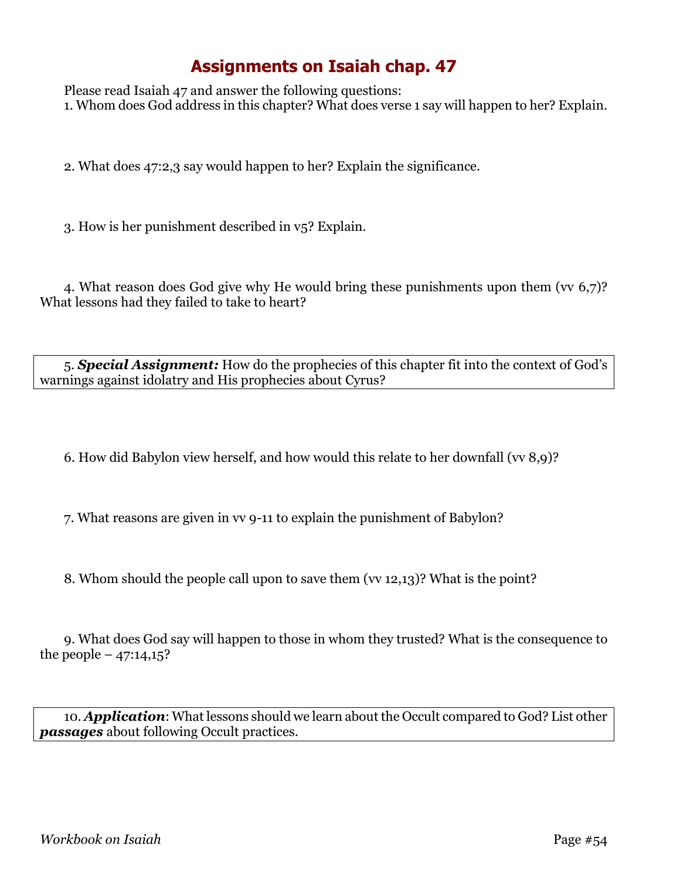# Assignments on Isaiah chap. 47

Please read Isaiah 47 and answer the following questions:

1. Whom does God address in this chapter? What does verse 1 say will happen to her? Explain.

2. What does 47:2,3 say would happen to her? Explain the significance.

3. How is her punishment described in v5? Explain.

4. What reason does God give why He would bring these punishments upon them (vv 6,7)? What lessons had they failed to take to heart?

5. ***Special Assignment:*** How do the prophecies of this chapter fit into the context of God's warnings against idolatry and His prophecies about Cyrus?

6. How did Babylon view herself, and how would this relate to her downfall (vv 8,9)?

7. What reasons are given in vv 9-11 to explain the punishment of Babylon?

8. Whom should the people call upon to save them (vv 12,13)? What is the point?

9. What does God say will happen to those in whom they trusted? What is the consequence to the people – 47:14,15?

10. ***Application***: What lessons should we learn about the Occult compared to God? List other ***passages*** about following Occult practices.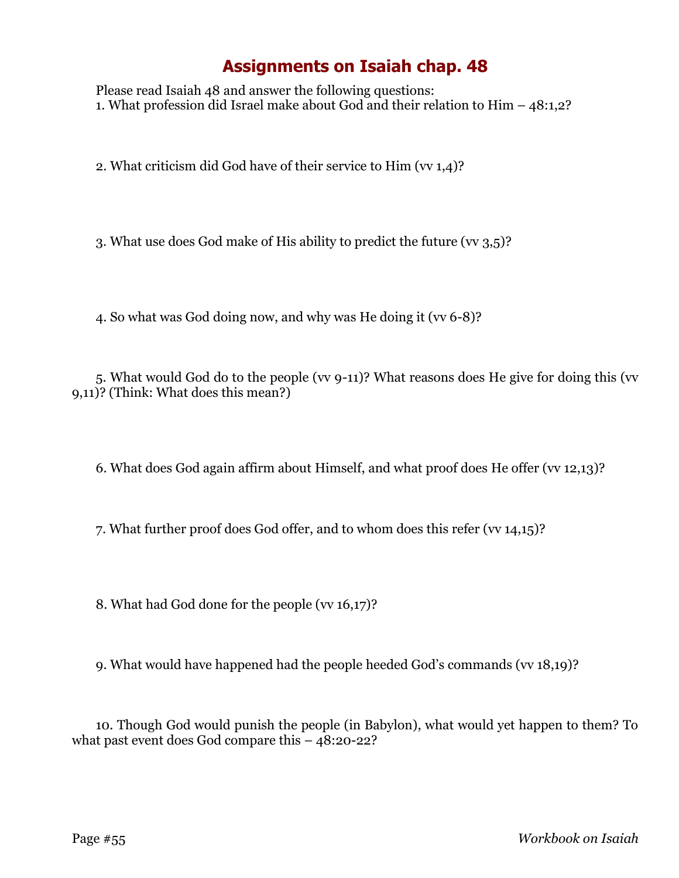# Assignments on Isaiah chap. 48

Please read Isaiah 48 and answer the following questions:

1. What profession did Israel make about God and their relation to Him – 48:1,2?

2. What criticism did God have of their service to Him (vv 1,4)?

3. What use does God make of His ability to predict the future (vv 3,5)?

4. So what was God doing now, and why was He doing it (vv 6-8)?

5. What would God do to the people (vv 9-11)? What reasons does He give for doing this (vv 9,11)? (Think: What does this mean?)

6. What does God again affirm about Himself, and what proof does He offer (vv 12,13)?

7. What further proof does God offer, and to whom does this refer (vv 14,15)?

8. What had God done for the people (vv 16,17)?

9. What would have happened had the people heeded God's commands (vv 18,19)?

10. Though God would punish the people (in Babylon), what would yet happen to them? To what past event does God compare this – 48:20-22?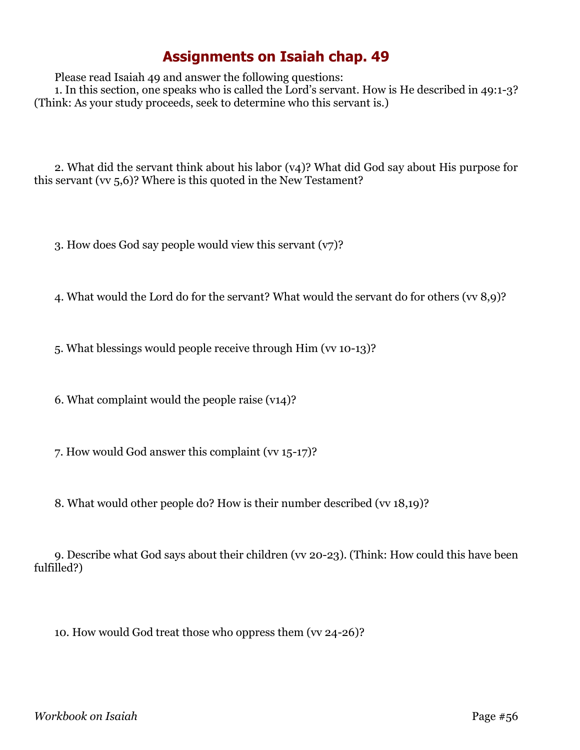# Assignments on Isaiah chap. 49

Please read Isaiah 49 and answer the following questions:

1. In this section, one speaks who is called the Lord's servant. How is He described in 49:1-3? (Think: As your study proceeds, seek to determine who this servant is.)

2. What did the servant think about his labor (v4)? What did God say about His purpose for this servant (vv 5,6)? Where is this quoted in the New Testament?

3. How does God say people would view this servant (v7)?

4. What would the Lord do for the servant? What would the servant do for others (vv 8,9)?

5. What blessings would people receive through Him (vv 10-13)?

6. What complaint would the people raise (v14)?

7. How would God answer this complaint (vv 15-17)?

8. What would other people do? How is their number described (vv 18,19)?

9. Describe what God says about their children (vv 20-23). (Think: How could this have been fulfilled?)

10. How would God treat those who oppress them (vv 24-26)?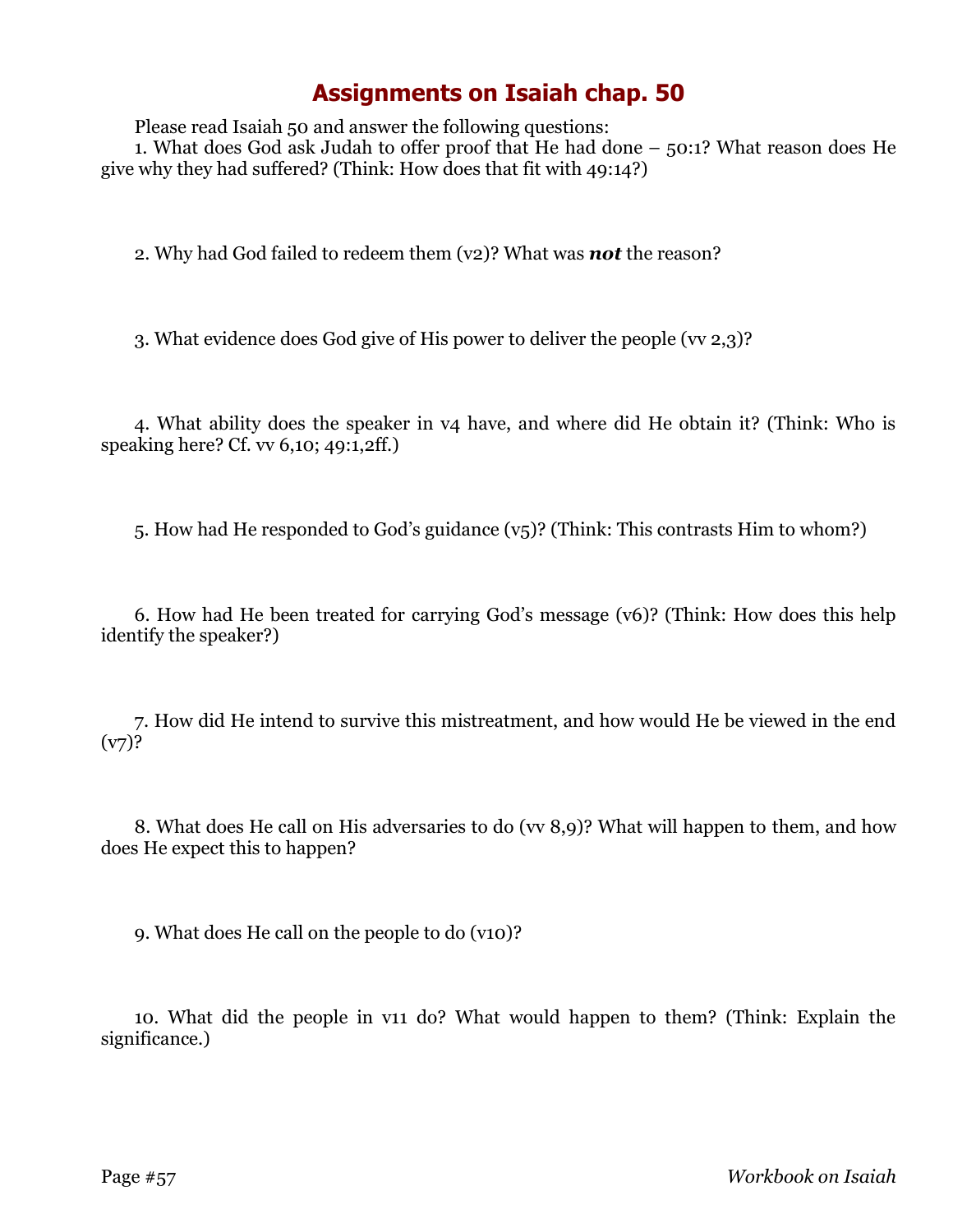# Assignments on Isaiah chap. 50

Please read Isaiah 50 and answer the following questions:

1. What does God ask Judah to offer proof that He had done – 50:1? What reason does He give why they had suffered? (Think: How does that fit with 49:14?)

2. Why had God failed to redeem them (v2)? What was ***not*** the reason?

3. What evidence does God give of His power to deliver the people (vv 2,3)?

4. What ability does the speaker in v4 have, and where did He obtain it? (Think: Who is speaking here? Cf. vv 6,10; 49:1,2ff.)

5. How had He responded to God's guidance (v5)? (Think: This contrasts Him to whom?)

6. How had He been treated for carrying God's message (v6)? (Think: How does this help identify the speaker?)

7. How did He intend to survive this mistreatment, and how would He be viewed in the end (v7)?

8. What does He call on His adversaries to do (vv 8,9)? What will happen to them, and how does He expect this to happen?

9. What does He call on the people to do (v10)?

10. What did the people in v11 do? What would happen to them? (Think: Explain the significance.)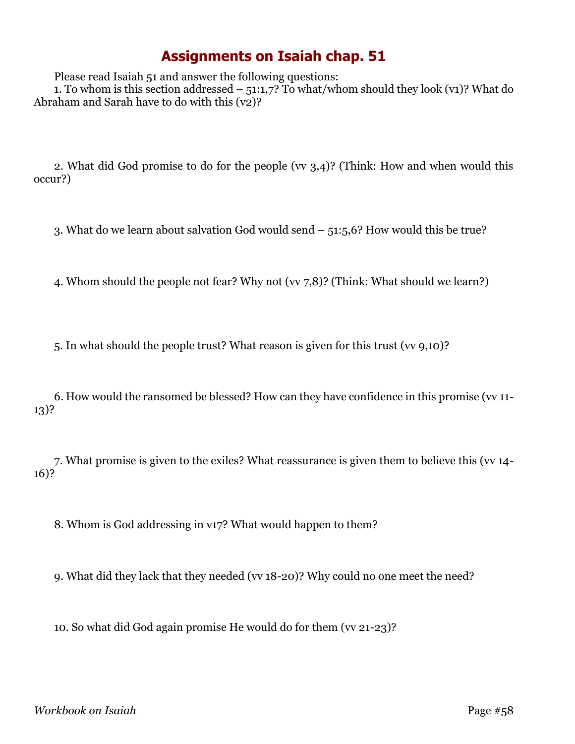# Assignments on Isaiah chap. 51

Please read Isaiah 51 and answer the following questions:

1. To whom is this section addressed – 51:1,7? To what/whom should they look (v1)? What do Abraham and Sarah have to do with this (v2)?

2. What did God promise to do for the people (vv 3,4)? (Think: How and when would this occur?)

3. What do we learn about salvation God would send – 51:5,6? How would this be true?

4. Whom should the people not fear? Why not (vv 7,8)? (Think: What should we learn?)

5. In what should the people trust? What reason is given for this trust (vv 9,10)?

6. How would the ransomed be blessed? How can they have confidence in this promise (vv 11-13)?

7. What promise is given to the exiles? What reassurance is given them to believe this (vv 14-16)?

8. Whom is God addressing in v17? What would happen to them?

9. What did they lack that they needed (vv 18-20)? Why could no one meet the need?

10. So what did God again promise He would do for them (vv 21-23)?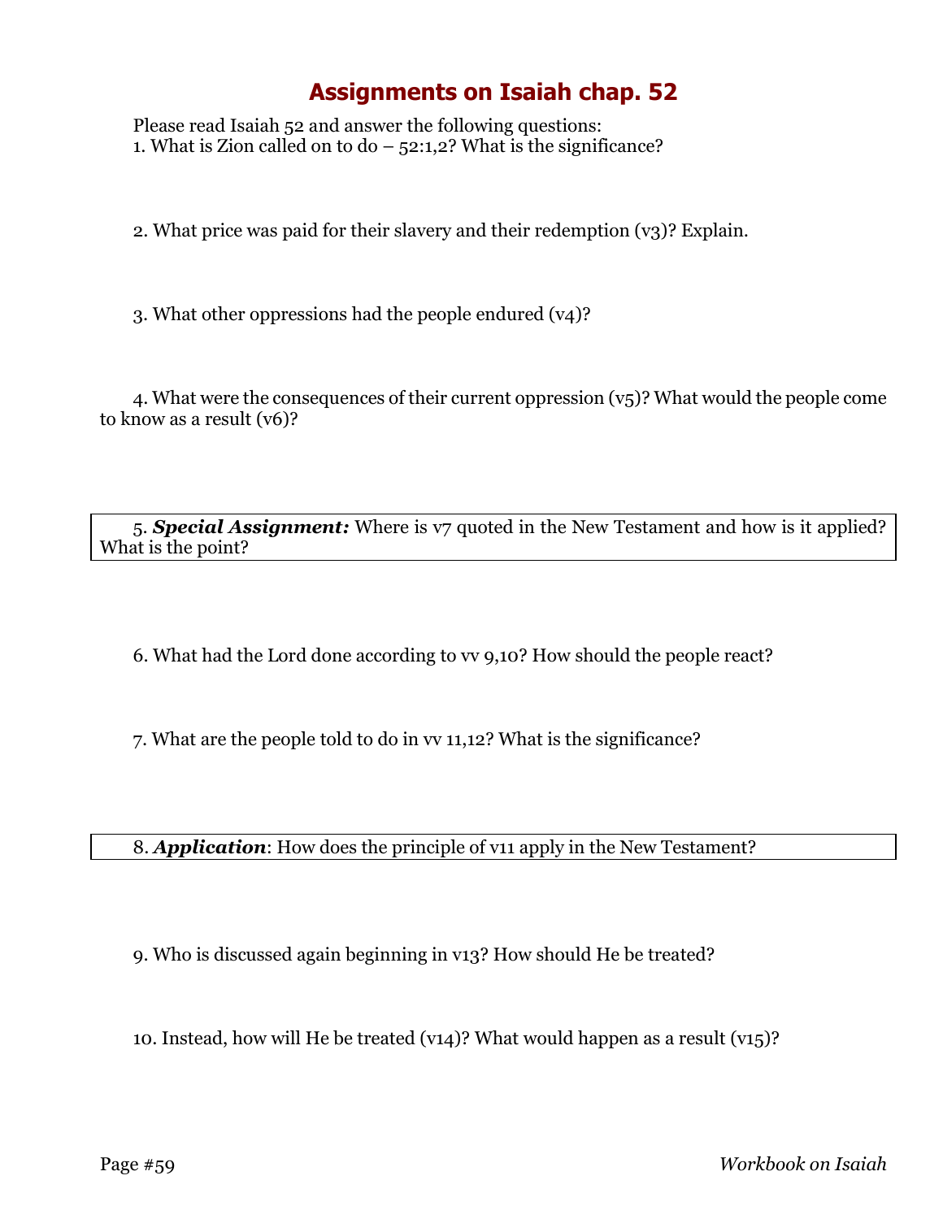# Assignments on Isaiah chap. 52

Please read Isaiah 52 and answer the following questions:

1. What is Zion called on to do – 52:1,2? What is the significance?

2. What price was paid for their slavery and their redemption (v3)? Explain.

3. What other oppressions had the people endured (v4)?

4. What were the consequences of their current oppression (v5)? What would the people come to know as a result (v6)?

5. ***Special Assignment:*** Where is v7 quoted in the New Testament and how is it applied? What is the point?

6. What had the Lord done according to vv 9,10? How should the people react?

7. What are the people told to do in vv 11,12? What is the significance?

8. ***Application***: How does the principle of v11 apply in the New Testament?

9. Who is discussed again beginning in v13? How should He be treated?

10. Instead, how will He be treated (v14)? What would happen as a result (v15)?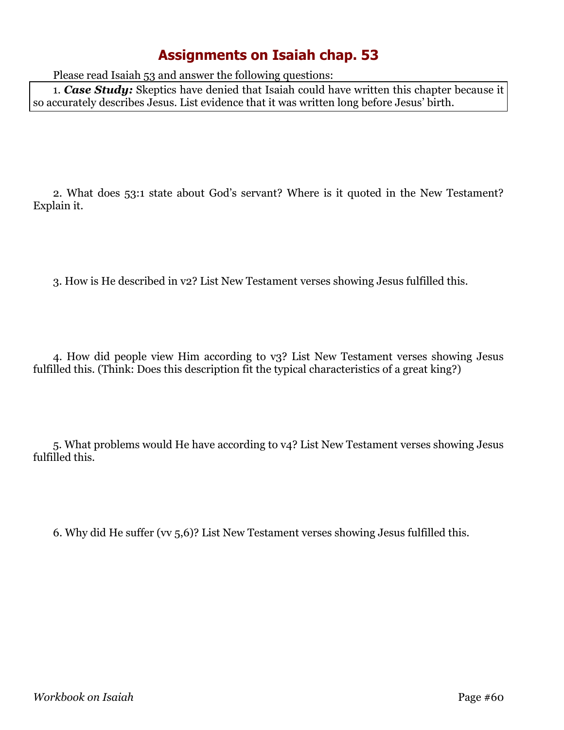# Assignments on Isaiah chap. 53

Please read Isaiah 53 and answer the following questions:

1. ***Case Study:*** Skeptics have denied that Isaiah could have written this chapter because it so accurately describes Jesus. List evidence that it was written long before Jesus' birth.

2. What does 53:1 state about God's servant? Where is it quoted in the New Testament? Explain it.

3. How is He described in v2? List New Testament verses showing Jesus fulfilled this.

4. How did people view Him according to v3? List New Testament verses showing Jesus fulfilled this. (Think: Does this description fit the typical characteristics of a great king?)

5. What problems would He have according to v4? List New Testament verses showing Jesus fulfilled this.

6. Why did He suffer (vv 5,6)? List New Testament verses showing Jesus fulfilled this.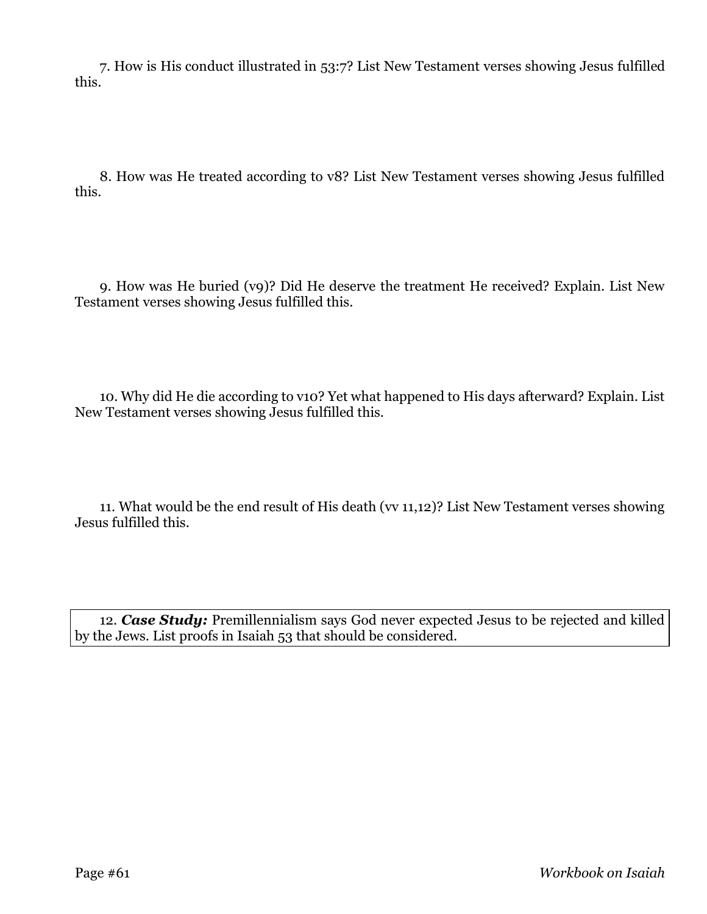7. How is His conduct illustrated in 53:7? List New Testament verses showing Jesus fulfilled this.

8. How was He treated according to v8? List New Testament verses showing Jesus fulfilled this.

9. How was He buried (v9)? Did He deserve the treatment He received? Explain. List New Testament verses showing Jesus fulfilled this.

10. Why did He die according to v10? Yet what happened to His days afterward? Explain. List New Testament verses showing Jesus fulfilled this.

11. What would be the end result of His death (vv 11,12)? List New Testament verses showing Jesus fulfilled this.

12. ***Case Study:*** Premillennialism says God never expected Jesus to be rejected and killed by the Jews. List proofs in Isaiah 53 that should be considered.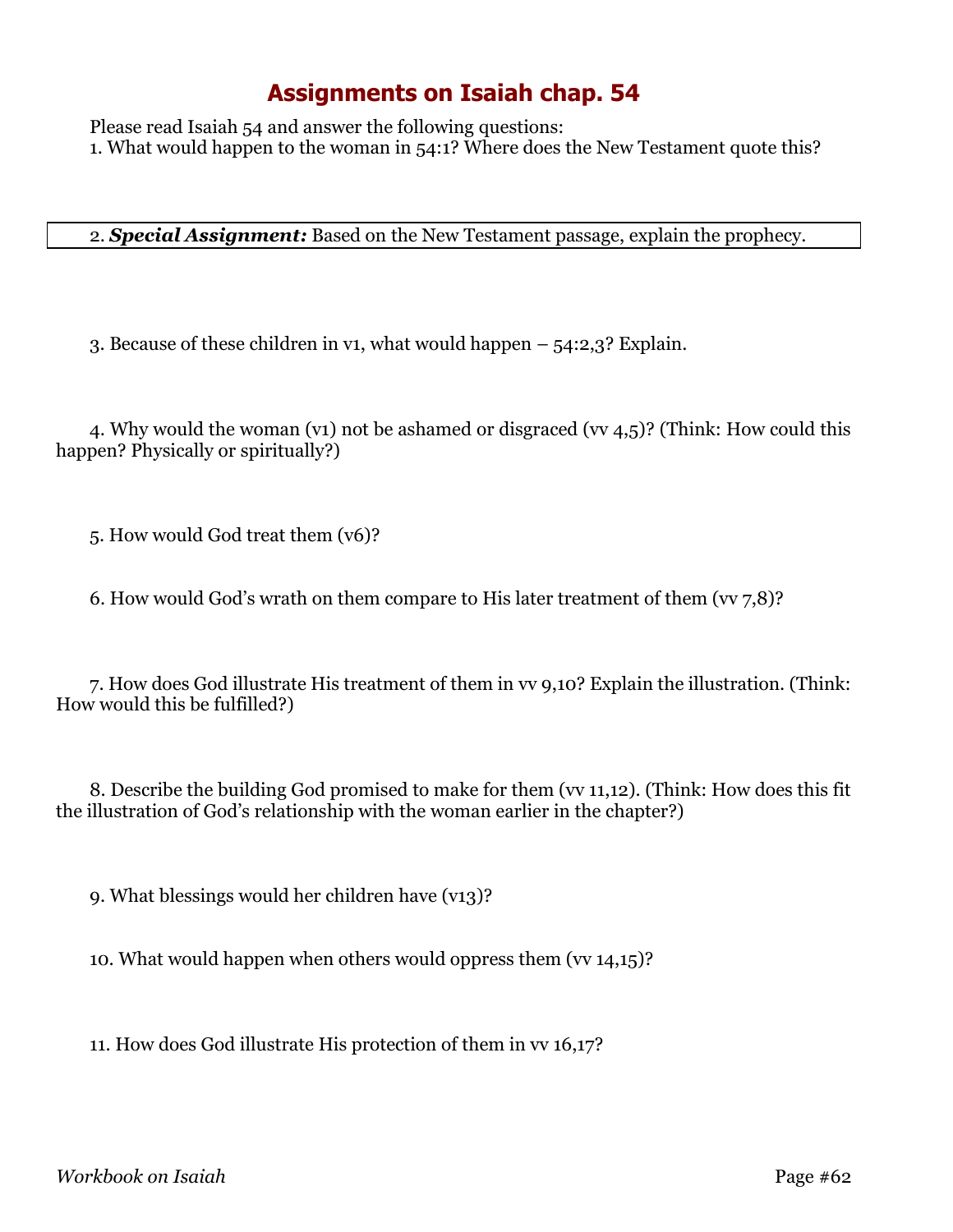# Assignments on Isaiah chap. 54

Please read Isaiah 54 and answer the following questions:

1. What would happen to the woman in 54:1? Where does the New Testament quote this?

2. ***Special Assignment:*** Based on the New Testament passage, explain the prophecy.

3. Because of these children in v1, what would happen – 54:2,3? Explain.

4. Why would the woman (v1) not be ashamed or disgraced (vv 4,5)? (Think: How could this happen? Physically or spiritually?)

5. How would God treat them (v6)?

6. How would God's wrath on them compare to His later treatment of them (vv 7,8)?

7. How does God illustrate His treatment of them in vv 9,10? Explain the illustration. (Think: How would this be fulfilled?)

8. Describe the building God promised to make for them (vv 11,12). (Think: How does this fit the illustration of God's relationship with the woman earlier in the chapter?)

9. What blessings would her children have (v13)?

10. What would happen when others would oppress them (vv 14,15)?

11. How does God illustrate His protection of them in vv 16,17?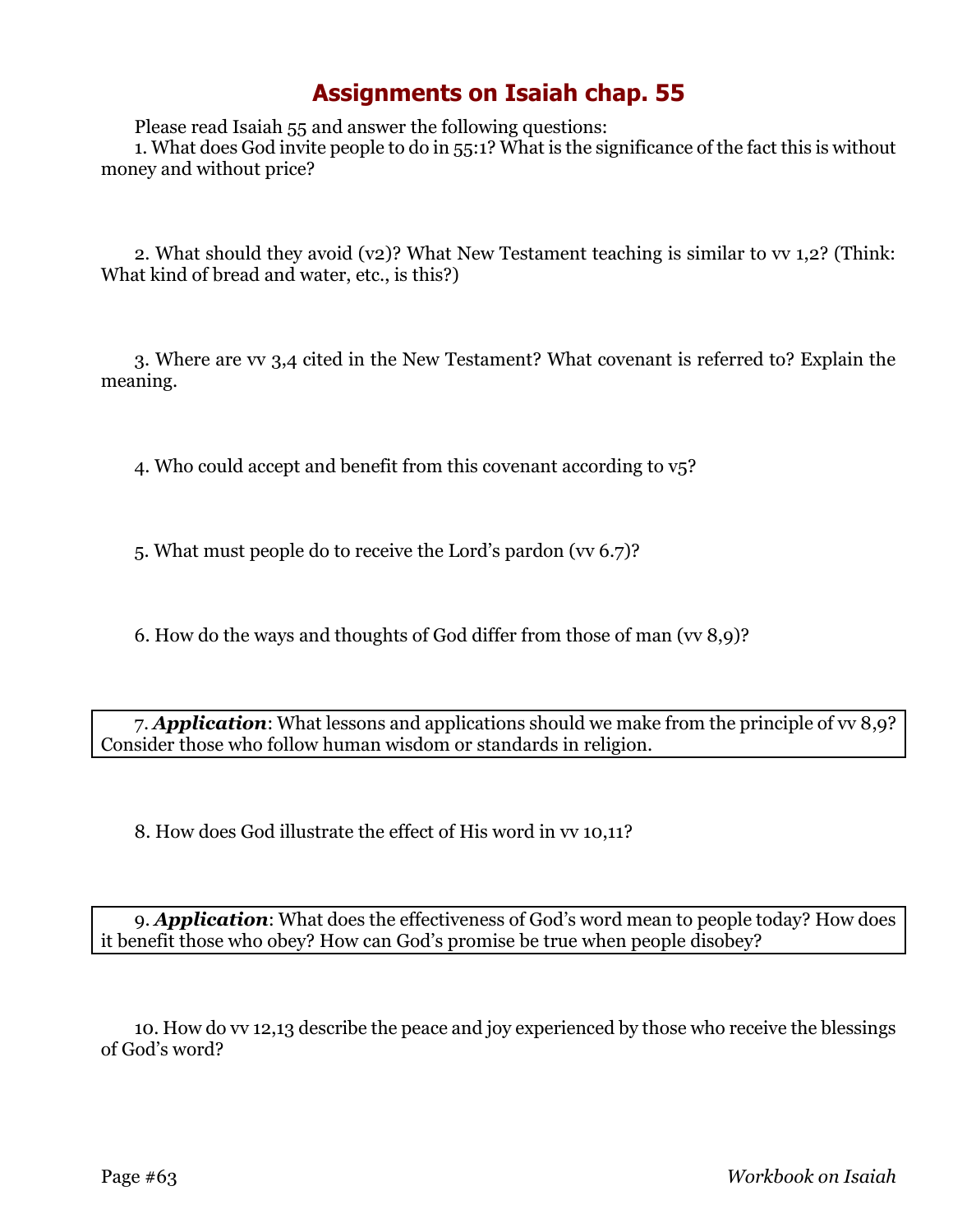# Assignments on Isaiah chap. 55

Please read Isaiah 55 and answer the following questions:

1. What does God invite people to do in 55:1? What is the significance of the fact this is without money and without price?

2. What should they avoid (v2)? What New Testament teaching is similar to vv 1,2? (Think: What kind of bread and water, etc., is this?)

3. Where are vv 3,4 cited in the New Testament? What covenant is referred to? Explain the meaning.

4. Who could accept and benefit from this covenant according to v5?

5. What must people do to receive the Lord's pardon (vv 6.7)?

6. How do the ways and thoughts of God differ from those of man (vv 8,9)?

7. ***Application***: What lessons and applications should we make from the principle of vv 8,9? Consider those who follow human wisdom or standards in religion.

8. How does God illustrate the effect of His word in vv 10,11?

9. ***Application***: What does the effectiveness of God's word mean to people today? How does it benefit those who obey? How can God's promise be true when people disobey?

10. How do vv 12,13 describe the peace and joy experienced by those who receive the blessings of God's word?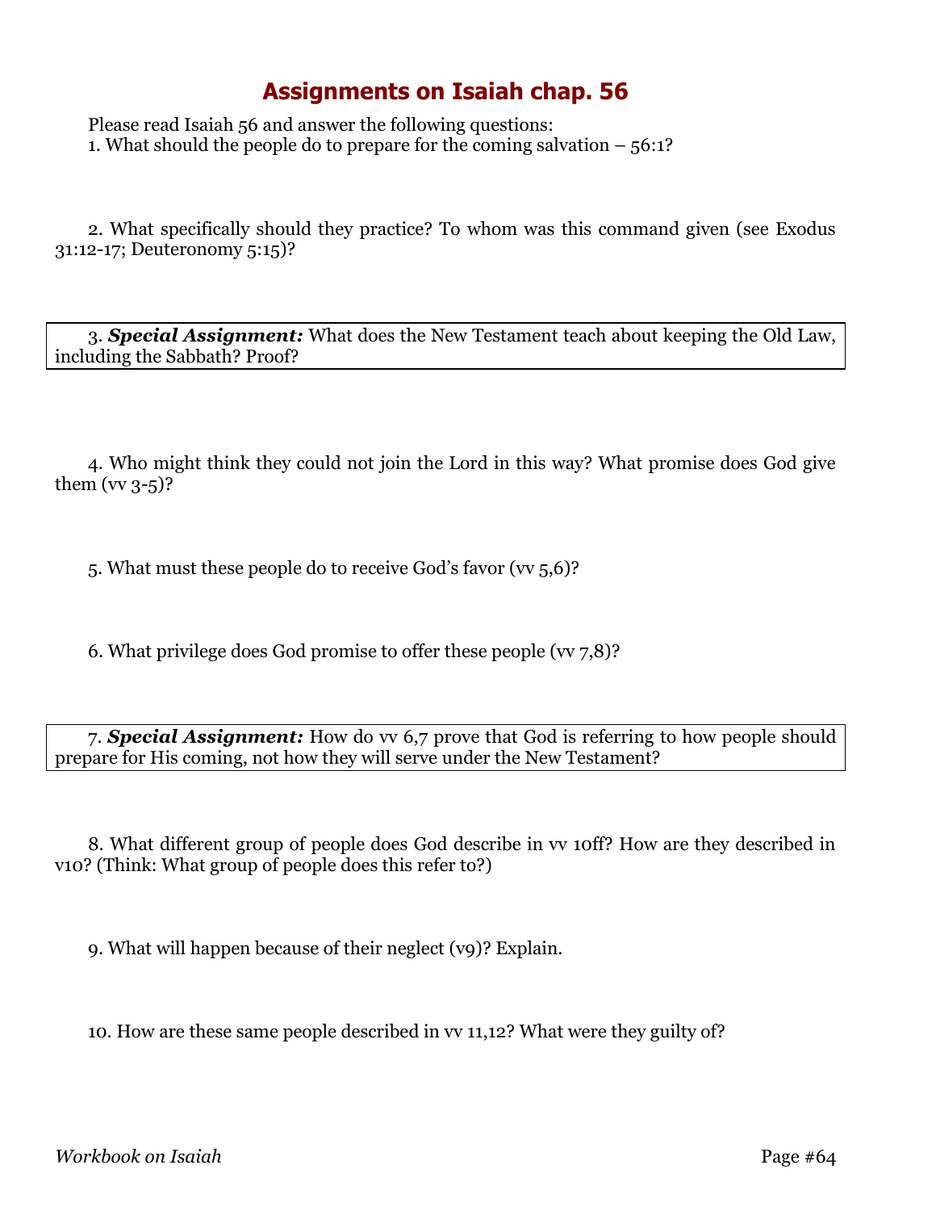# Assignments on Isaiah chap. 56

Please read Isaiah 56 and answer the following questions:

1. What should the people do to prepare for the coming salvation – 56:1?

2. What specifically should they practice? To whom was this command given (see Exodus 31:12-17; Deuteronomy 5:15)?

3. ***Special Assignment:*** What does the New Testament teach about keeping the Old Law, including the Sabbath? Proof?

4. Who might think they could not join the Lord in this way? What promise does God give them (vv 3-5)?

5. What must these people do to receive God's favor (vv 5,6)?

6. What privilege does God promise to offer these people (vv 7,8)?

7. ***Special Assignment:*** How do vv 6,7 prove that God is referring to how people should prepare for His coming, not how they will serve under the New Testament?

8. What different group of people does God describe in vv 10ff? How are they described in v10? (Think: What group of people does this refer to?)

9. What will happen because of their neglect (v9)? Explain.

10. How are these same people described in vv 11,12? What were they guilty of?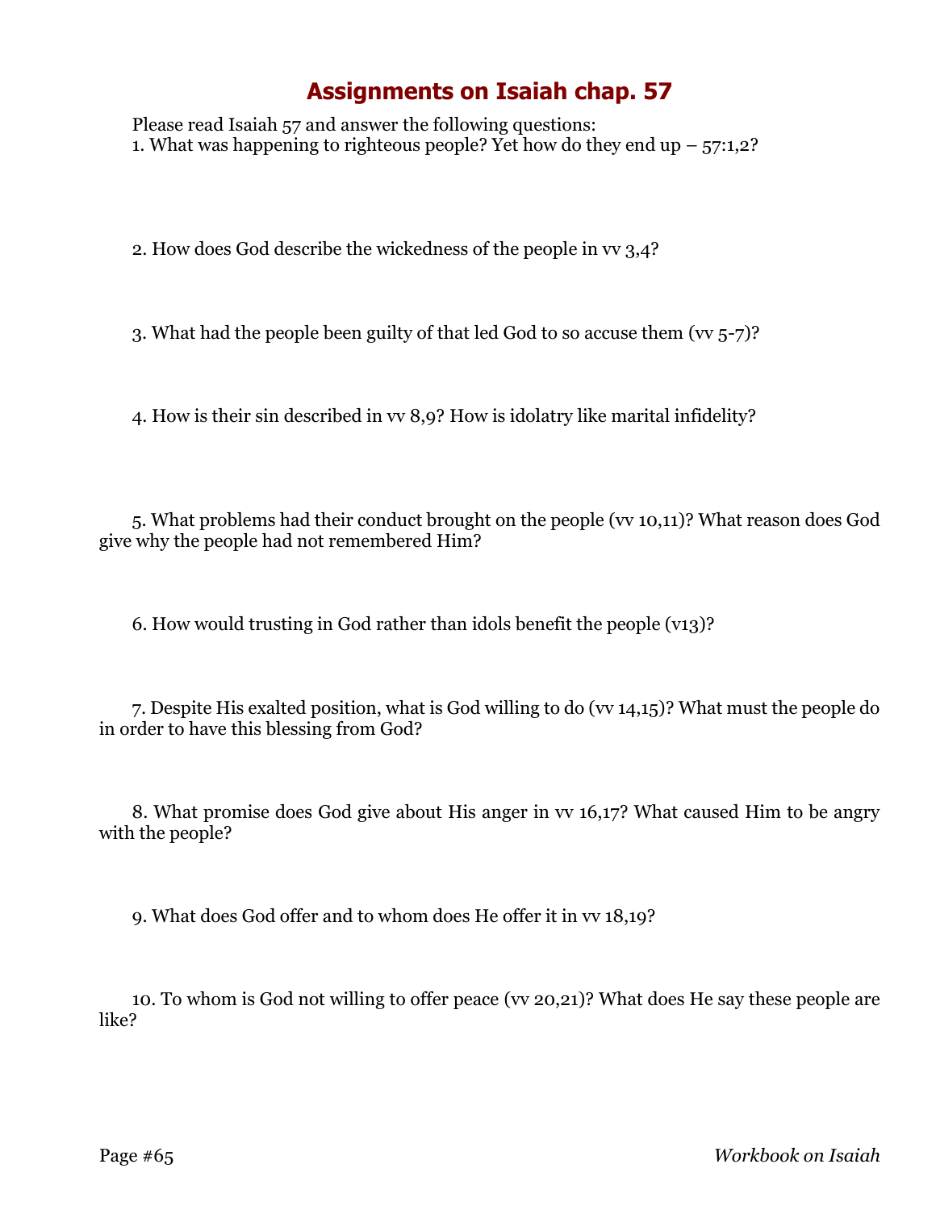# Assignments on Isaiah chap. 57

Please read Isaiah 57 and answer the following questions:

1. What was happening to righteous people? Yet how do they end up – 57:1,2?

2. How does God describe the wickedness of the people in vv 3,4?

3. What had the people been guilty of that led God to so accuse them (vv 5-7)?

4. How is their sin described in vv 8,9? How is idolatry like marital infidelity?

5. What problems had their conduct brought on the people (vv 10,11)? What reason does God give why the people had not remembered Him?

6. How would trusting in God rather than idols benefit the people (v13)?

7. Despite His exalted position, what is God willing to do (vv 14,15)? What must the people do in order to have this blessing from God?

8. What promise does God give about His anger in vv 16,17? What caused Him to be angry with the people?

9. What does God offer and to whom does He offer it in vv 18,19?

10. To whom is God not willing to offer peace (vv 20,21)? What does He say these people are like?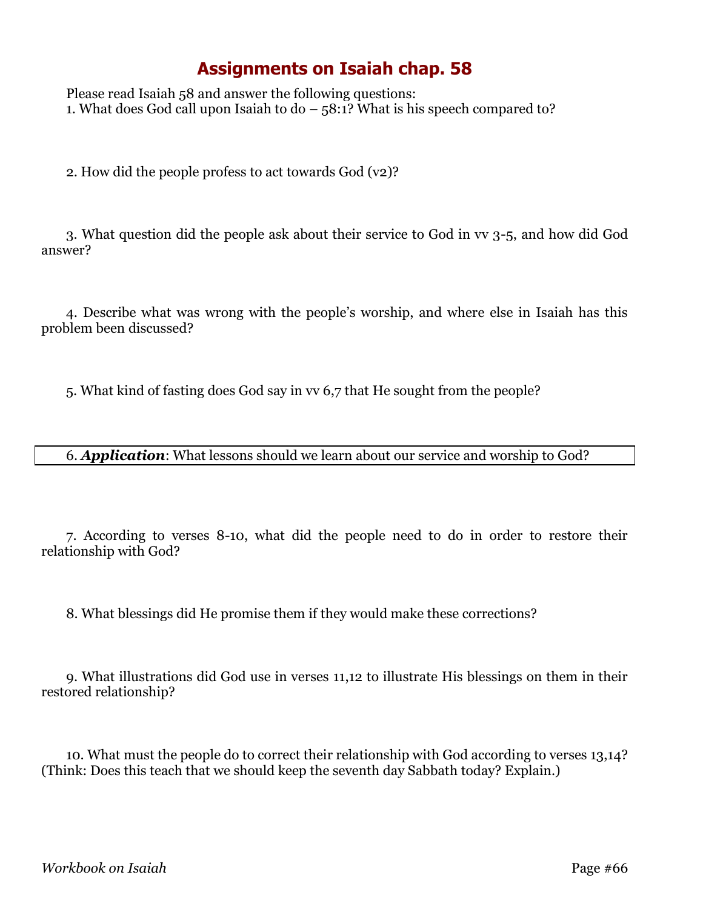# Assignments on Isaiah chap. 58

Please read Isaiah 58 and answer the following questions:

1. What does God call upon Isaiah to do – 58:1? What is his speech compared to?

2. How did the people profess to act towards God (v2)?

3. What question did the people ask about their service to God in vv 3-5, and how did God answer?

4. Describe what was wrong with the people's worship, and where else in Isaiah has this problem been discussed?

5. What kind of fasting does God say in vv 6,7 that He sought from the people?

6. ***Application***: What lessons should we learn about our service and worship to God?

7. According to verses 8-10, what did the people need to do in order to restore their relationship with God?

8. What blessings did He promise them if they would make these corrections?

9. What illustrations did God use in verses 11,12 to illustrate His blessings on them in their restored relationship?

10. What must the people do to correct their relationship with God according to verses 13,14? (Think: Does this teach that we should keep the seventh day Sabbath today? Explain.)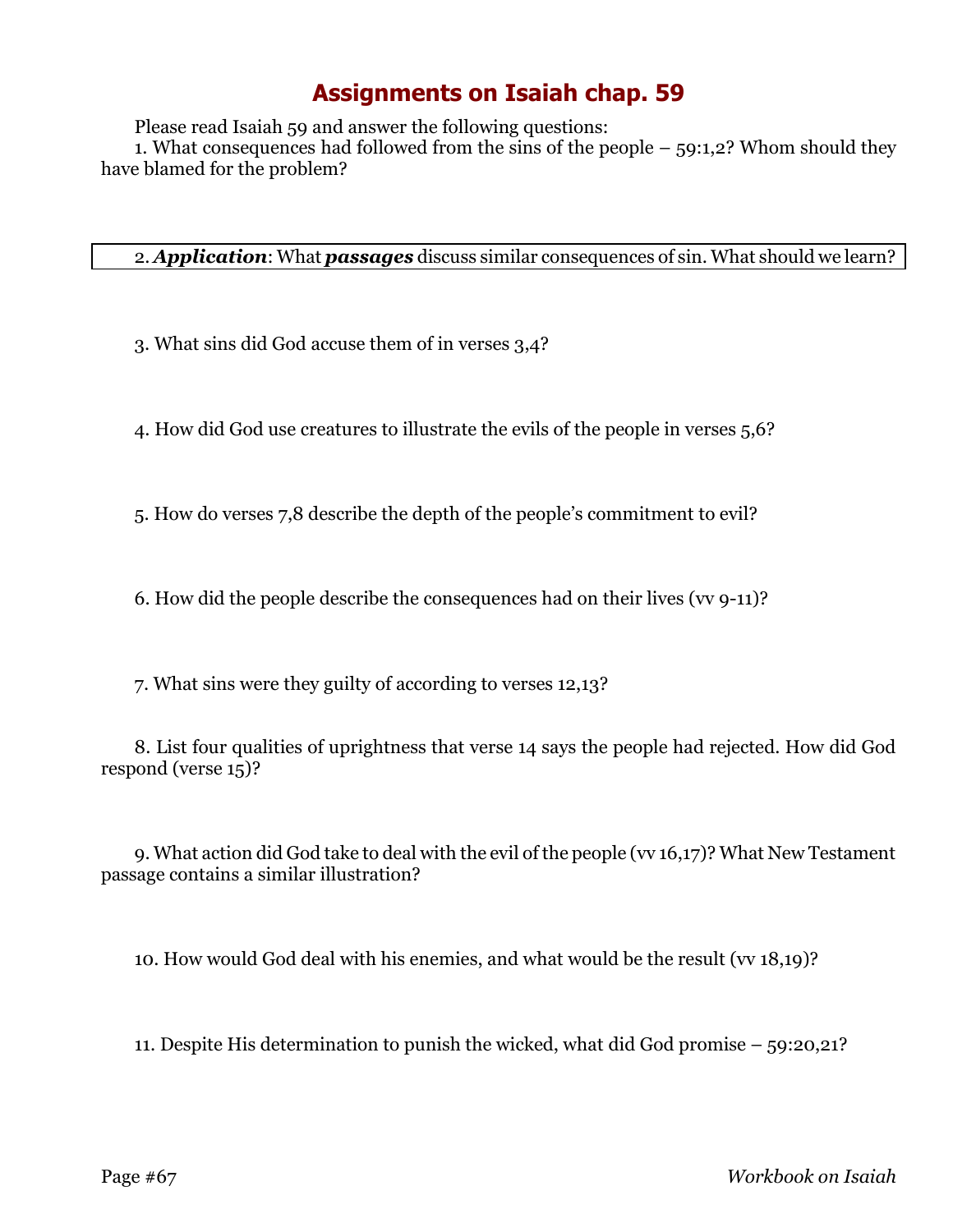# Assignments on Isaiah chap. 59

Please read Isaiah 59 and answer the following questions:

1. What consequences had followed from the sins of the people – 59:1,2? Whom should they have blamed for the problem?

2. ***Application***: What ***passages*** discuss similar consequences of sin. What should we learn?

3. What sins did God accuse them of in verses 3,4?

4. How did God use creatures to illustrate the evils of the people in verses 5,6?

5. How do verses 7,8 describe the depth of the people's commitment to evil?

6. How did the people describe the consequences had on their lives (vv 9-11)?

7. What sins were they guilty of according to verses 12,13?

8. List four qualities of uprightness that verse 14 says the people had rejected. How did God respond (verse 15)?

9. What action did God take to deal with the evil of the people (vv 16,17)? What New Testament passage contains a similar illustration?

10. How would God deal with his enemies, and what would be the result (vv 18,19)?

11. Despite His determination to punish the wicked, what did God promise – 59:20,21?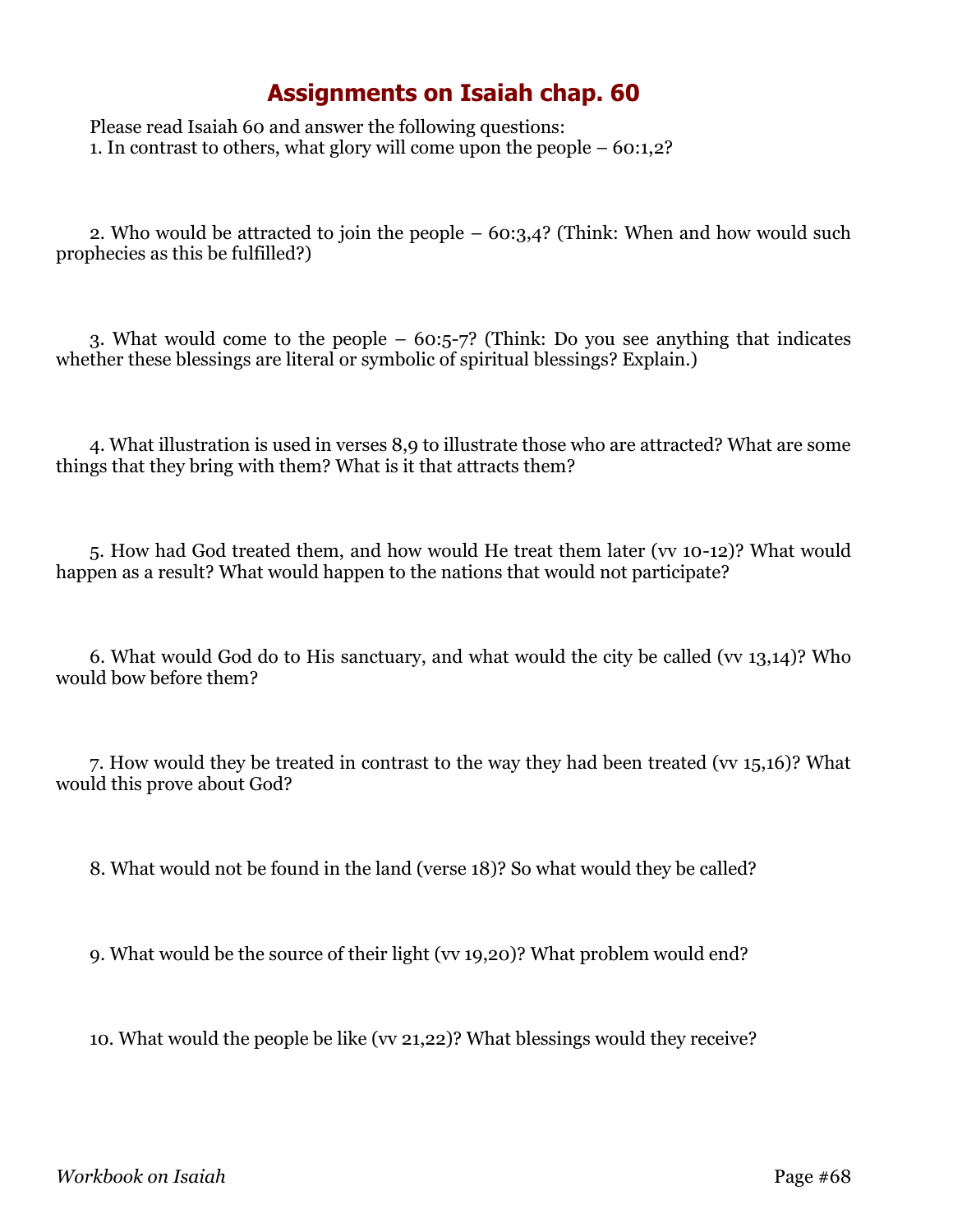# Assignments on Isaiah chap. 60

Please read Isaiah 60 and answer the following questions:

1. In contrast to others, what glory will come upon the people – 60:1,2?

2. Who would be attracted to join the people – 60:3,4? (Think: When and how would such prophecies as this be fulfilled?)

3. What would come to the people – 60:5-7? (Think: Do you see anything that indicates whether these blessings are literal or symbolic of spiritual blessings? Explain.)

4. What illustration is used in verses 8,9 to illustrate those who are attracted? What are some things that they bring with them? What is it that attracts them?

5. How had God treated them, and how would He treat them later (vv 10-12)? What would happen as a result? What would happen to the nations that would not participate?

6. What would God do to His sanctuary, and what would the city be called (vv 13,14)? Who would bow before them?

7. How would they be treated in contrast to the way they had been treated (vv 15,16)? What would this prove about God?

8. What would not be found in the land (verse 18)? So what would they be called?

9. What would be the source of their light (vv 19,20)? What problem would end?

10. What would the people be like (vv 21,22)? What blessings would they receive?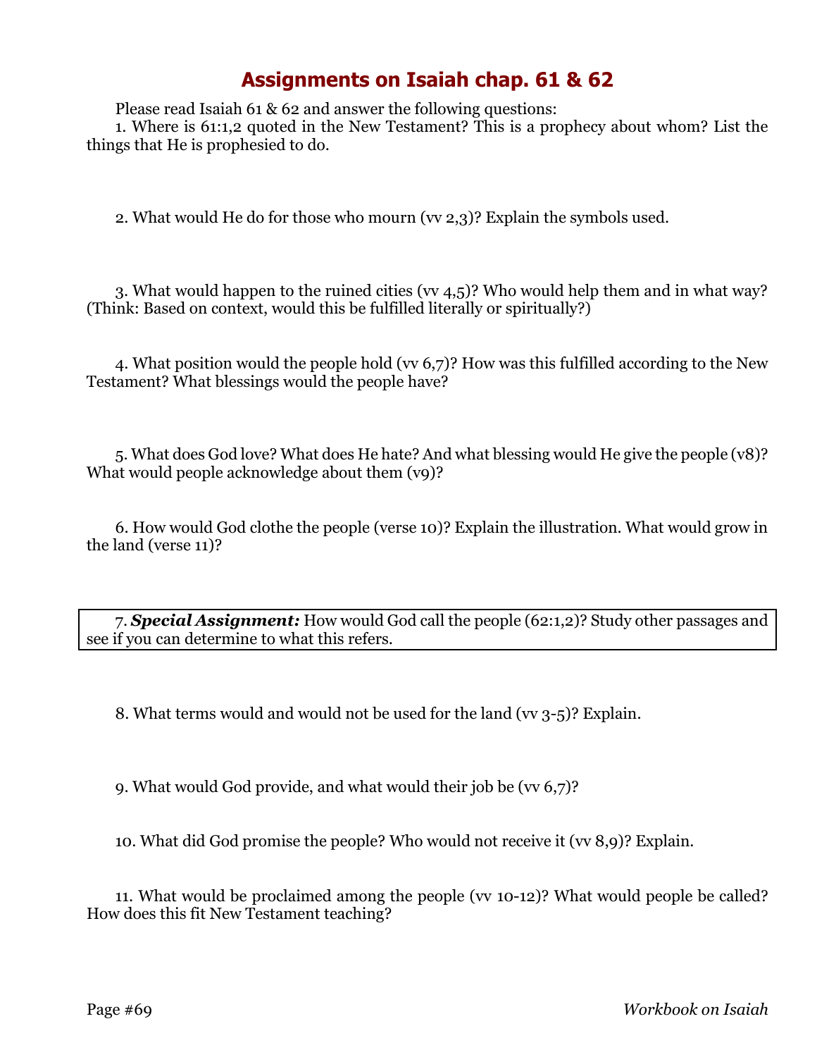# Assignments on Isaiah chap. 61 & 62

Please read Isaiah 61 & 62 and answer the following questions:

1. Where is 61:1,2 quoted in the New Testament? This is a prophecy about whom? List the things that He is prophesied to do.

2. What would He do for those who mourn (vv 2,3)? Explain the symbols used.

3. What would happen to the ruined cities (vv 4,5)? Who would help them and in what way? (Think: Based on context, would this be fulfilled literally or spiritually?)

4. What position would the people hold (vv 6,7)? How was this fulfilled according to the New Testament? What blessings would the people have?

5. What does God love? What does He hate? And what blessing would He give the people (v8)? What would people acknowledge about them (v9)?

6. How would God clothe the people (verse 10)? Explain the illustration. What would grow in the land (verse 11)?

7. ***Special Assignment:*** How would God call the people (62:1,2)? Study other passages and see if you can determine to what this refers.

8. What terms would and would not be used for the land (vv 3-5)? Explain.

9. What would God provide, and what would their job be (vv 6,7)?

10. What did God promise the people? Who would not receive it (vv 8,9)? Explain.

11. What would be proclaimed among the people (vv 10-12)? What would people be called? How does this fit New Testament teaching?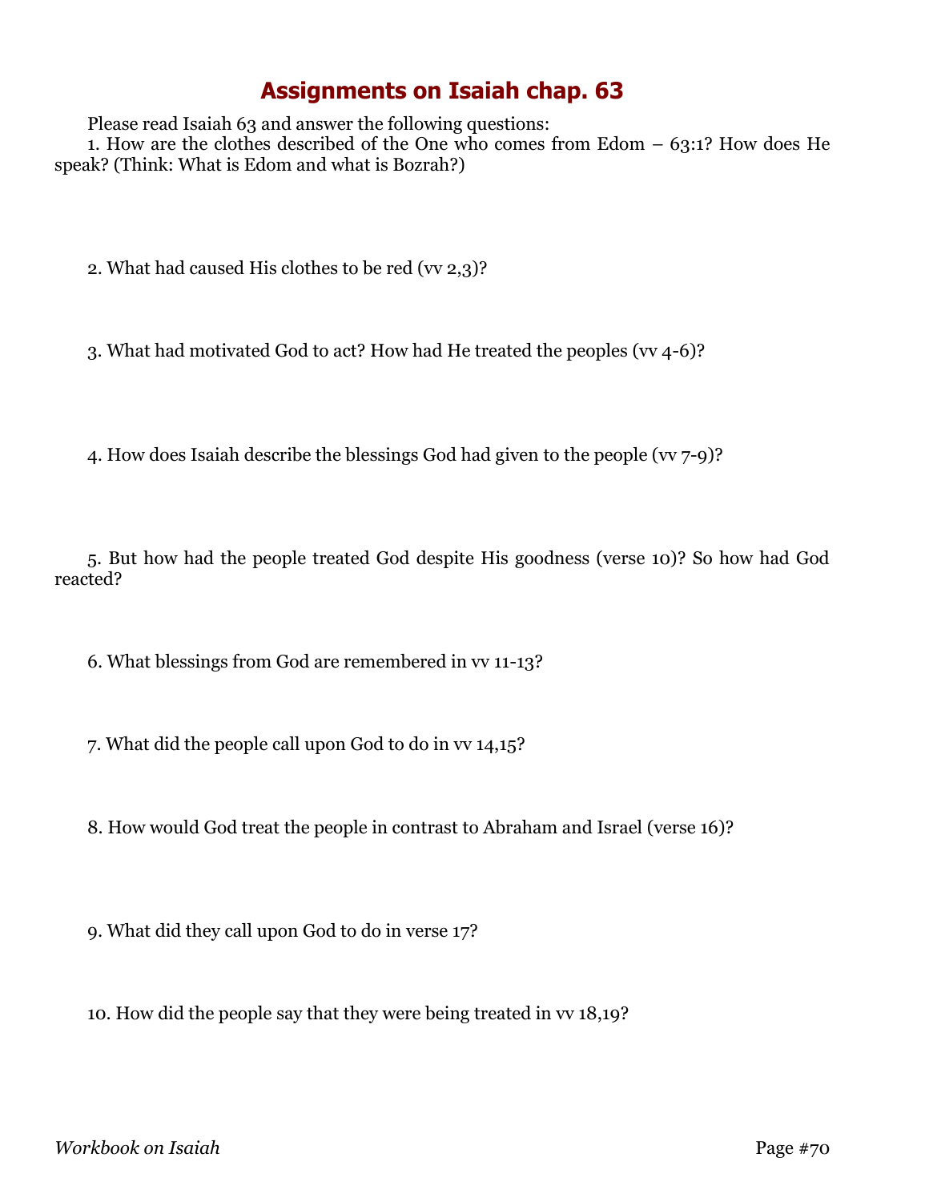# Assignments on Isaiah chap. 63

Please read Isaiah 63 and answer the following questions:

1. How are the clothes described of the One who comes from Edom – 63:1? How does He speak? (Think: What is Edom and what is Bozrah?)

2. What had caused His clothes to be red (vv 2,3)?

3. What had motivated God to act? How had He treated the peoples (vv 4-6)?

4. How does Isaiah describe the blessings God had given to the people (vv 7-9)?

5. But how had the people treated God despite His goodness (verse 10)? So how had God reacted?

6. What blessings from God are remembered in vv 11-13?

7. What did the people call upon God to do in vv 14,15?

8. How would God treat the people in contrast to Abraham and Israel (verse 16)?

9. What did they call upon God to do in verse 17?

10. How did the people say that they were being treated in vv 18,19?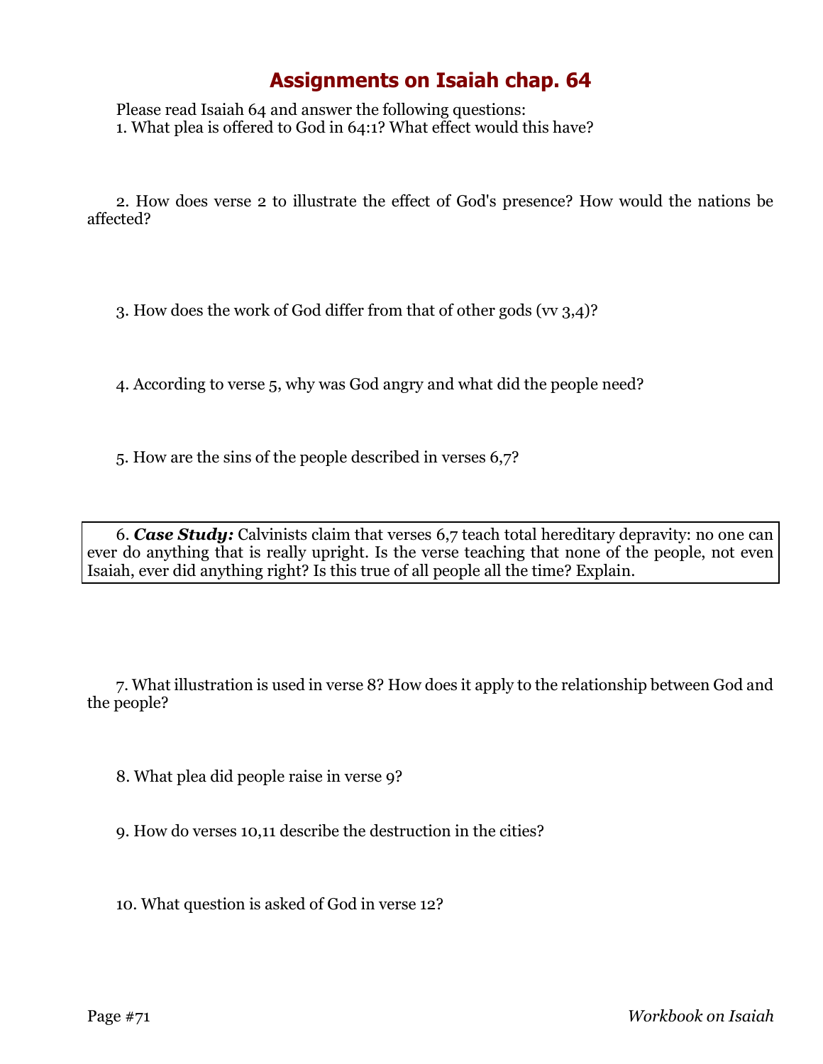# Assignments on Isaiah chap. 64

Please read Isaiah 64 and answer the following questions:

1. What plea is offered to God in 64:1? What effect would this have?

2. How does verse 2 to illustrate the effect of God's presence? How would the nations be affected?

3. How does the work of God differ from that of other gods (vv 3,4)?

4. According to verse 5, why was God angry and what did the people need?

5. How are the sins of the people described in verses 6,7?

6. ***Case Study:*** Calvinists claim that verses 6,7 teach total hereditary depravity: no one can ever do anything that is really upright. Is the verse teaching that none of the people, not even Isaiah, ever did anything right? Is this true of all people all the time? Explain.

7. What illustration is used in verse 8? How does it apply to the relationship between God and the people?

8. What plea did people raise in verse 9?

9. How do verses 10,11 describe the destruction in the cities?

10. What question is asked of God in verse 12?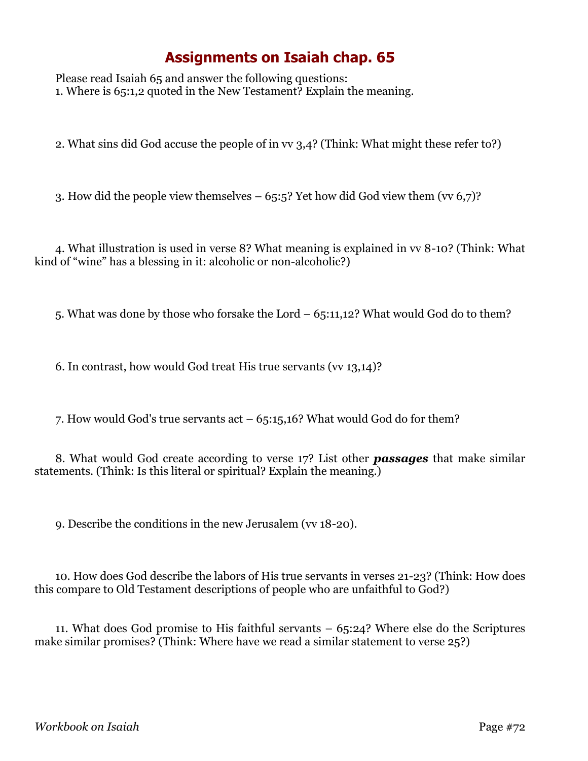# Assignments on Isaiah chap. 65

Please read Isaiah 65 and answer the following questions:

1. Where is 65:1,2 quoted in the New Testament? Explain the meaning.

2. What sins did God accuse the people of in vv 3,4? (Think: What might these refer to?)

3. How did the people view themselves – 65:5? Yet how did God view them (vv 6,7)?

4. What illustration is used in verse 8? What meaning is explained in vv 8-10? (Think: What kind of "wine" has a blessing in it: alcoholic or non-alcoholic?)

5. What was done by those who forsake the Lord – 65:11,12? What would God do to them?

6. In contrast, how would God treat His true servants (vv 13,14)?

7. How would God's true servants act – 65:15,16? What would God do for them?

8. What would God create according to verse 17? List other ***passages*** that make similar statements. (Think: Is this literal or spiritual? Explain the meaning.)

9. Describe the conditions in the new Jerusalem (vv 18-20).

10. How does God describe the labors of His true servants in verses 21-23? (Think: How does this compare to Old Testament descriptions of people who are unfaithful to God?)

11. What does God promise to His faithful servants – 65:24? Where else do the Scriptures make similar promises? (Think: Where have we read a similar statement to verse 25?)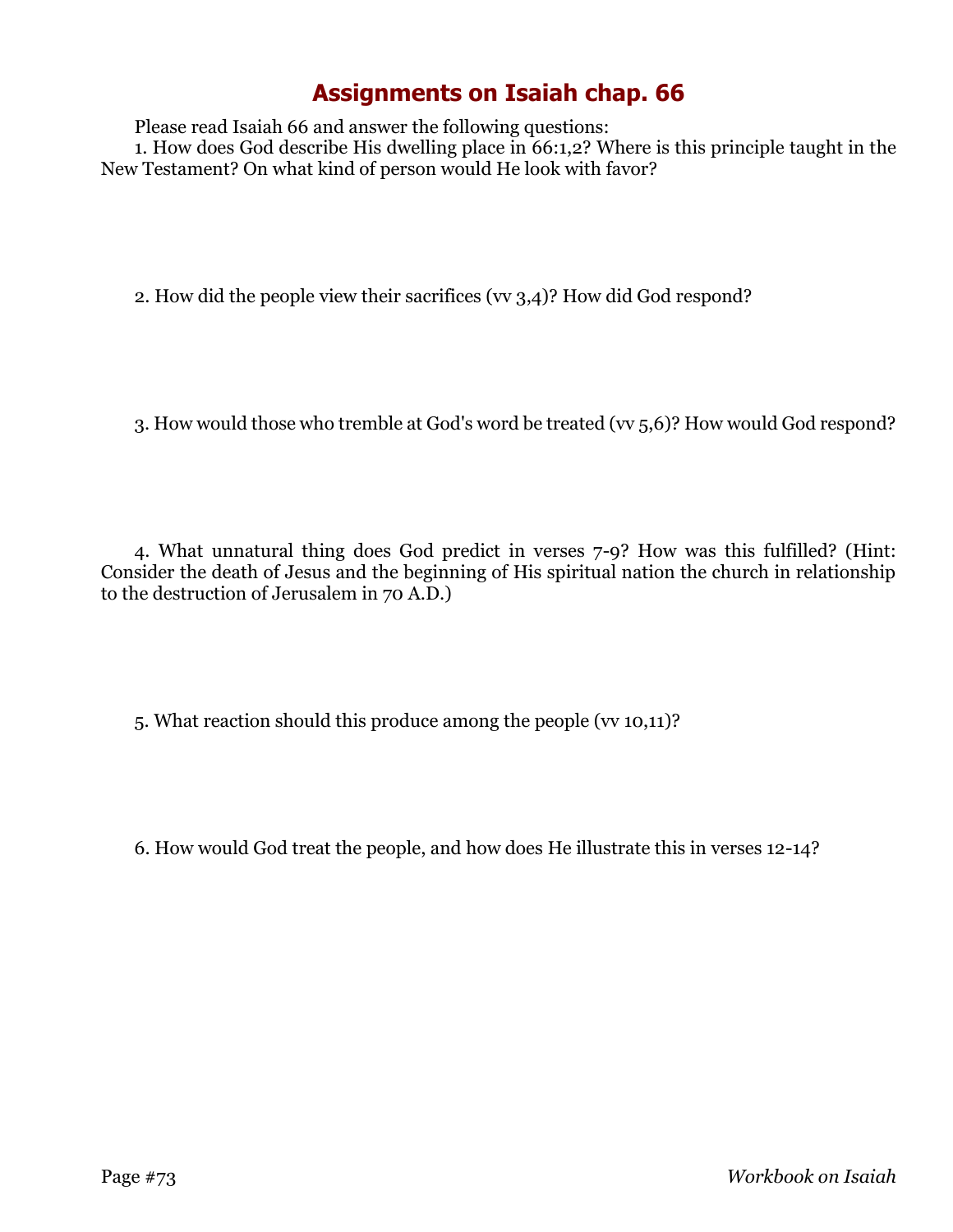# Assignments on Isaiah chap. 66

Please read Isaiah 66 and answer the following questions:

1. How does God describe His dwelling place in 66:1,2? Where is this principle taught in the New Testament? On what kind of person would He look with favor?

2. How did the people view their sacrifices (vv 3,4)? How did God respond?

3. How would those who tremble at God's word be treated (vv 5,6)? How would God respond?

4. What unnatural thing does God predict in verses 7-9? How was this fulfilled? (Hint: Consider the death of Jesus and the beginning of His spiritual nation the church in relationship to the destruction of Jerusalem in 70 A.D.)

5. What reaction should this produce among the people (vv 10,11)?

6. How would God treat the people, and how does He illustrate this in verses 12-14?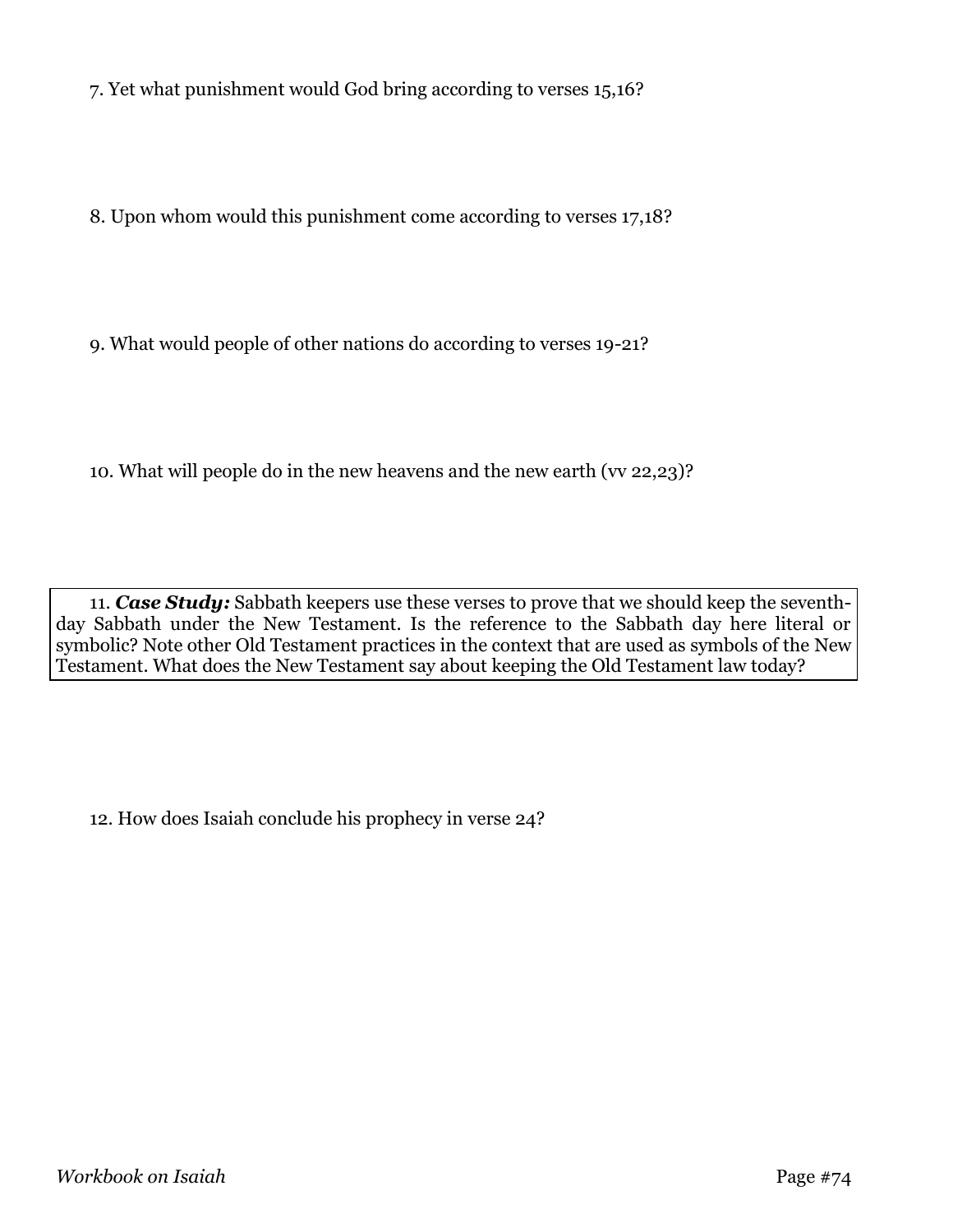7. Yet what punishment would God bring according to verses 15,16?

8. Upon whom would this punishment come according to verses 17,18?

9. What would people of other nations do according to verses 19-21?

10. What will people do in the new heavens and the new earth (vv 22,23)?

11. ***Case Study:*** Sabbath keepers use these verses to prove that we should keep the seventh-day Sabbath under the New Testament. Is the reference to the Sabbath day here literal or symbolic? Note other Old Testament practices in the context that are used as symbols of the New Testament. What does the New Testament say about keeping the Old Testament law today?

12. How does Isaiah conclude his prophecy in verse 24?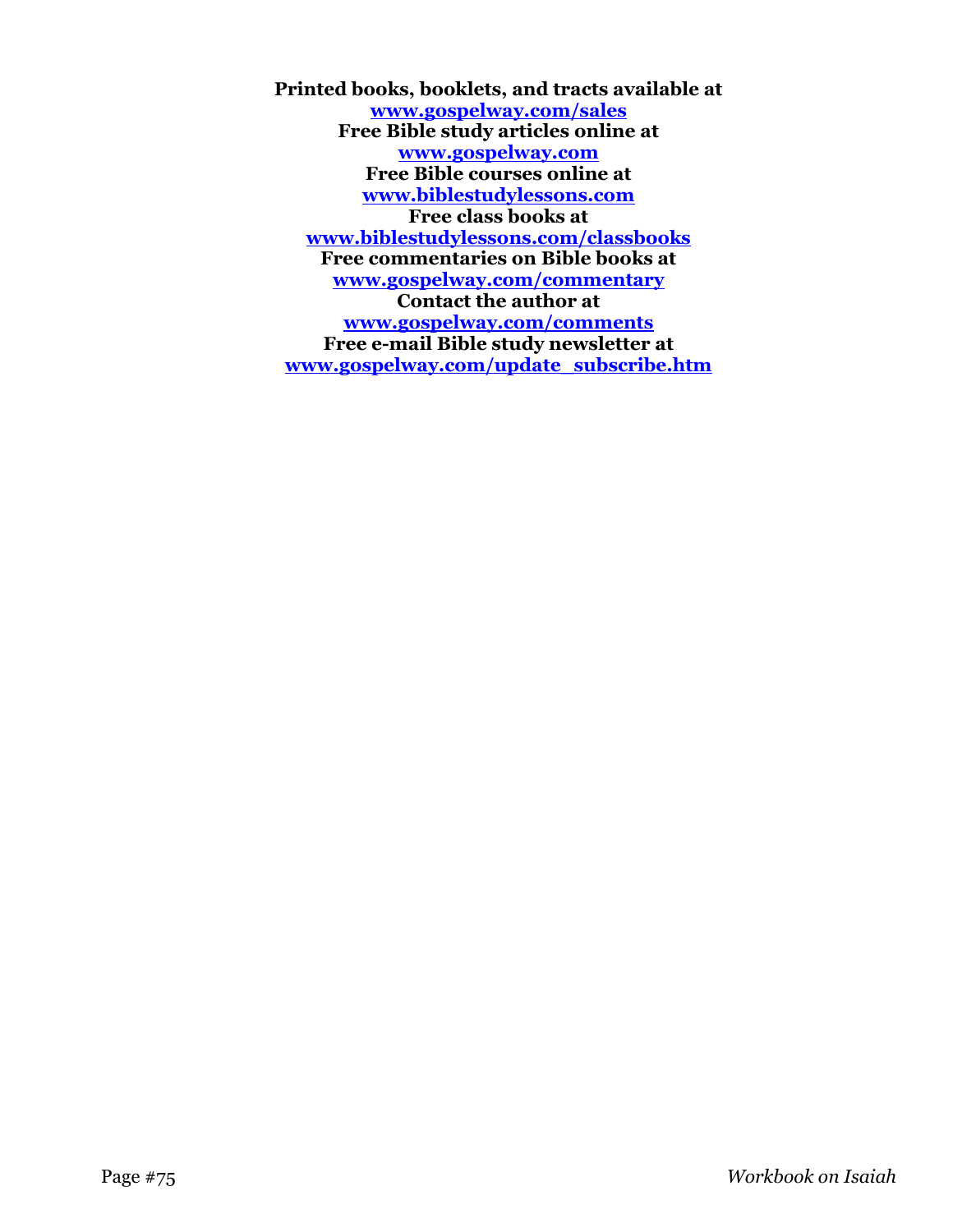**Printed books, booklets, and tracts available at**
**www.gospelway.com/sales**
**Free Bible study articles online at**
**www.gospelway.com**
**Free Bible courses online at**
**www.biblestudylessons.com**
**Free class books at**
**www.biblestudylessons.com/classbooks**
**Free commentaries on Bible books at**
**www.gospelway.com/commentary**
**Contact the author at**
**www.gospelway.com/comments**
**Free e-mail Bible study newsletter at**
**www.gospelway.com/update_subscribe.htm**